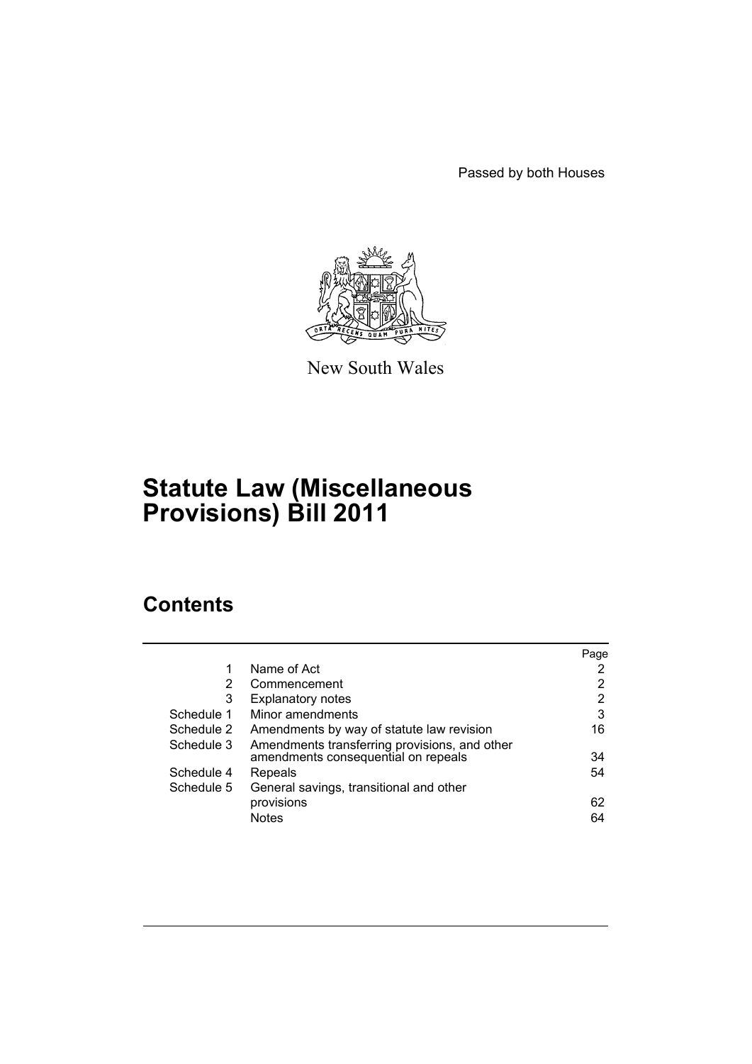Passed by both Houses

New South Wales

# Statute Law (Miscellaneous Provisions) Bill 2011

## Contents

| | | Page |
|---|---|---|
| 1 | Name of Act | 2 |
| 2 | Commencement | 2 |
| 3 | Explanatory notes | 2 |
| Schedule 1 | Minor amendments | 3 |
| Schedule 2 | Amendments by way of statute law revision | 16 |
| Schedule 3 | Amendments transferring provisions, and other amendments consequential on repeals | 34 |
| Schedule 4 | Repeals | 54 |
| Schedule 5 | General savings, transitional and other provisions | 62 |
| | Notes | 64 |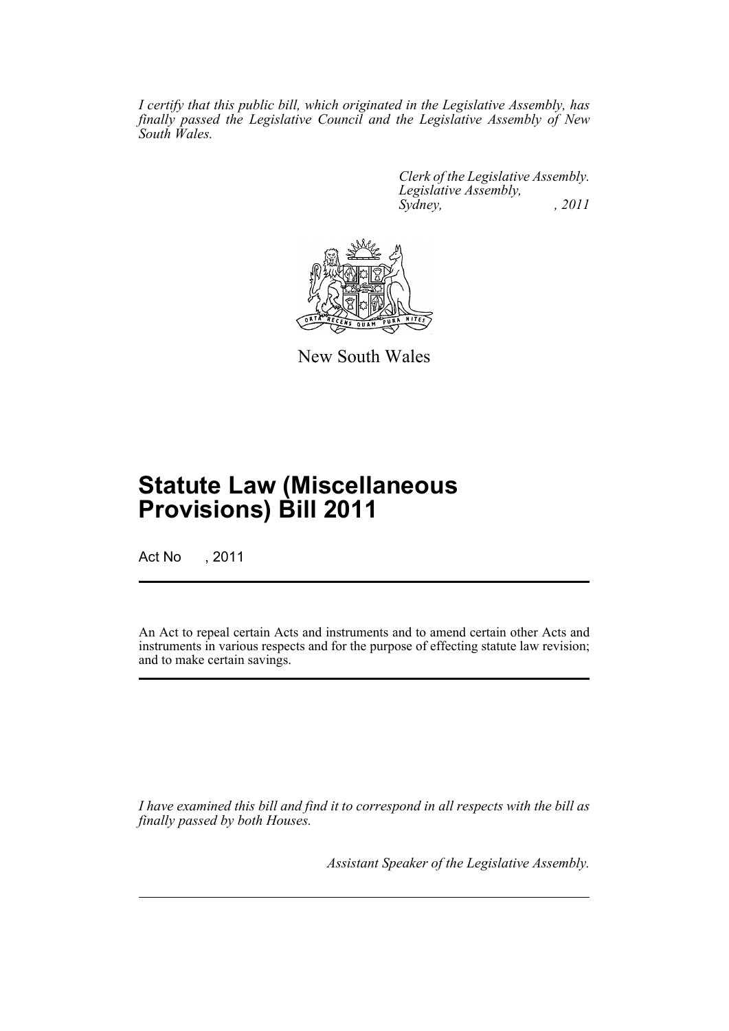*I certify that this public bill, which originated in the Legislative Assembly, has finally passed the Legislative Council and the Legislative Assembly of New South Wales.*

*Clerk of the Legislative Assembly.*
*Legislative Assembly,*
*Sydney, , 2011*

New South Wales

# Statute Law (Miscellaneous Provisions) Bill 2011

Act No , 2011

An Act to repeal certain Acts and instruments and to amend certain other Acts and instruments in various respects and for the purpose of effecting statute law revision; and to make certain savings.

*I have examined this bill and find it to correspond in all respects with the bill as finally passed by both Houses.*

*Assistant Speaker of the Legislative Assembly.*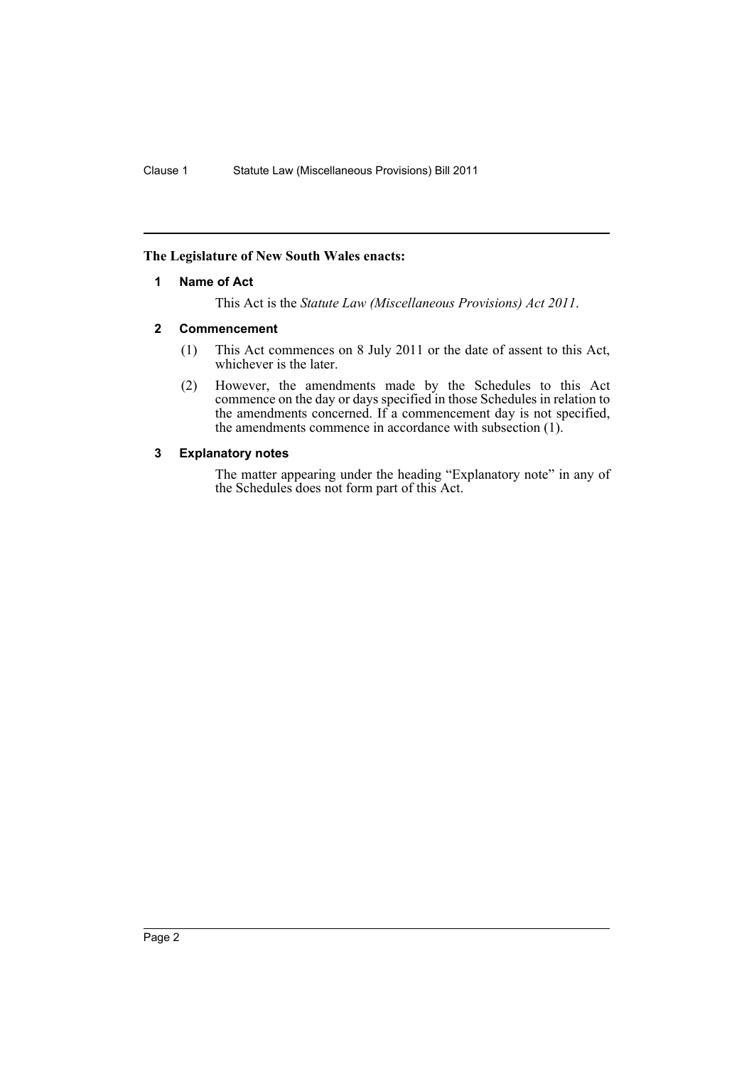**The Legislature of New South Wales enacts:**

## 1 Name of Act

This Act is the *Statute Law (Miscellaneous Provisions) Act 2011*.

## 2 Commencement

(1) This Act commences on 8 July 2011 or the date of assent to this Act, whichever is the later.

(2) However, the amendments made by the Schedules to this Act commence on the day or days specified in those Schedules in relation to the amendments concerned. If a commencement day is not specified, the amendments commence in accordance with subsection (1).

## 3 Explanatory notes

The matter appearing under the heading "Explanatory note" in any of the Schedules does not form part of this Act.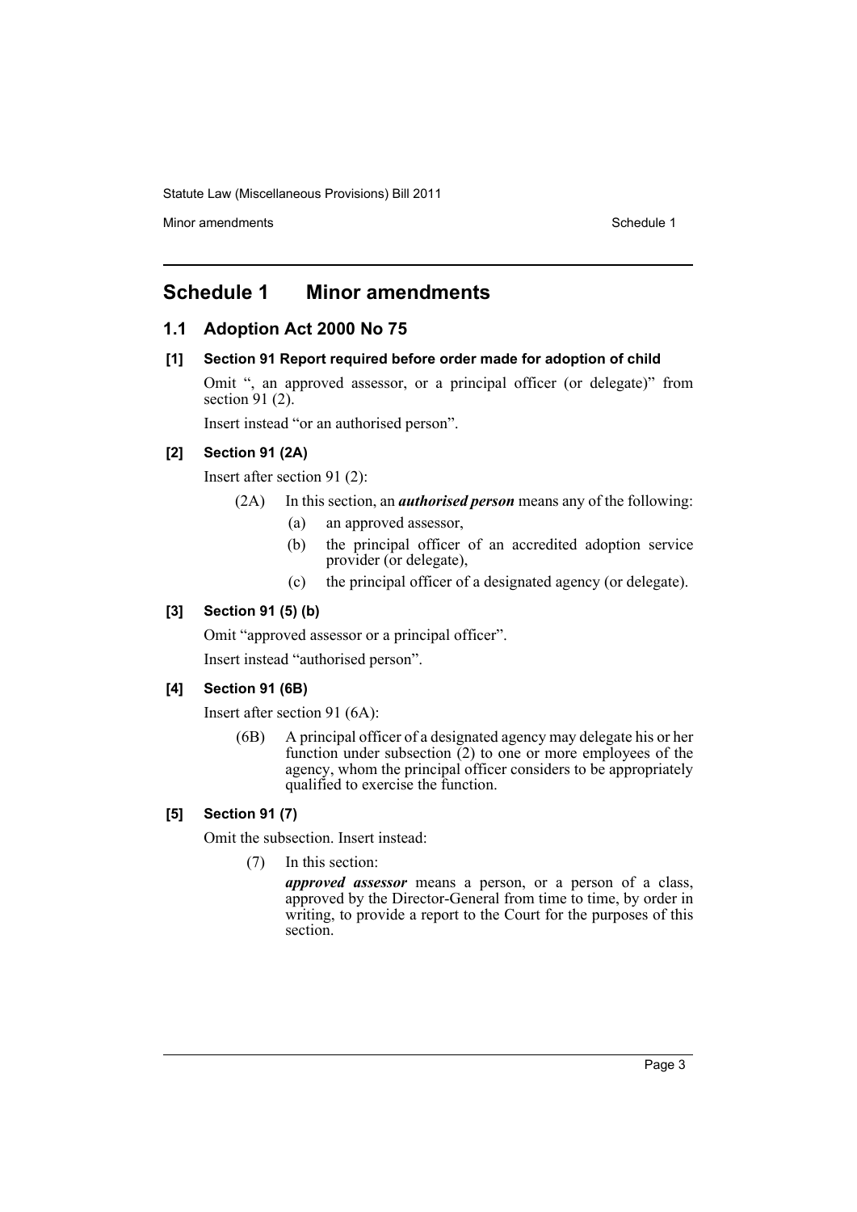## Schedule 1 Minor amendments

### 1.1 Adoption Act 2000 No 75

#### [1] Section 91 Report required before order made for adoption of child

Omit ", an approved assessor, or a principal officer (or delegate)" from section 91 (2).

Insert instead "or an authorised person".

#### [2] Section 91 (2A)

Insert after section 91 (2):

> (2A) In this section, an ***authorised person*** means any of the following:
>
> (a) an approved assessor,
>
> (b) the principal officer of an accredited adoption service provider (or delegate),
>
> (c) the principal officer of a designated agency (or delegate).

#### [3] Section 91 (5) (b)

Omit "approved assessor or a principal officer".

Insert instead "authorised person".

#### [4] Section 91 (6B)

Insert after section 91 (6A):

> (6B) A principal officer of a designated agency may delegate his or her function under subsection (2) to one or more employees of the agency, whom the principal officer considers to be appropriately qualified to exercise the function.

#### [5] Section 91 (7)

Omit the subsection. Insert instead:

> (7) In this section:
>
> ***approved assessor*** means a person, or a person of a class, approved by the Director-General from time to time, by order in writing, to provide a report to the Court for the purposes of this section.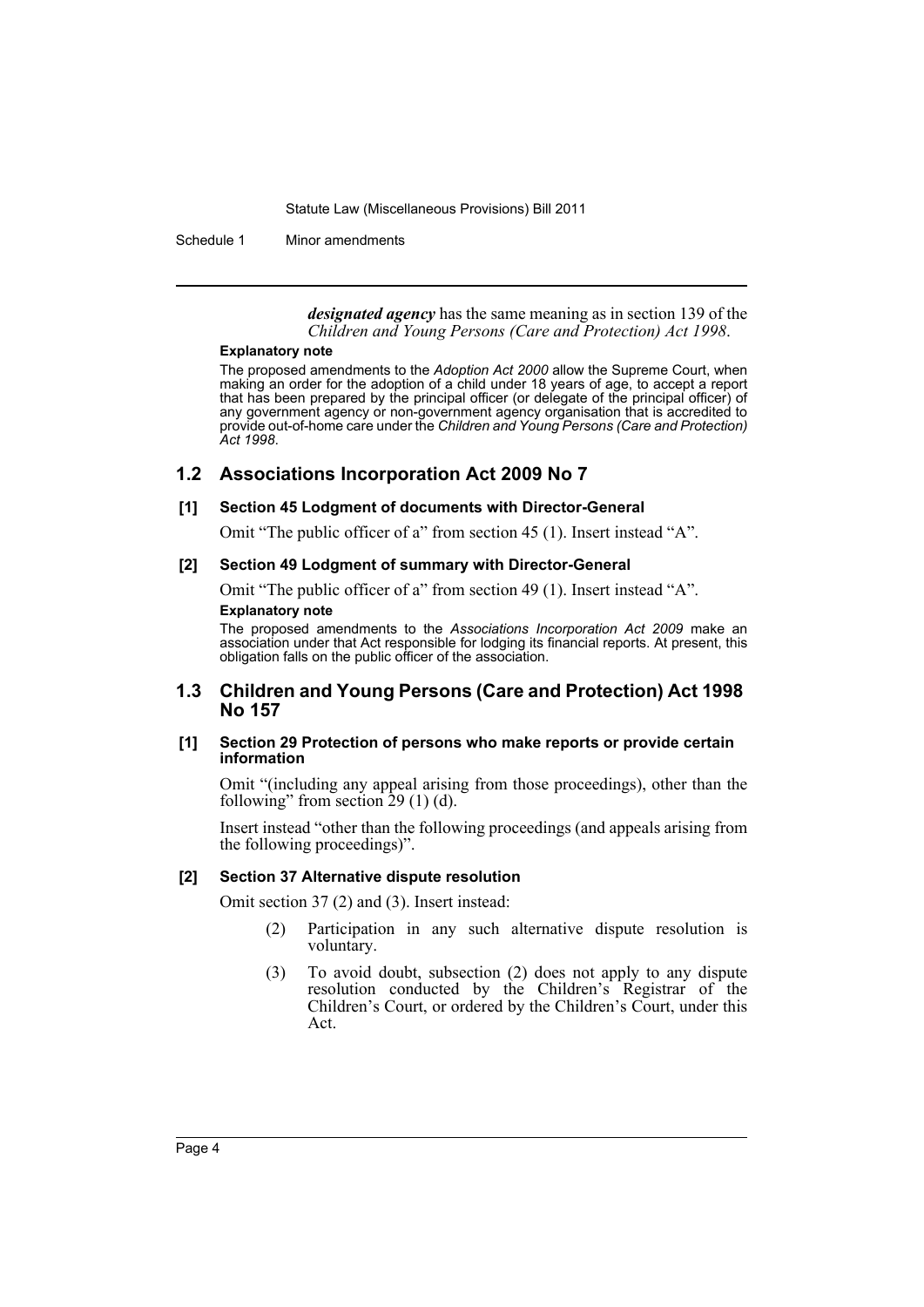***designated agency*** has the same meaning as in section 139 of the *Children and Young Persons (Care and Protection) Act 1998*.

**Explanatory note**

The proposed amendments to the *Adoption Act 2000* allow the Supreme Court, when making an order for the adoption of a child under 18 years of age, to accept a report that has been prepared by the principal officer (or delegate of the principal officer) of any government agency or non-government agency organisation that is accredited to provide out-of-home care under the *Children and Young Persons (Care and Protection) Act 1998*.

## 1.2 Associations Incorporation Act 2009 No 7

### [1] Section 45 Lodgment of documents with Director-General

Omit "The public officer of a" from section 45 (1). Insert instead "A".

### [2] Section 49 Lodgment of summary with Director-General

Omit "The public officer of a" from section 49 (1). Insert instead "A".

**Explanatory note**

The proposed amendments to the *Associations Incorporation Act 2009* make an association under that Act responsible for lodging its financial reports. At present, this obligation falls on the public officer of the association.

## 1.3 Children and Young Persons (Care and Protection) Act 1998 No 157

### [1] Section 29 Protection of persons who make reports or provide certain information

Omit "(including any appeal arising from those proceedings), other than the following" from section 29 (1) (d).

Insert instead "other than the following proceedings (and appeals arising from the following proceedings)".

### [2] Section 37 Alternative dispute resolution

Omit section 37 (2) and (3). Insert instead:

(2) Participation in any such alternative dispute resolution is voluntary.

(3) To avoid doubt, subsection (2) does not apply to any dispute resolution conducted by the Children's Registrar of the Children's Court, or ordered by the Children's Court, under this Act.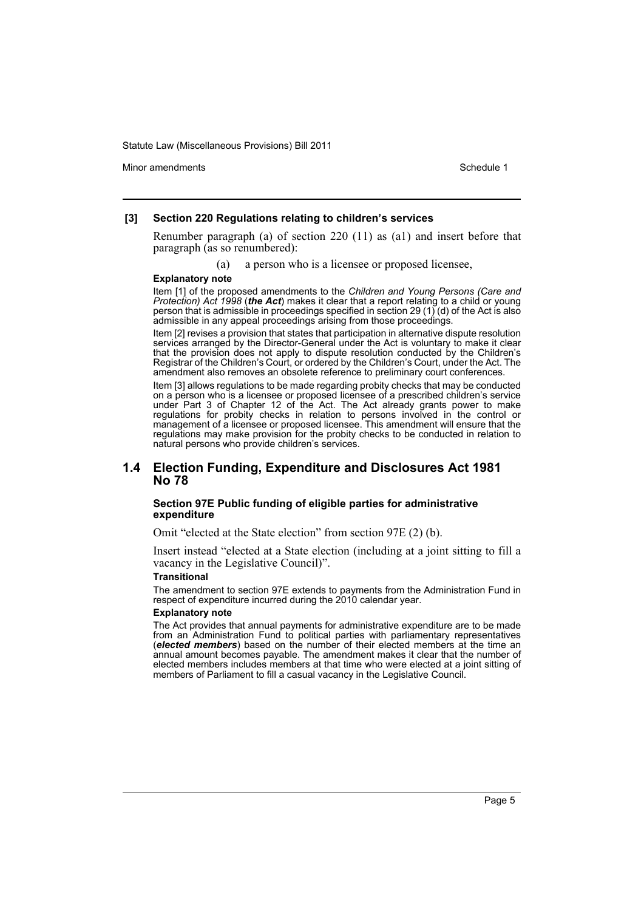### [3] Section 220 Regulations relating to children's services

Renumber paragraph (a) of section 220 (11) as (a1) and insert before that paragraph (as so renumbered):

(a) a person who is a licensee or proposed licensee,

**Explanatory note**

Item [1] of the proposed amendments to the *Children and Young Persons (Care and Protection) Act 1998* (***the Act***) makes it clear that a report relating to a child or young person that is admissible in proceedings specified in section 29 (1) (d) of the Act is also admissible in any appeal proceedings arising from those proceedings.

Item [2] revises a provision that states that participation in alternative dispute resolution services arranged by the Director-General under the Act is voluntary to make it clear that the provision does not apply to dispute resolution conducted by the Children's Registrar of the Children's Court, or ordered by the Children's Court, under the Act. The amendment also removes an obsolete reference to preliminary court conferences.

Item [3] allows regulations to be made regarding probity checks that may be conducted on a person who is a licensee or proposed licensee of a prescribed children's service under Part 3 of Chapter 12 of the Act. The Act already grants power to make regulations for probity checks in relation to persons involved in the control or management of a licensee or proposed licensee. This amendment will ensure that the regulations may make provision for the probity checks to be conducted in relation to natural persons who provide children's services.

## 1.4 Election Funding, Expenditure and Disclosures Act 1981 No 78

### Section 97E Public funding of eligible parties for administrative expenditure

Omit "elected at the State election" from section 97E (2) (b).

Insert instead "elected at a State election (including at a joint sitting to fill a vacancy in the Legislative Council)".

**Transitional**

The amendment to section 97E extends to payments from the Administration Fund in respect of expenditure incurred during the 2010 calendar year.

**Explanatory note**

The Act provides that annual payments for administrative expenditure are to be made from an Administration Fund to political parties with parliamentary representatives (***elected members***) based on the number of their elected members at the time an annual amount becomes payable. The amendment makes it clear that the number of elected members includes members at that time who were elected at a joint sitting of members of Parliament to fill a casual vacancy in the Legislative Council.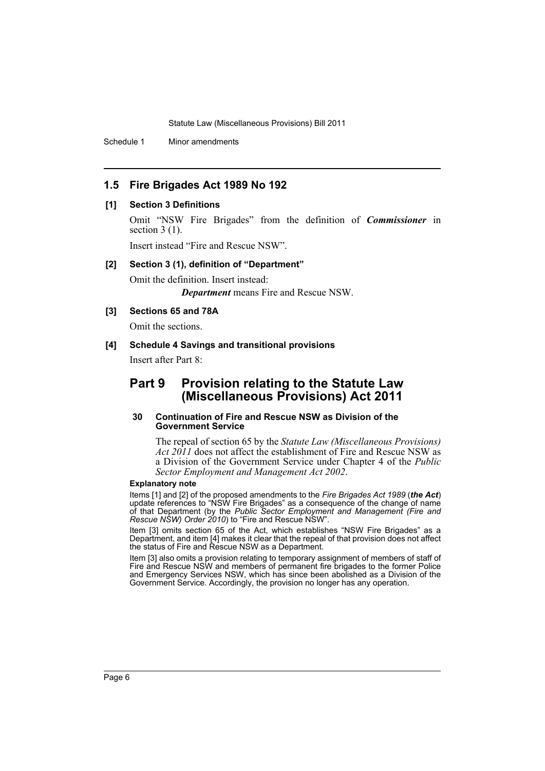## 1.5 Fire Brigades Act 1989 No 192

**[1] Section 3 Definitions**

Omit "NSW Fire Brigades" from the definition of ***Commissioner*** in section 3 (1).

Insert instead "Fire and Rescue NSW".

**[2] Section 3 (1), definition of "Department"**

Omit the definition. Insert instead:

***Department*** means Fire and Rescue NSW.

**[3] Sections 65 and 78A**

Omit the sections.

**[4] Schedule 4 Savings and transitional provisions**

Insert after Part 8:

# Part 9 Provision relating to the Statute Law (Miscellaneous Provisions) Act 2011

**30 Continuation of Fire and Rescue NSW as Division of the Government Service**

The repeal of section 65 by the *Statute Law (Miscellaneous Provisions) Act 2011* does not affect the establishment of Fire and Rescue NSW as a Division of the Government Service under Chapter 4 of the *Public Sector Employment and Management Act 2002*.

**Explanatory note**

Items [1] and [2] of the proposed amendments to the *Fire Brigades Act 1989* (***the Act***) update references to "NSW Fire Brigades" as a consequence of the change of name of that Department (by the *Public Sector Employment and Management (Fire and Rescue NSW) Order 2010*) to "Fire and Rescue NSW".

Item [3] omits section 65 of the Act, which establishes "NSW Fire Brigades" as a Department, and item [4] makes it clear that the repeal of that provision does not affect the status of Fire and Rescue NSW as a Department.

Item [3] also omits a provision relating to temporary assignment of members of staff of Fire and Rescue NSW and members of permanent fire brigades to the former Police and Emergency Services NSW, which has since been abolished as a Division of the Government Service. Accordingly, the provision no longer has any operation.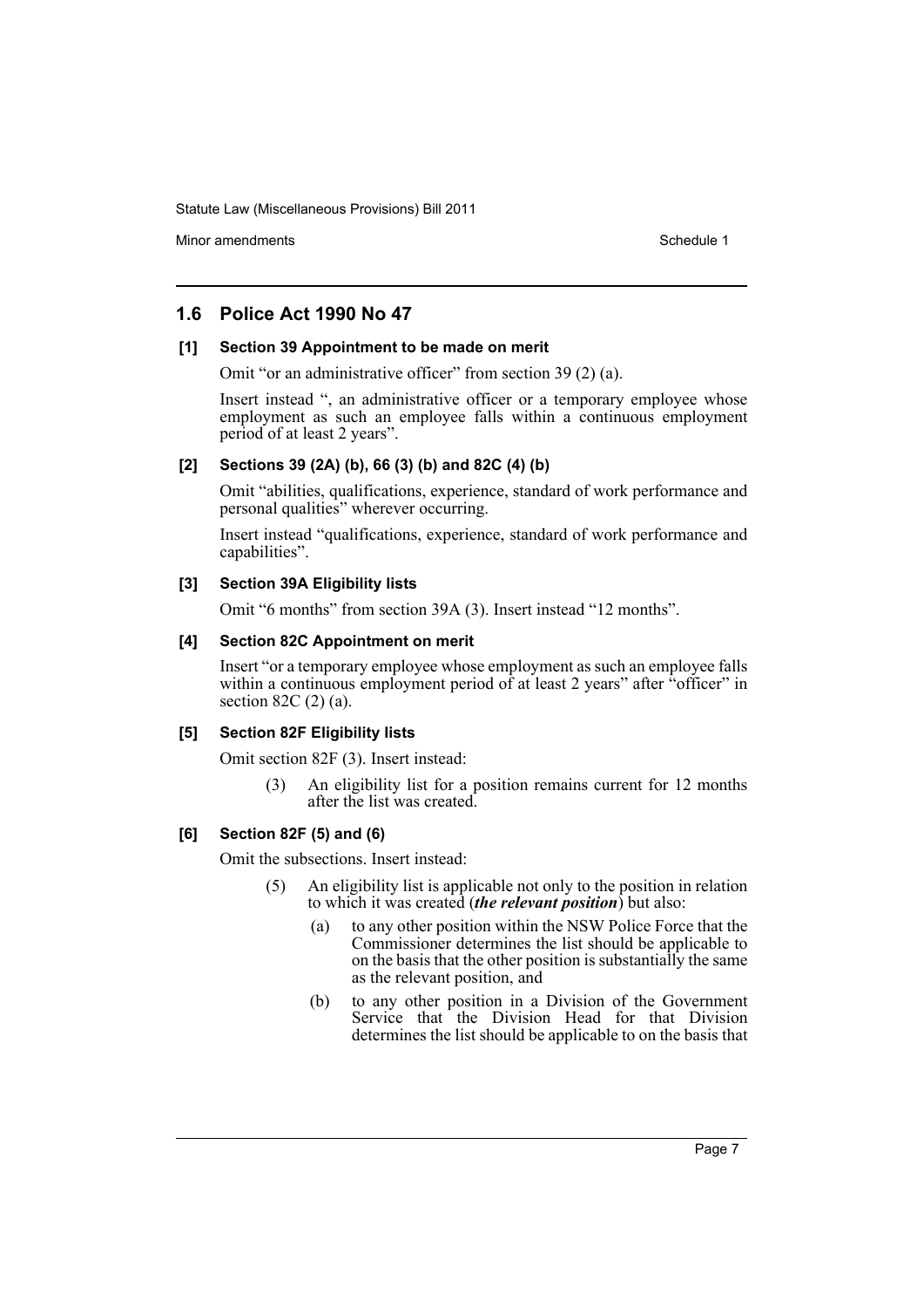## 1.6 Police Act 1990 No 47

### [1] Section 39 Appointment to be made on merit

Omit "or an administrative officer" from section 39 (2) (a).

Insert instead ", an administrative officer or a temporary employee whose employment as such an employee falls within a continuous employment period of at least 2 years".

### [2] Sections 39 (2A) (b), 66 (3) (b) and 82C (4) (b)

Omit "abilities, qualifications, experience, standard of work performance and personal qualities" wherever occurring.

Insert instead "qualifications, experience, standard of work performance and capabilities".

### [3] Section 39A Eligibility lists

Omit "6 months" from section 39A (3). Insert instead "12 months".

### [4] Section 82C Appointment on merit

Insert "or a temporary employee whose employment as such an employee falls within a continuous employment period of at least 2 years" after "officer" in section 82C (2) (a).

### [5] Section 82F Eligibility lists

Omit section 82F (3). Insert instead:

> (3) An eligibility list for a position remains current for 12 months after the list was created.

### [6] Section 82F (5) and (6)

Omit the subsections. Insert instead:

> (5) An eligibility list is applicable not only to the position in relation to which it was created (***the relevant position***) but also:
>
> (a) to any other position within the NSW Police Force that the Commissioner determines the list should be applicable to on the basis that the other position is substantially the same as the relevant position, and
>
> (b) to any other position in a Division of the Government Service that the Division Head for that Division determines the list should be applicable to on the basis that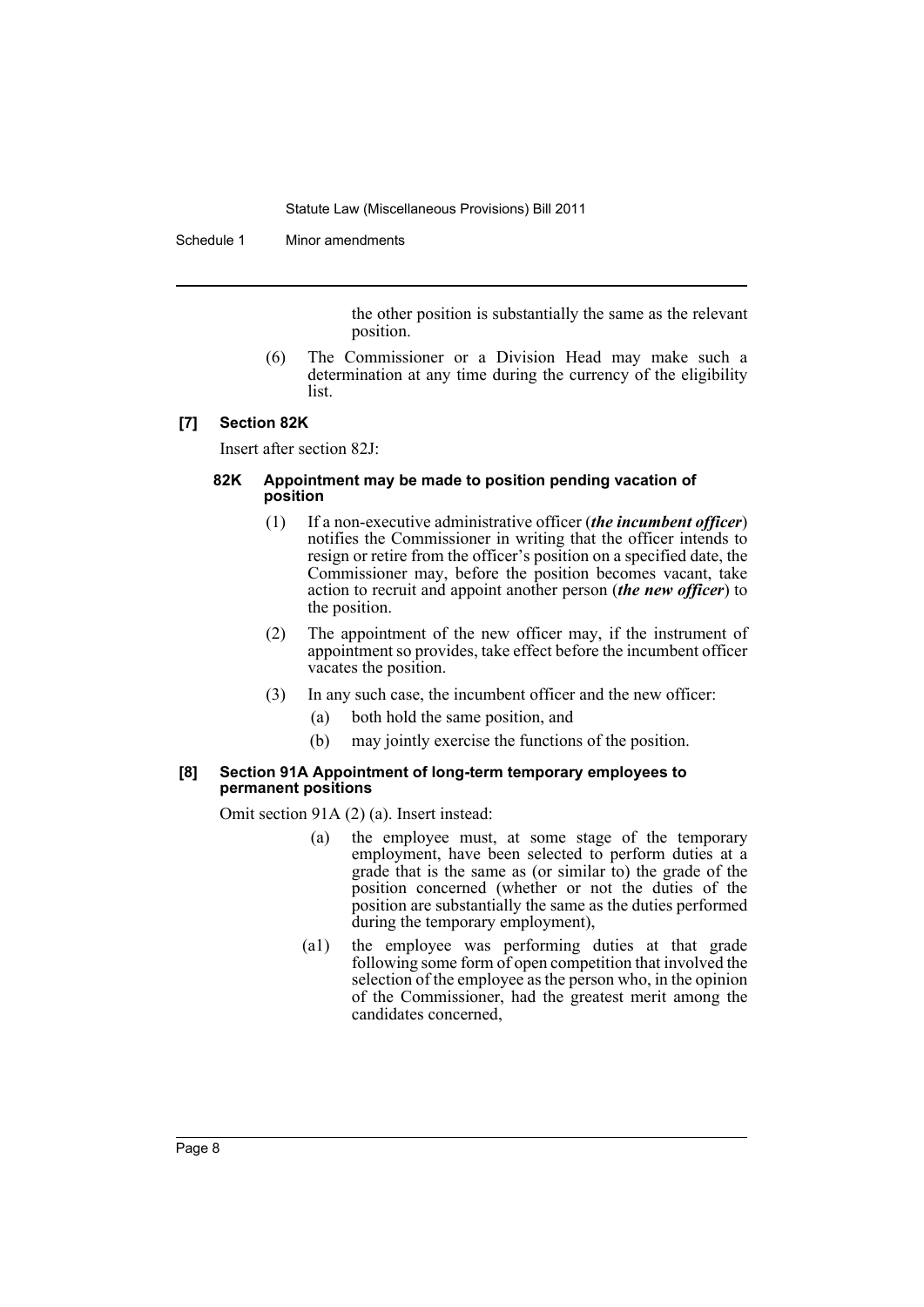the other position is substantially the same as the relevant position.

(6) The Commissioner or a Division Head may make such a determination at any time during the currency of the eligibility list.

### [7] Section 82K

Insert after section 82J:

#### 82K Appointment may be made to position pending vacation of position

(1) If a non-executive administrative officer (***the incumbent officer***) notifies the Commissioner in writing that the officer intends to resign or retire from the officer's position on a specified date, the Commissioner may, before the position becomes vacant, take action to recruit and appoint another person (***the new officer***) to the position.

(2) The appointment of the new officer may, if the instrument of appointment so provides, take effect before the incumbent officer vacates the position.

(3) In any such case, the incumbent officer and the new officer:

(a) both hold the same position, and

(b) may jointly exercise the functions of the position.

### [8] Section 91A Appointment of long-term temporary employees to permanent positions

Omit section 91A (2) (a). Insert instead:

(a) the employee must, at some stage of the temporary employment, have been selected to perform duties at a grade that is the same as (or similar to) the grade of the position concerned (whether or not the duties of the position are substantially the same as the duties performed during the temporary employment),

(a1) the employee was performing duties at that grade following some form of open competition that involved the selection of the employee as the person who, in the opinion of the Commissioner, had the greatest merit among the candidates concerned,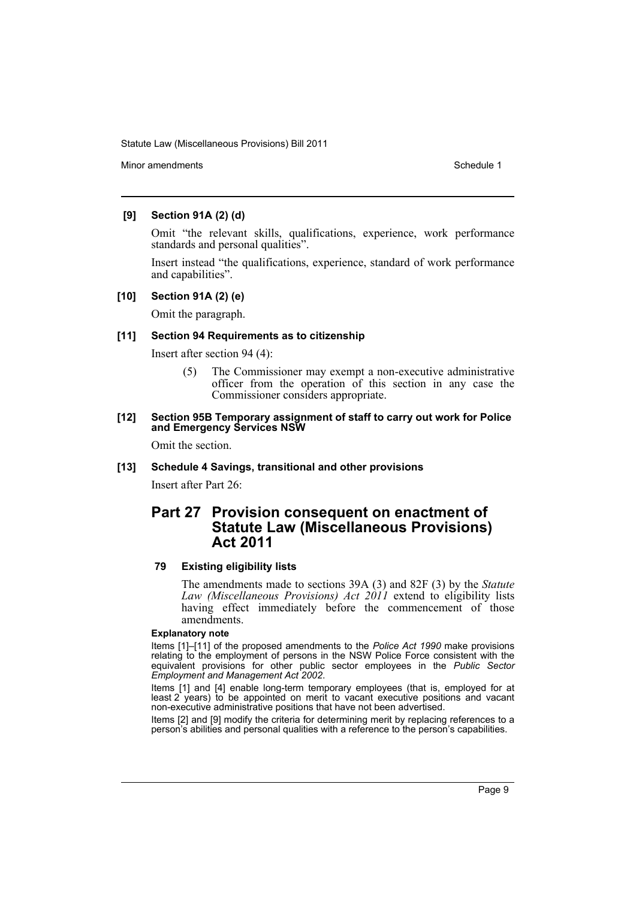**[9] Section 91A (2) (d)**

Omit "the relevant skills, qualifications, experience, work performance standards and personal qualities".

Insert instead "the qualifications, experience, standard of work performance and capabilities".

**[10] Section 91A (2) (e)**

Omit the paragraph.

**[11] Section 94 Requirements as to citizenship**

Insert after section 94 (4):

> (5) The Commissioner may exempt a non-executive administrative officer from the operation of this section in any case the Commissioner considers appropriate.

**[12] Section 95B Temporary assignment of staff to carry out work for Police and Emergency Services NSW**

Omit the section.

**[13] Schedule 4 Savings, transitional and other provisions**

Insert after Part 26:

## Part 27 Provision consequent on enactment of Statute Law (Miscellaneous Provisions) Act 2011

**79 Existing eligibility lists**

The amendments made to sections 39A (3) and 82F (3) by the *Statute Law (Miscellaneous Provisions) Act 2011* extend to eligibility lists having effect immediately before the commencement of those amendments.

**Explanatory note**

Items [1]–[11] of the proposed amendments to the *Police Act 1990* make provisions relating to the employment of persons in the NSW Police Force consistent with the equivalent provisions for other public sector employees in the *Public Sector Employment and Management Act 2002*.

Items [1] and [4] enable long-term temporary employees (that is, employed for at least 2 years) to be appointed on merit to vacant executive positions and vacant non-executive administrative positions that have not been advertised.

Items [2] and [9] modify the criteria for determining merit by replacing references to a person's abilities and personal qualities with a reference to the person's capabilities.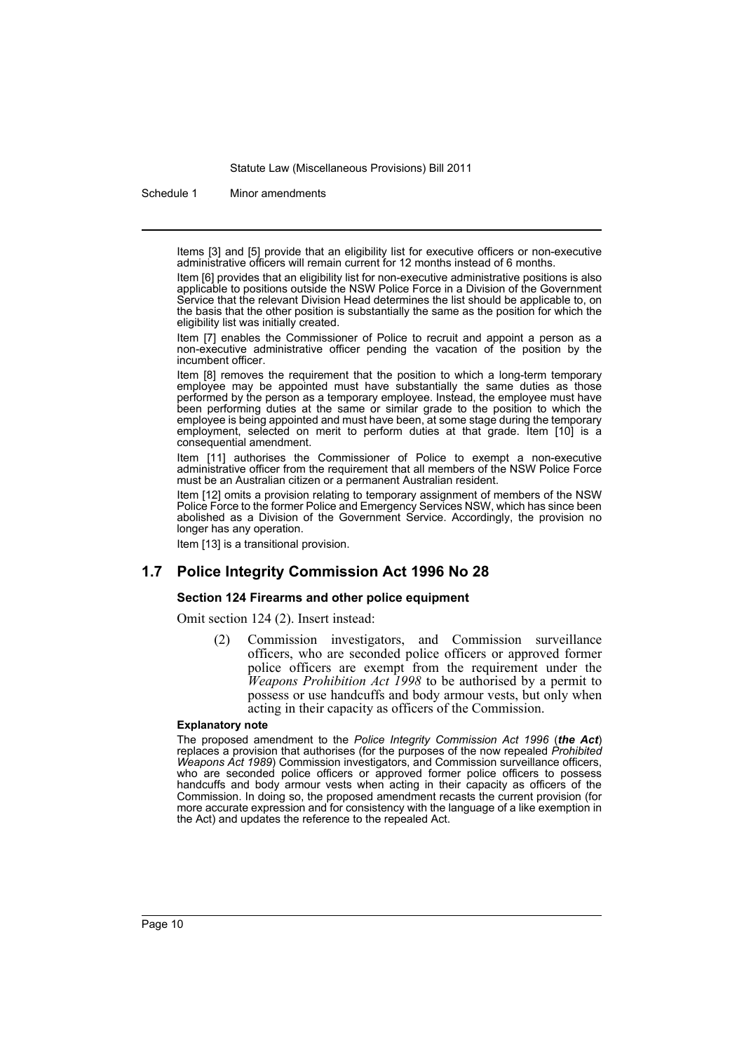Items [3] and [5] provide that an eligibility list for executive officers or non-executive administrative officers will remain current for 12 months instead of 6 months.

Item [6] provides that an eligibility list for non-executive administrative positions is also applicable to positions outside the NSW Police Force in a Division of the Government Service that the relevant Division Head determines the list should be applicable to, on the basis that the other position is substantially the same as the position for which the eligibility list was initially created.

Item [7] enables the Commissioner of Police to recruit and appoint a person as a non-executive administrative officer pending the vacation of the position by the incumbent officer.

Item [8] removes the requirement that the position to which a long-term temporary employee may be appointed must have substantially the same duties as those performed by the person as a temporary employee. Instead, the employee must have been performing duties at the same or similar grade to the position to which the employee is being appointed and must have been, at some stage during the temporary employment, selected on merit to perform duties at that grade. Item [10] is a consequential amendment.

Item [11] authorises the Commissioner of Police to exempt a non-executive administrative officer from the requirement that all members of the NSW Police Force must be an Australian citizen or a permanent Australian resident.

Item [12] omits a provision relating to temporary assignment of members of the NSW Police Force to the former Police and Emergency Services NSW, which has since been abolished as a Division of the Government Service. Accordingly, the provision no longer has any operation.

Item [13] is a transitional provision.

## 1.7 Police Integrity Commission Act 1996 No 28

### Section 124 Firearms and other police equipment

Omit section 124 (2). Insert instead:

> (2) Commission investigators, and Commission surveillance officers, who are seconded police officers or approved former police officers are exempt from the requirement under the *Weapons Prohibition Act 1998* to be authorised by a permit to possess or use handcuffs and body armour vests, but only when acting in their capacity as officers of the Commission.

#### Explanatory note

The proposed amendment to the *Police Integrity Commission Act 1996* (***the Act***) replaces a provision that authorises (for the purposes of the now repealed *Prohibited Weapons Act 1989*) Commission investigators, and Commission surveillance officers, who are seconded police officers or approved former police officers to possess handcuffs and body armour vests when acting in their capacity as officers of the Commission. In doing so, the proposed amendment recasts the current provision (for more accurate expression and for consistency with the language of a like exemption in the Act) and updates the reference to the repealed Act.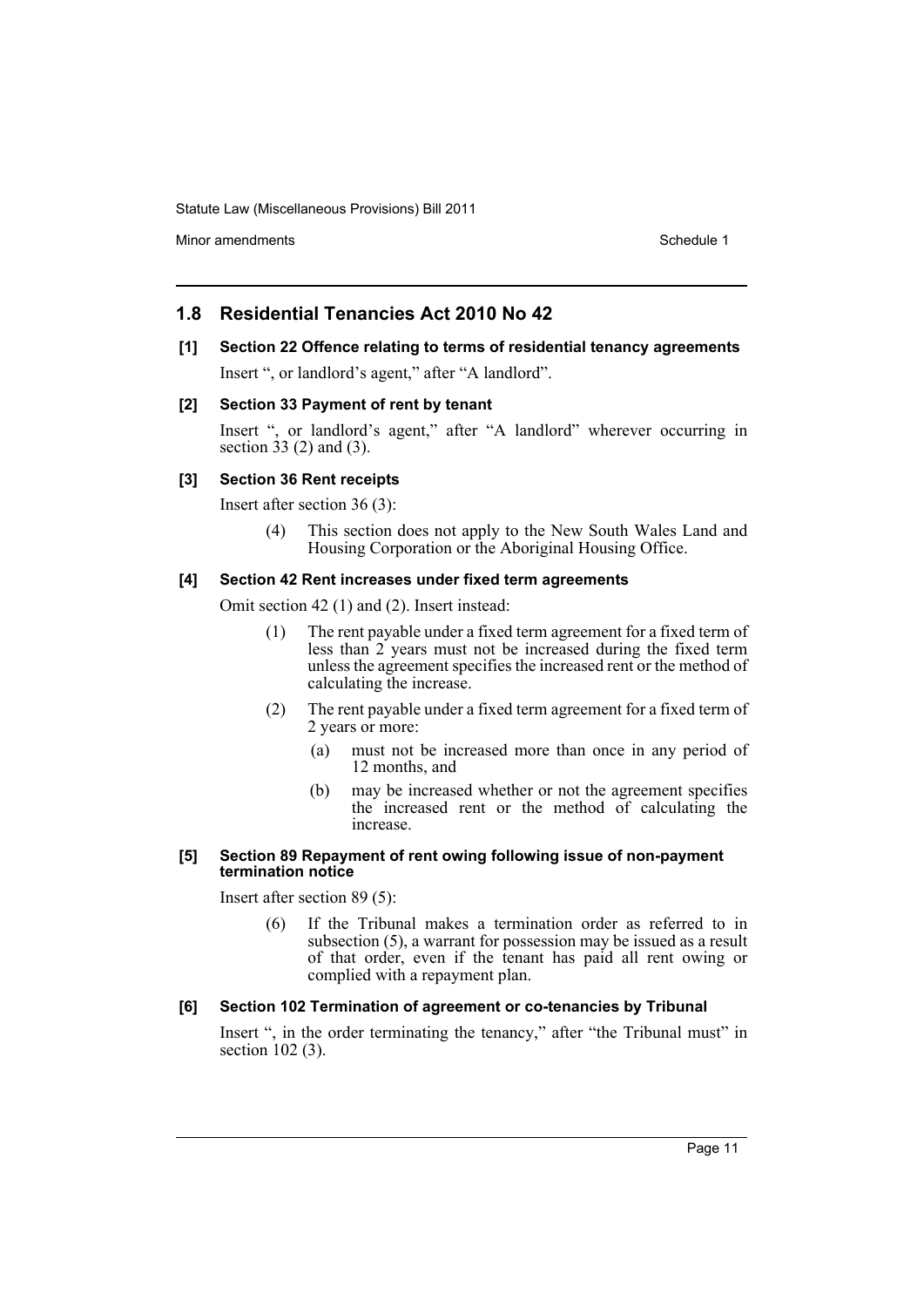## 1.8 Residential Tenancies Act 2010 No 42

**[1] Section 22 Offence relating to terms of residential tenancy agreements**

Insert ", or landlord's agent," after "A landlord".

**[2] Section 33 Payment of rent by tenant**

Insert ", or landlord's agent," after "A landlord" wherever occurring in section 33 (2) and (3).

**[3] Section 36 Rent receipts**

Insert after section 36 (3):

> (4) This section does not apply to the New South Wales Land and Housing Corporation or the Aboriginal Housing Office.

**[4] Section 42 Rent increases under fixed term agreements**

Omit section 42 (1) and (2). Insert instead:

> (1) The rent payable under a fixed term agreement for a fixed term of less than 2 years must not be increased during the fixed term unless the agreement specifies the increased rent or the method of calculating the increase.
>
> (2) The rent payable under a fixed term agreement for a fixed term of 2 years or more:
>
> (a) must not be increased more than once in any period of 12 months, and
>
> (b) may be increased whether or not the agreement specifies the increased rent or the method of calculating the increase.

**[5] Section 89 Repayment of rent owing following issue of non-payment termination notice**

Insert after section 89 (5):

> (6) If the Tribunal makes a termination order as referred to in subsection (5), a warrant for possession may be issued as a result of that order, even if the tenant has paid all rent owing or complied with a repayment plan.

**[6] Section 102 Termination of agreement or co-tenancies by Tribunal**

Insert ", in the order terminating the tenancy," after "the Tribunal must" in section 102 (3).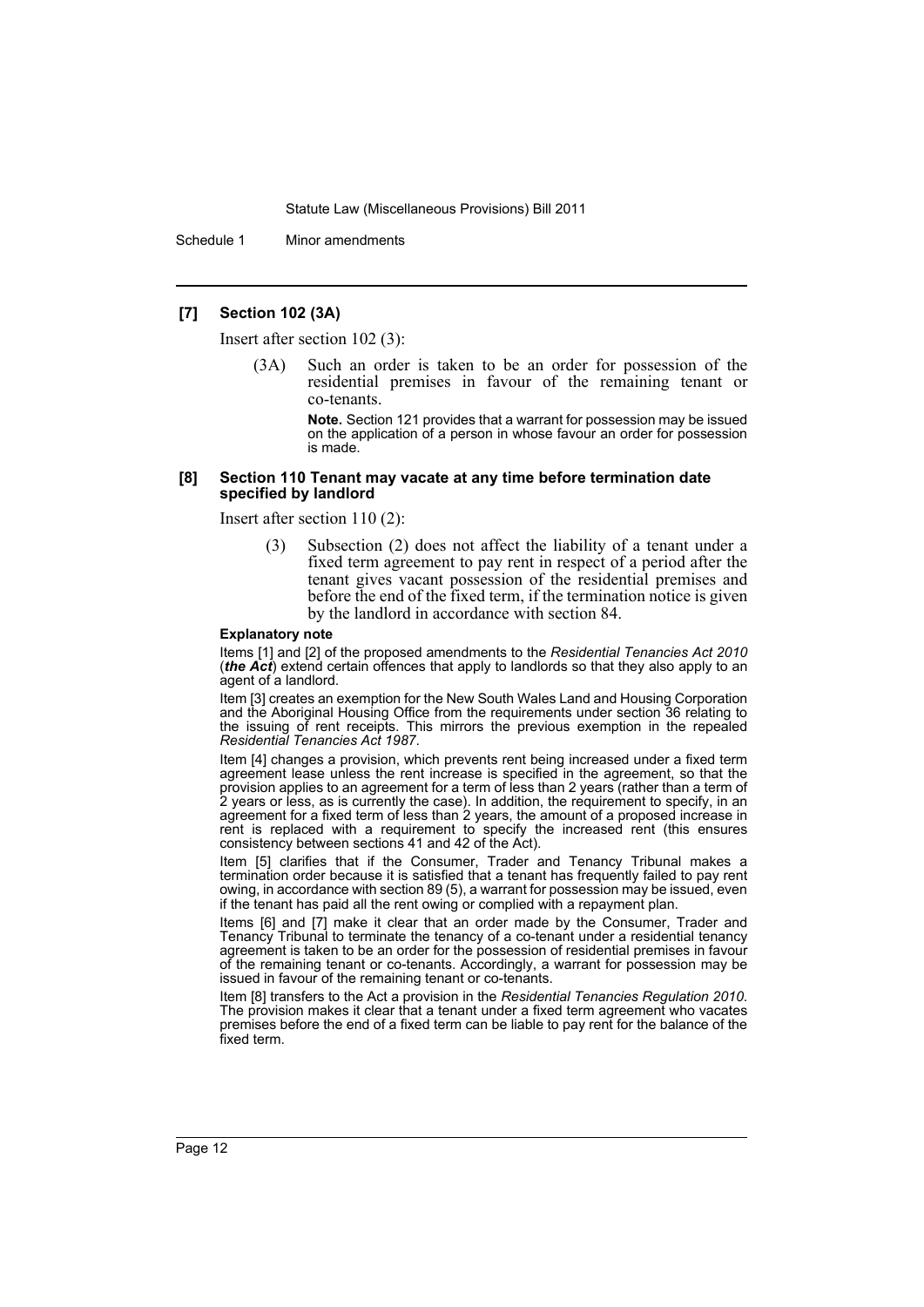### [7] Section 102 (3A)

Insert after section 102 (3):

> (3A) Such an order is taken to be an order for possession of the residential premises in favour of the remaining tenant or co-tenants.
>
> **Note.** Section 121 provides that a warrant for possession may be issued on the application of a person in whose favour an order for possession is made.

### [8] Section 110 Tenant may vacate at any time before termination date specified by landlord

Insert after section 110 (2):

> (3) Subsection (2) does not affect the liability of a tenant under a fixed term agreement to pay rent in respect of a period after the tenant gives vacant possession of the residential premises and before the end of the fixed term, if the termination notice is given by the landlord in accordance with section 84.

#### Explanatory note

Items [1] and [2] of the proposed amendments to the *Residential Tenancies Act 2010* (***the Act***) extend certain offences that apply to landlords so that they also apply to an agent of a landlord.

Item [3] creates an exemption for the New South Wales Land and Housing Corporation and the Aboriginal Housing Office from the requirements under section 36 relating to the issuing of rent receipts. This mirrors the previous exemption in the repealed *Residential Tenancies Act 1987*.

Item [4] changes a provision, which prevents rent being increased under a fixed term agreement lease unless the rent increase is specified in the agreement, so that the provision applies to an agreement for a term of less than 2 years (rather than a term of 2 years or less, as is currently the case). In addition, the requirement to specify, in an agreement for a fixed term of less than 2 years, the amount of a proposed increase in rent is replaced with a requirement to specify the increased rent (this ensures consistency between sections 41 and 42 of the Act).

Item [5] clarifies that if the Consumer, Trader and Tenancy Tribunal makes a termination order because it is satisfied that a tenant has frequently failed to pay rent owing, in accordance with section 89 (5), a warrant for possession may be issued, even if the tenant has paid all the rent owing or complied with a repayment plan.

Items [6] and [7] make it clear that an order made by the Consumer, Trader and Tenancy Tribunal to terminate the tenancy of a co-tenant under a residential tenancy agreement is taken to be an order for the possession of residential premises in favour of the remaining tenant or co-tenants. Accordingly, a warrant for possession may be issued in favour of the remaining tenant or co-tenants.

Item [8] transfers to the Act a provision in the *Residential Tenancies Regulation 2010*. The provision makes it clear that a tenant under a fixed term agreement who vacates premises before the end of a fixed term can be liable to pay rent for the balance of the fixed term.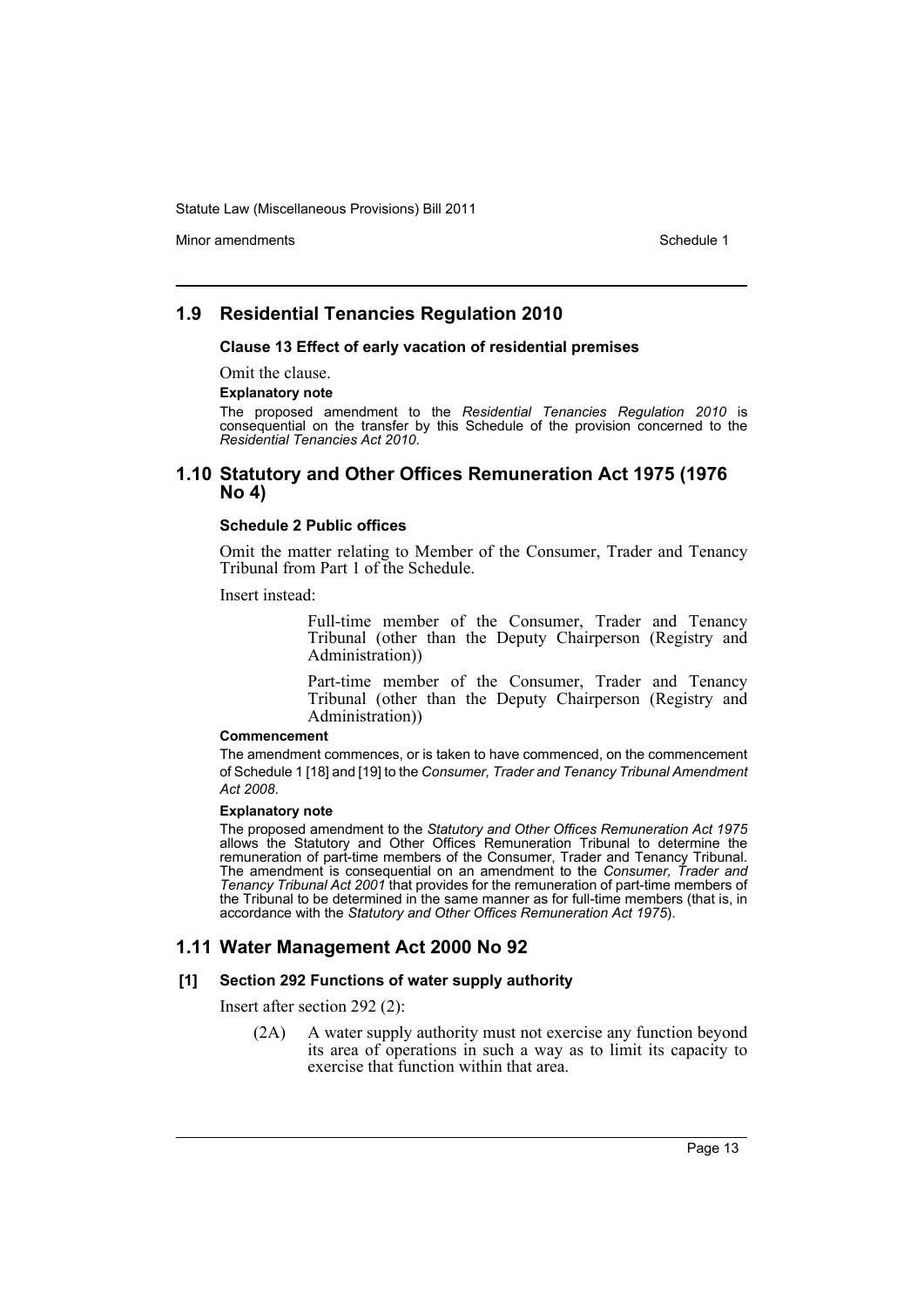## 1.9 Residential Tenancies Regulation 2010

### Clause 13 Effect of early vacation of residential premises

Omit the clause.

**Explanatory note**

The proposed amendment to the *Residential Tenancies Regulation 2010* is consequential on the transfer by this Schedule of the provision concerned to the *Residential Tenancies Act 2010*.

## 1.10 Statutory and Other Offices Remuneration Act 1975 (1976 No 4)

### Schedule 2 Public offices

Omit the matter relating to Member of the Consumer, Trader and Tenancy Tribunal from Part 1 of the Schedule.

Insert instead:

> Full-time member of the Consumer, Trader and Tenancy Tribunal (other than the Deputy Chairperson (Registry and Administration))
>
> Part-time member of the Consumer, Trader and Tenancy Tribunal (other than the Deputy Chairperson (Registry and Administration))

**Commencement**

The amendment commences, or is taken to have commenced, on the commencement of Schedule 1 [18] and [19] to the *Consumer, Trader and Tenancy Tribunal Amendment Act 2008*.

**Explanatory note**

The proposed amendment to the *Statutory and Other Offices Remuneration Act 1975* allows the Statutory and Other Offices Remuneration Tribunal to determine the remuneration of part-time members of the Consumer, Trader and Tenancy Tribunal. The amendment is consequential on an amendment to the *Consumer, Trader and Tenancy Tribunal Act 2001* that provides for the remuneration of part-time members of the Tribunal to be determined in the same manner as for full-time members (that is, in accordance with the *Statutory and Other Offices Remuneration Act 1975*).

## 1.11 Water Management Act 2000 No 92

### [1] Section 292 Functions of water supply authority

Insert after section 292 (2):

> (2A) A water supply authority must not exercise any function beyond its area of operations in such a way as to limit its capacity to exercise that function within that area.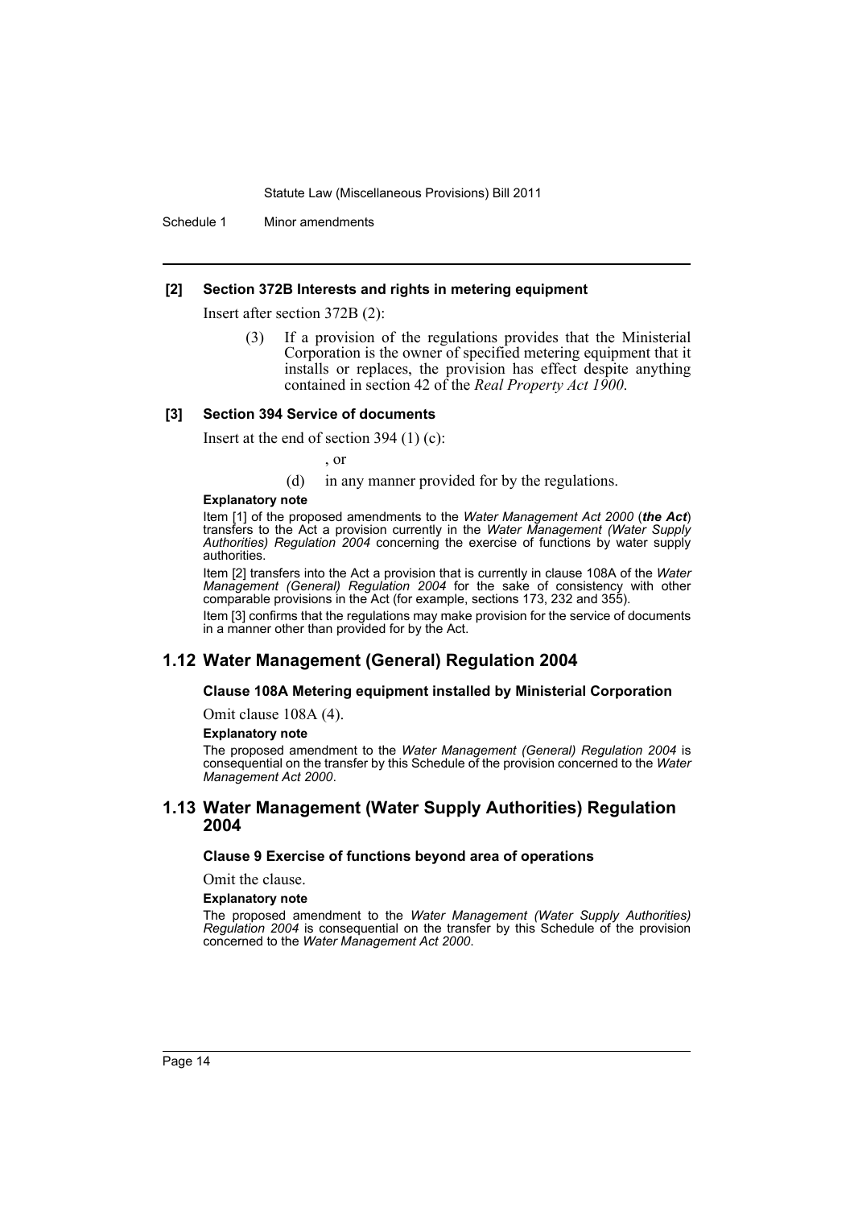**[2] Section 372B Interests and rights in metering equipment**

Insert after section 372B (2):

> (3) If a provision of the regulations provides that the Ministerial Corporation is the owner of specified metering equipment that it installs or replaces, the provision has effect despite anything contained in section 42 of the *Real Property Act 1900*.

**[3] Section 394 Service of documents**

Insert at the end of section 394 (1) (c):

> , or
>
> (d) in any manner provided for by the regulations.

**Explanatory note**

Item [1] of the proposed amendments to the *Water Management Act 2000* (***the Act***) transfers to the Act a provision currently in the *Water Management (Water Supply Authorities) Regulation 2004* concerning the exercise of functions by water supply authorities.

Item [2] transfers into the Act a provision that is currently in clause 108A of the *Water Management (General) Regulation 2004* for the sake of consistency with other comparable provisions in the Act (for example, sections 173, 232 and 355).

Item [3] confirms that the regulations may make provision for the service of documents in a manner other than provided for by the Act.

## 1.12 Water Management (General) Regulation 2004

**Clause 108A Metering equipment installed by Ministerial Corporation**

Omit clause 108A (4).

**Explanatory note**

The proposed amendment to the *Water Management (General) Regulation 2004* is consequential on the transfer by this Schedule of the provision concerned to the *Water Management Act 2000*.

## 1.13 Water Management (Water Supply Authorities) Regulation 2004

**Clause 9 Exercise of functions beyond area of operations**

Omit the clause.

**Explanatory note**

The proposed amendment to the *Water Management (Water Supply Authorities) Regulation 2004* is consequential on the transfer by this Schedule of the provision concerned to the *Water Management Act 2000*.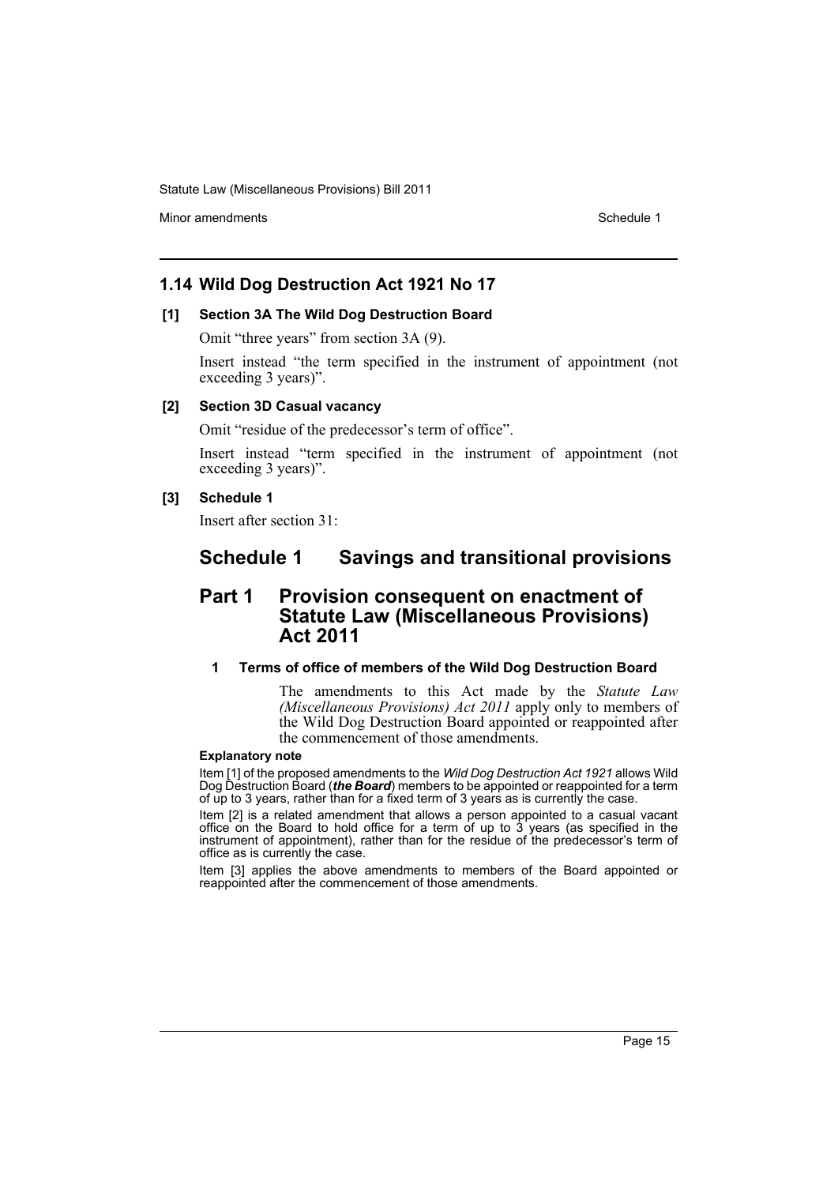## 1.14 Wild Dog Destruction Act 1921 No 17

### [1] Section 3A The Wild Dog Destruction Board

Omit "three years" from section 3A (9).

Insert instead "the term specified in the instrument of appointment (not exceeding 3 years)".

### [2] Section 3D Casual vacancy

Omit "residue of the predecessor's term of office".

Insert instead "term specified in the instrument of appointment (not exceeding 3 years)".

### [3] Schedule 1

Insert after section 31:

# Schedule 1 Savings and transitional provisions

## Part 1 Provision consequent on enactment of Statute Law (Miscellaneous Provisions) Act 2011

### 1 Terms of office of members of the Wild Dog Destruction Board

The amendments to this Act made by the *Statute Law (Miscellaneous Provisions) Act 2011* apply only to members of the Wild Dog Destruction Board appointed or reappointed after the commencement of those amendments.

**Explanatory note**

Item [1] of the proposed amendments to the *Wild Dog Destruction Act 1921* allows Wild Dog Destruction Board (***the Board***) members to be appointed or reappointed for a term of up to 3 years, rather than for a fixed term of 3 years as is currently the case.

Item [2] is a related amendment that allows a person appointed to a casual vacant office on the Board to hold office for a term of up to 3 years (as specified in the instrument of appointment), rather than for the residue of the predecessor's term of office as is currently the case.

Item [3] applies the above amendments to members of the Board appointed or reappointed after the commencement of those amendments.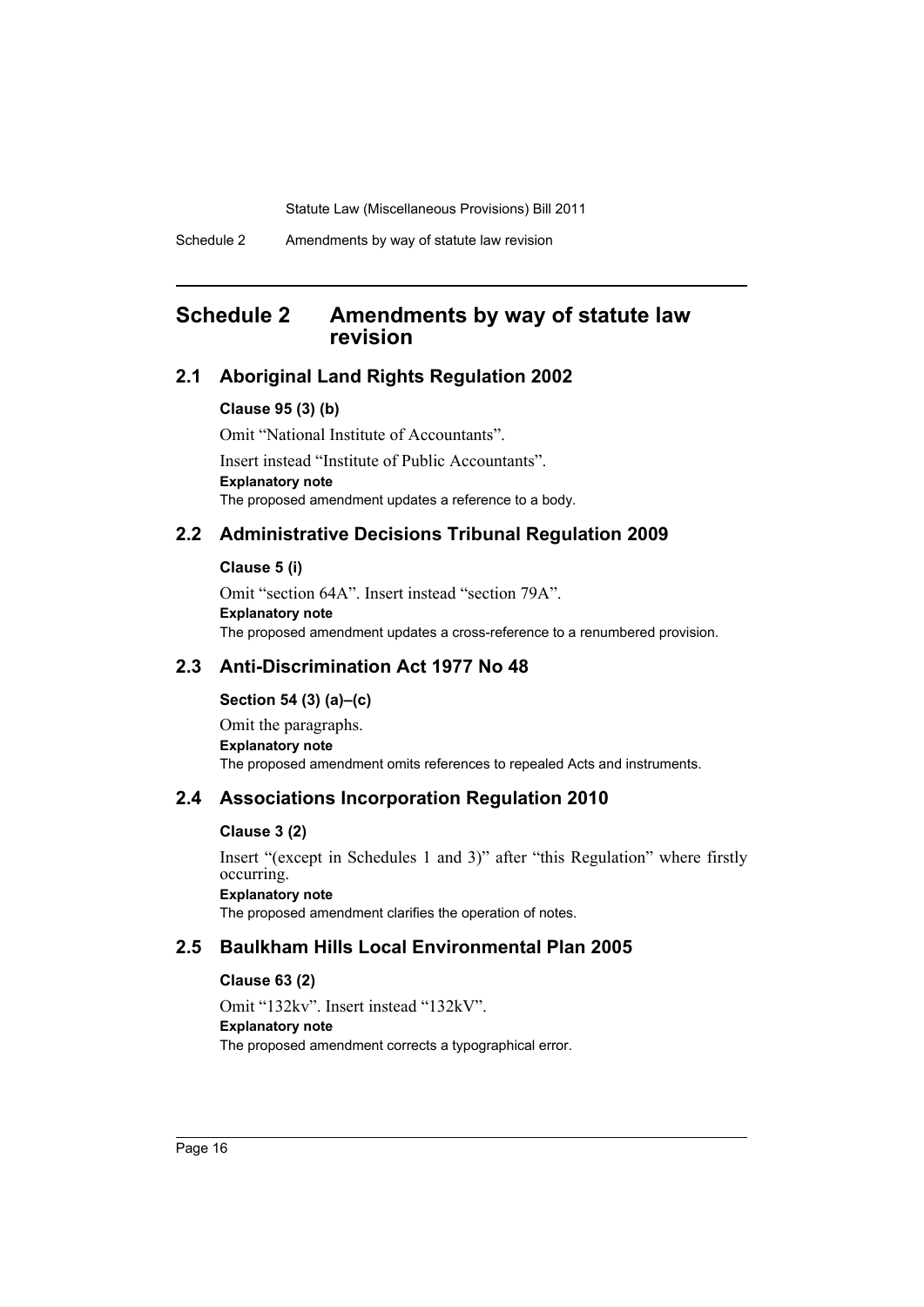# Schedule 2 Amendments by way of statute law revision

## 2.1 Aboriginal Land Rights Regulation 2002

### Clause 95 (3) (b)

Omit "National Institute of Accountants".

Insert instead "Institute of Public Accountants".

**Explanatory note**

The proposed amendment updates a reference to a body.

## 2.2 Administrative Decisions Tribunal Regulation 2009

### Clause 5 (i)

Omit "section 64A". Insert instead "section 79A".

**Explanatory note**

The proposed amendment updates a cross-reference to a renumbered provision.

## 2.3 Anti-Discrimination Act 1977 No 48

### Section 54 (3) (a)–(c)

Omit the paragraphs.

**Explanatory note**

The proposed amendment omits references to repealed Acts and instruments.

## 2.4 Associations Incorporation Regulation 2010

### Clause 3 (2)

Insert "(except in Schedules 1 and 3)" after "this Regulation" where firstly occurring.

**Explanatory note**

The proposed amendment clarifies the operation of notes.

## 2.5 Baulkham Hills Local Environmental Plan 2005

### Clause 63 (2)

Omit "132kv". Insert instead "132kV".

**Explanatory note**

The proposed amendment corrects a typographical error.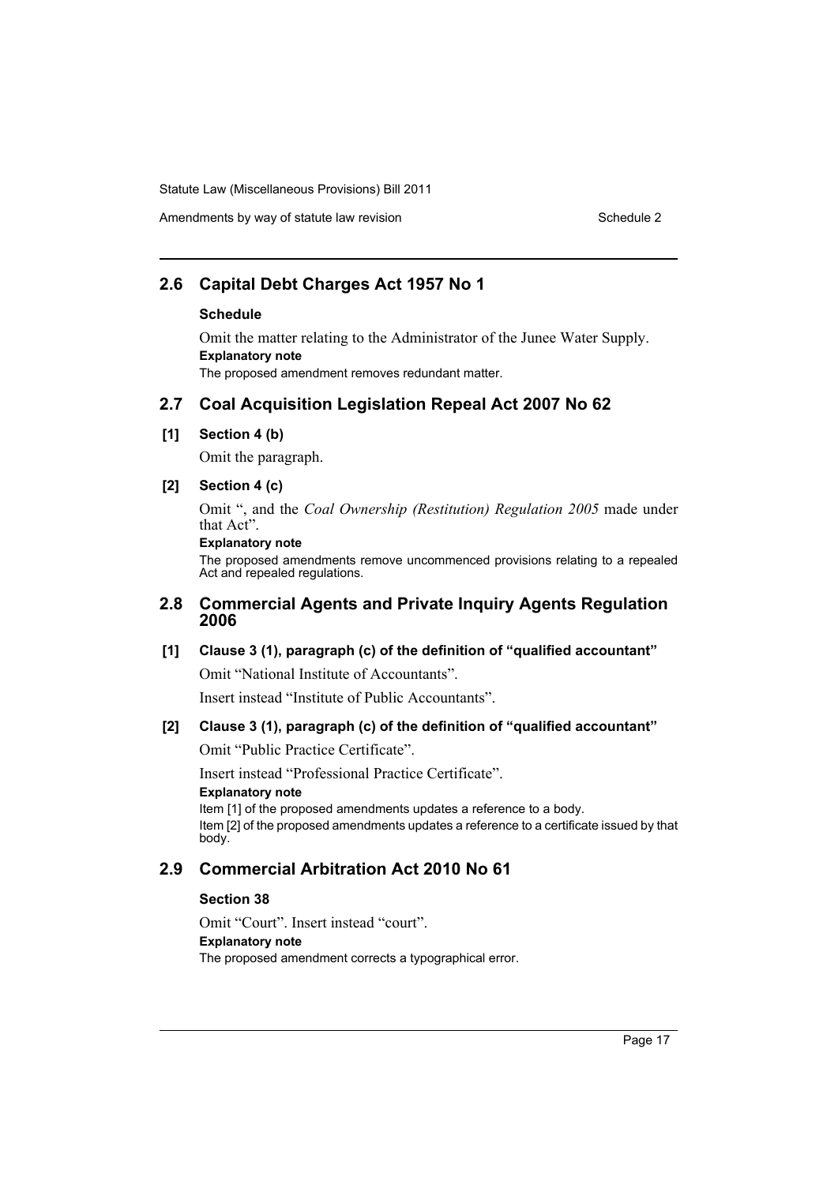## 2.6 Capital Debt Charges Act 1957 No 1

### Schedule

Omit the matter relating to the Administrator of the Junee Water Supply.

**Explanatory note**

The proposed amendment removes redundant matter.

## 2.7 Coal Acquisition Legislation Repeal Act 2007 No 62

### [1] Section 4 (b)

Omit the paragraph.

### [2] Section 4 (c)

Omit ", and the *Coal Ownership (Restitution) Regulation 2005* made under that Act".

**Explanatory note**

The proposed amendments remove uncommenced provisions relating to a repealed Act and repealed regulations.

## 2.8 Commercial Agents and Private Inquiry Agents Regulation 2006

### [1] Clause 3 (1), paragraph (c) of the definition of "qualified accountant"

Omit "National Institute of Accountants".

Insert instead "Institute of Public Accountants".

### [2] Clause 3 (1), paragraph (c) of the definition of "qualified accountant"

Omit "Public Practice Certificate".

Insert instead "Professional Practice Certificate".

**Explanatory note**

Item [1] of the proposed amendments updates a reference to a body.

Item [2] of the proposed amendments updates a reference to a certificate issued by that body.

## 2.9 Commercial Arbitration Act 2010 No 61

### Section 38

Omit "Court". Insert instead "court".

**Explanatory note**

The proposed amendment corrects a typographical error.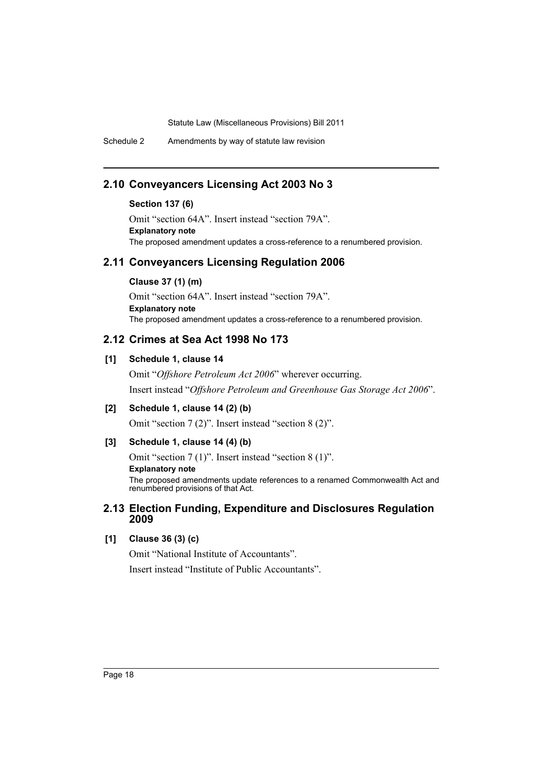## 2.10 Conveyancers Licensing Act 2003 No 3

### Section 137 (6)

Omit "section 64A". Insert instead "section 79A".

**Explanatory note**

The proposed amendment updates a cross-reference to a renumbered provision.

## 2.11 Conveyancers Licensing Regulation 2006

### Clause 37 (1) (m)

Omit "section 64A". Insert instead "section 79A".

**Explanatory note**

The proposed amendment updates a cross-reference to a renumbered provision.

## 2.12 Crimes at Sea Act 1998 No 173

### [1] Schedule 1, clause 14

Omit "*Offshore Petroleum Act 2006*" wherever occurring.

Insert instead "*Offshore Petroleum and Greenhouse Gas Storage Act 2006*".

### [2] Schedule 1, clause 14 (2) (b)

Omit "section 7 (2)". Insert instead "section 8 (2)".

### [3] Schedule 1, clause 14 (4) (b)

Omit "section 7 (1)". Insert instead "section 8 (1)".

**Explanatory note**

The proposed amendments update references to a renamed Commonwealth Act and renumbered provisions of that Act.

## 2.13 Election Funding, Expenditure and Disclosures Regulation 2009

### [1] Clause 36 (3) (c)

Omit "National Institute of Accountants".

Insert instead "Institute of Public Accountants".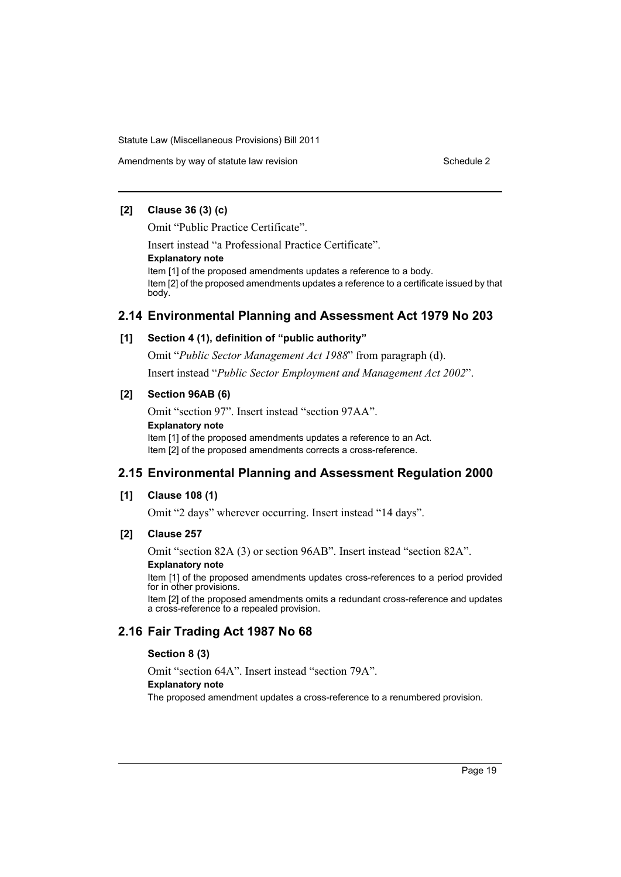**[2] Clause 36 (3) (c)**

Omit "Public Practice Certificate".

Insert instead "a Professional Practice Certificate".

**Explanatory note**

Item [1] of the proposed amendments updates a reference to a body.

Item [2] of the proposed amendments updates a reference to a certificate issued by that body.

## 2.14 Environmental Planning and Assessment Act 1979 No 203

**[1] Section 4 (1), definition of "public authority"**

Omit "*Public Sector Management Act 1988*" from paragraph (d).

Insert instead "*Public Sector Employment and Management Act 2002*".

**[2] Section 96AB (6)**

Omit "section 97". Insert instead "section 97AA".

**Explanatory note**

Item [1] of the proposed amendments updates a reference to an Act.

Item [2] of the proposed amendments corrects a cross-reference.

## 2.15 Environmental Planning and Assessment Regulation 2000

**[1] Clause 108 (1)**

Omit "2 days" wherever occurring. Insert instead "14 days".

**[2] Clause 257**

Omit "section 82A (3) or section 96AB". Insert instead "section 82A".

**Explanatory note**

Item [1] of the proposed amendments updates cross-references to a period provided for in other provisions.

Item [2] of the proposed amendments omits a redundant cross-reference and updates a cross-reference to a repealed provision.

## 2.16 Fair Trading Act 1987 No 68

**Section 8 (3)**

Omit "section 64A". Insert instead "section 79A".

**Explanatory note**

The proposed amendment updates a cross-reference to a renumbered provision.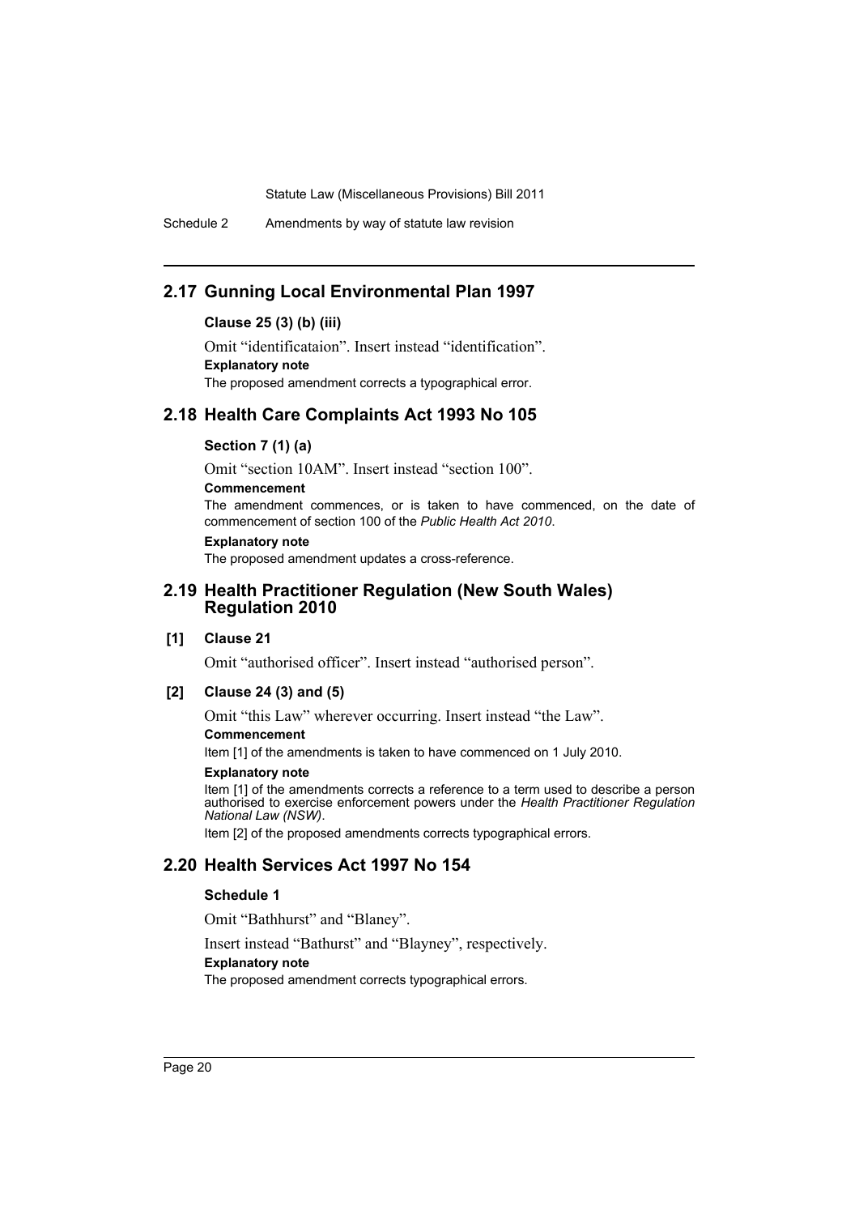## 2.17 Gunning Local Environmental Plan 1997

### Clause 25 (3) (b) (iii)

Omit "identificataion". Insert instead "identification".

**Explanatory note**

The proposed amendment corrects a typographical error.

## 2.18 Health Care Complaints Act 1993 No 105

### Section 7 (1) (a)

Omit "section 10AM". Insert instead "section 100".

**Commencement**

The amendment commences, or is taken to have commenced, on the date of commencement of section 100 of the *Public Health Act 2010*.

**Explanatory note**

The proposed amendment updates a cross-reference.

## 2.19 Health Practitioner Regulation (New South Wales) Regulation 2010

### [1] Clause 21

Omit "authorised officer". Insert instead "authorised person".

### [2] Clause 24 (3) and (5)

Omit "this Law" wherever occurring. Insert instead "the Law".

**Commencement**

Item [1] of the amendments is taken to have commenced on 1 July 2010.

**Explanatory note**

Item [1] of the amendments corrects a reference to a term used to describe a person authorised to exercise enforcement powers under the *Health Practitioner Regulation National Law (NSW)*.

Item [2] of the proposed amendments corrects typographical errors.

## 2.20 Health Services Act 1997 No 154

### Schedule 1

Omit "Bathhurst" and "Blaney".

Insert instead "Bathurst" and "Blayney", respectively.

**Explanatory note**

The proposed amendment corrects typographical errors.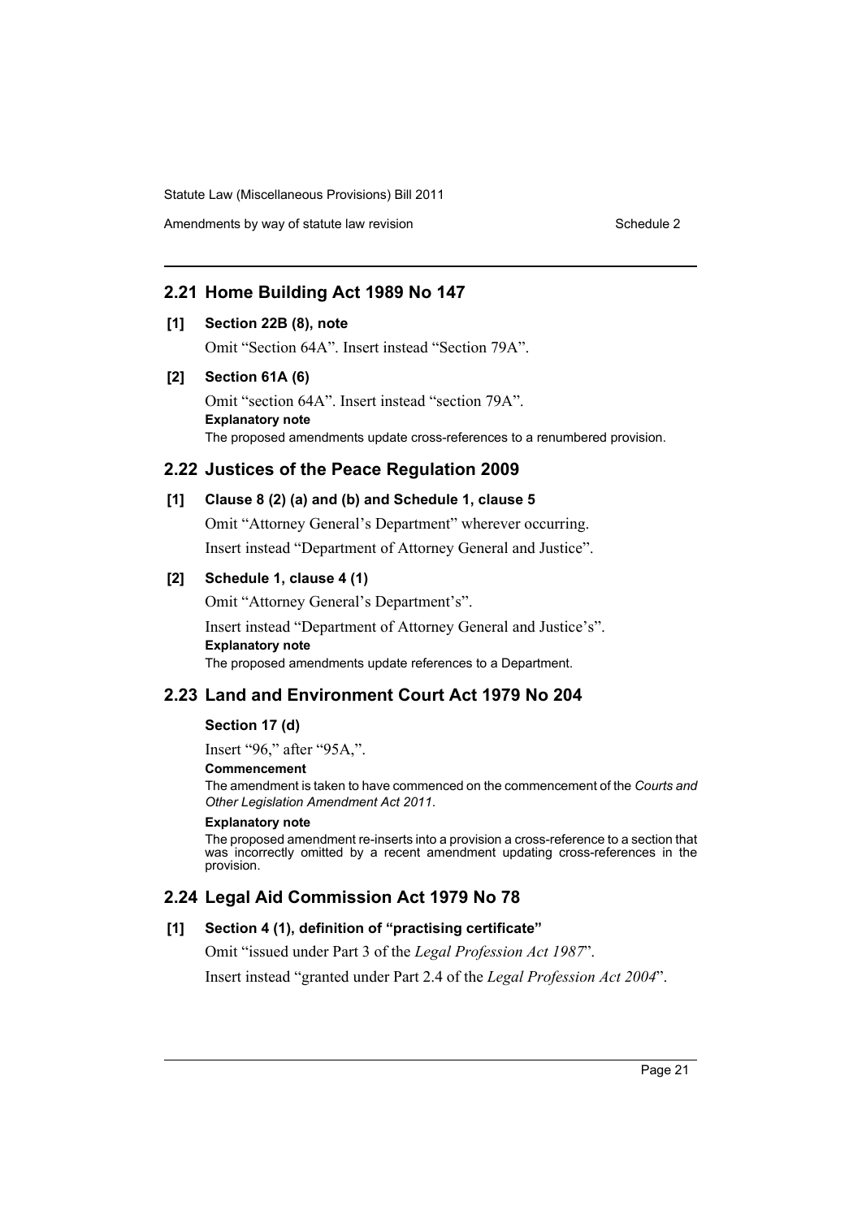## 2.21 Home Building Act 1989 No 147

**[1] Section 22B (8), note**

Omit "Section 64A". Insert instead "Section 79A".

**[2] Section 61A (6)**

Omit "section 64A". Insert instead "section 79A".

**Explanatory note**

The proposed amendments update cross-references to a renumbered provision.

## 2.22 Justices of the Peace Regulation 2009

**[1] Clause 8 (2) (a) and (b) and Schedule 1, clause 5**

Omit "Attorney General's Department" wherever occurring.

Insert instead "Department of Attorney General and Justice".

**[2] Schedule 1, clause 4 (1)**

Omit "Attorney General's Department's".

Insert instead "Department of Attorney General and Justice's".

**Explanatory note**

The proposed amendments update references to a Department.

## 2.23 Land and Environment Court Act 1979 No 204

**Section 17 (d)**

Insert "96," after "95A,".

**Commencement**

The amendment is taken to have commenced on the commencement of the *Courts and Other Legislation Amendment Act 2011*.

**Explanatory note**

The proposed amendment re-inserts into a provision a cross-reference to a section that was incorrectly omitted by a recent amendment updating cross-references in the provision.

## 2.24 Legal Aid Commission Act 1979 No 78

**[1] Section 4 (1), definition of "practising certificate"**

Omit "issued under Part 3 of the *Legal Profession Act 1987*".

Insert instead "granted under Part 2.4 of the *Legal Profession Act 2004*".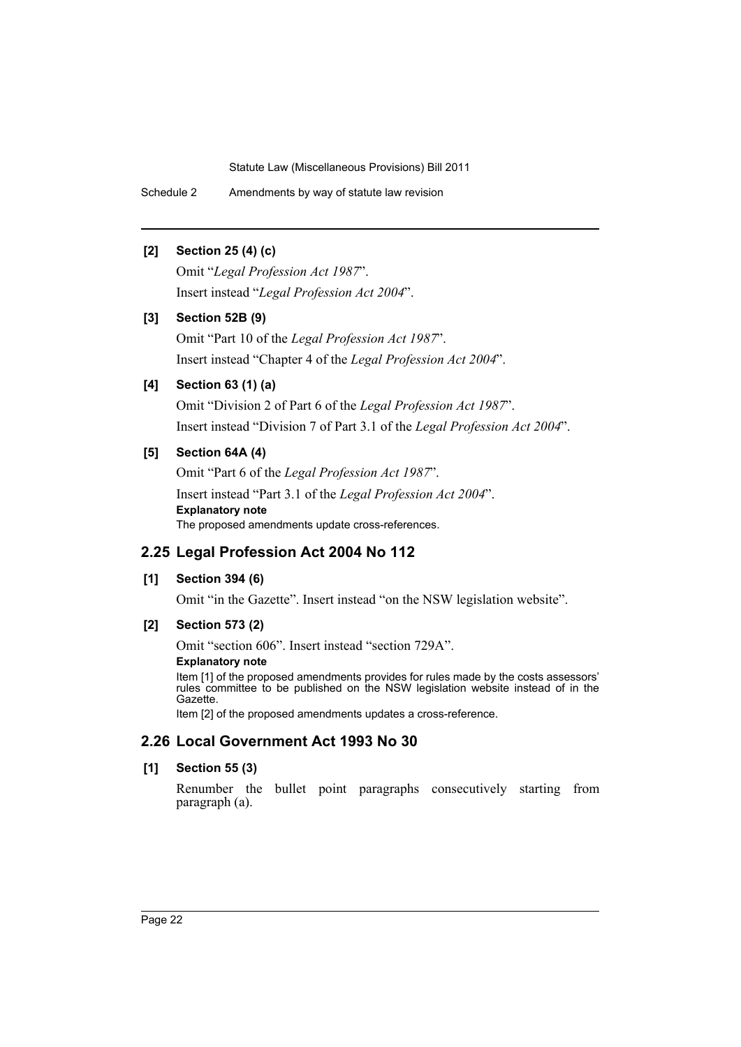**[2] Section 25 (4) (c)**

Omit "*Legal Profession Act 1987*".

Insert instead "*Legal Profession Act 2004*".

**[3] Section 52B (9)**

Omit "Part 10 of the *Legal Profession Act 1987*".

Insert instead "Chapter 4 of the *Legal Profession Act 2004*".

**[4] Section 63 (1) (a)**

Omit "Division 2 of Part 6 of the *Legal Profession Act 1987*".

Insert instead "Division 7 of Part 3.1 of the *Legal Profession Act 2004*".

**[5] Section 64A (4)**

Omit "Part 6 of the *Legal Profession Act 1987*".

Insert instead "Part 3.1 of the *Legal Profession Act 2004*".

**Explanatory note**

The proposed amendments update cross-references.

## 2.25 Legal Profession Act 2004 No 112

**[1] Section 394 (6)**

Omit "in the Gazette". Insert instead "on the NSW legislation website".

**[2] Section 573 (2)**

Omit "section 606". Insert instead "section 729A".

**Explanatory note**

Item [1] of the proposed amendments provides for rules made by the costs assessors' rules committee to be published on the NSW legislation website instead of in the Gazette.

Item [2] of the proposed amendments updates a cross-reference.

## 2.26 Local Government Act 1993 No 30

**[1] Section 55 (3)**

Renumber the bullet point paragraphs consecutively starting from paragraph (a).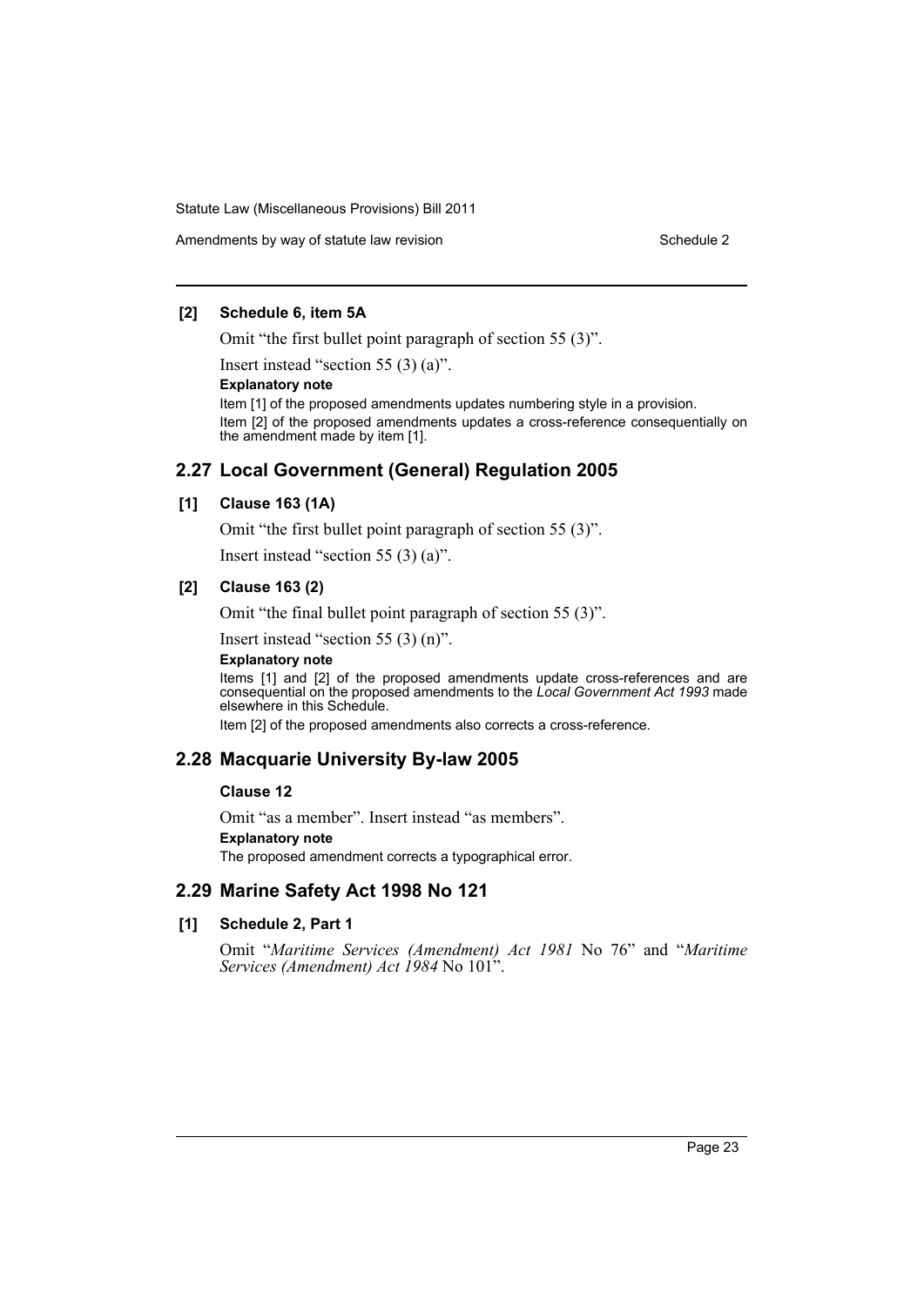**[2] Schedule 6, item 5A**

Omit "the first bullet point paragraph of section 55 (3)".

Insert instead "section 55 (3) (a)".

**Explanatory note**

Item [1] of the proposed amendments updates numbering style in a provision.

Item [2] of the proposed amendments updates a cross-reference consequentially on the amendment made by item [1].

## 2.27 Local Government (General) Regulation 2005

**[1] Clause 163 (1A)**

Omit "the first bullet point paragraph of section 55 (3)".

Insert instead "section 55 (3) (a)".

**[2] Clause 163 (2)**

Omit "the final bullet point paragraph of section 55 (3)".

Insert instead "section 55 (3) (n)".

**Explanatory note**

Items [1] and [2] of the proposed amendments update cross-references and are consequential on the proposed amendments to the *Local Government Act 1993* made elsewhere in this Schedule.

Item [2] of the proposed amendments also corrects a cross-reference.

## 2.28 Macquarie University By-law 2005

**Clause 12**

Omit "as a member". Insert instead "as members".

**Explanatory note**

The proposed amendment corrects a typographical error.

## 2.29 Marine Safety Act 1998 No 121

**[1] Schedule 2, Part 1**

Omit "*Maritime Services (Amendment) Act 1981* No 76" and "*Maritime Services (Amendment) Act 1984* No 101".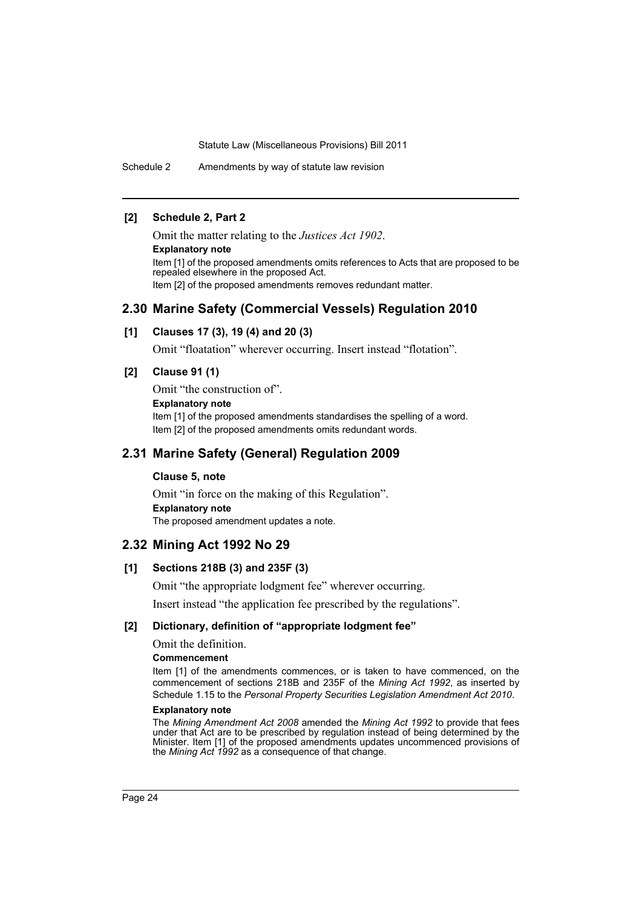**[2] Schedule 2, Part 2**

Omit the matter relating to the *Justices Act 1902*.

**Explanatory note**

Item [1] of the proposed amendments omits references to Acts that are proposed to be repealed elsewhere in the proposed Act.

Item [2] of the proposed amendments removes redundant matter.

## 2.30 Marine Safety (Commercial Vessels) Regulation 2010

**[1] Clauses 17 (3), 19 (4) and 20 (3)**

Omit "floatation" wherever occurring. Insert instead "flotation".

**[2] Clause 91 (1)**

Omit "the construction of".

**Explanatory note**

Item [1] of the proposed amendments standardises the spelling of a word.

Item [2] of the proposed amendments omits redundant words.

## 2.31 Marine Safety (General) Regulation 2009

**Clause 5, note**

Omit "in force on the making of this Regulation".

**Explanatory note**

The proposed amendment updates a note.

## 2.32 Mining Act 1992 No 29

**[1] Sections 218B (3) and 235F (3)**

Omit "the appropriate lodgment fee" wherever occurring.

Insert instead "the application fee prescribed by the regulations".

**[2] Dictionary, definition of "appropriate lodgment fee"**

Omit the definition.

**Commencement**

Item [1] of the amendments commences, or is taken to have commenced, on the commencement of sections 218B and 235F of the *Mining Act 1992*, as inserted by Schedule 1.15 to the *Personal Property Securities Legislation Amendment Act 2010*.

**Explanatory note**

The *Mining Amendment Act 2008* amended the *Mining Act 1992* to provide that fees under that Act are to be prescribed by regulation instead of being determined by the Minister. Item [1] of the proposed amendments updates uncommenced provisions of the *Mining Act 1992* as a consequence of that change.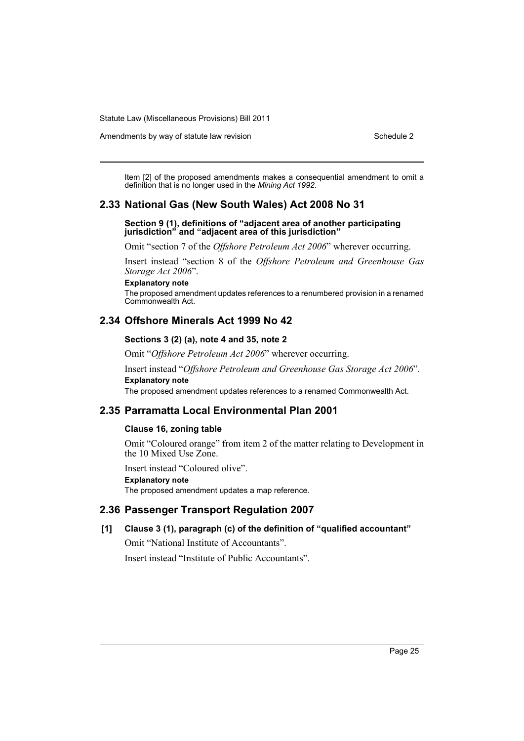Item [2] of the proposed amendments makes a consequential amendment to omit a definition that is no longer used in the *Mining Act 1992*.

## 2.33 National Gas (New South Wales) Act 2008 No 31

**Section 9 (1), definitions of "adjacent area of another participating jurisdiction" and "adjacent area of this jurisdiction"**

Omit "section 7 of the *Offshore Petroleum Act 2006*" wherever occurring.

Insert instead "section 8 of the *Offshore Petroleum and Greenhouse Gas Storage Act 2006*".

**Explanatory note**

The proposed amendment updates references to a renumbered provision in a renamed Commonwealth Act.

## 2.34 Offshore Minerals Act 1999 No 42

**Sections 3 (2) (a), note 4 and 35, note 2**

Omit "*Offshore Petroleum Act 2006*" wherever occurring.

Insert instead "*Offshore Petroleum and Greenhouse Gas Storage Act 2006*".

**Explanatory note**

The proposed amendment updates references to a renamed Commonwealth Act.

## 2.35 Parramatta Local Environmental Plan 2001

**Clause 16, zoning table**

Omit "Coloured orange" from item 2 of the matter relating to Development in the 10 Mixed Use Zone.

Insert instead "Coloured olive".

**Explanatory note**

The proposed amendment updates a map reference.

## 2.36 Passenger Transport Regulation 2007

**[1] Clause 3 (1), paragraph (c) of the definition of "qualified accountant"**

Omit "National Institute of Accountants".

Insert instead "Institute of Public Accountants".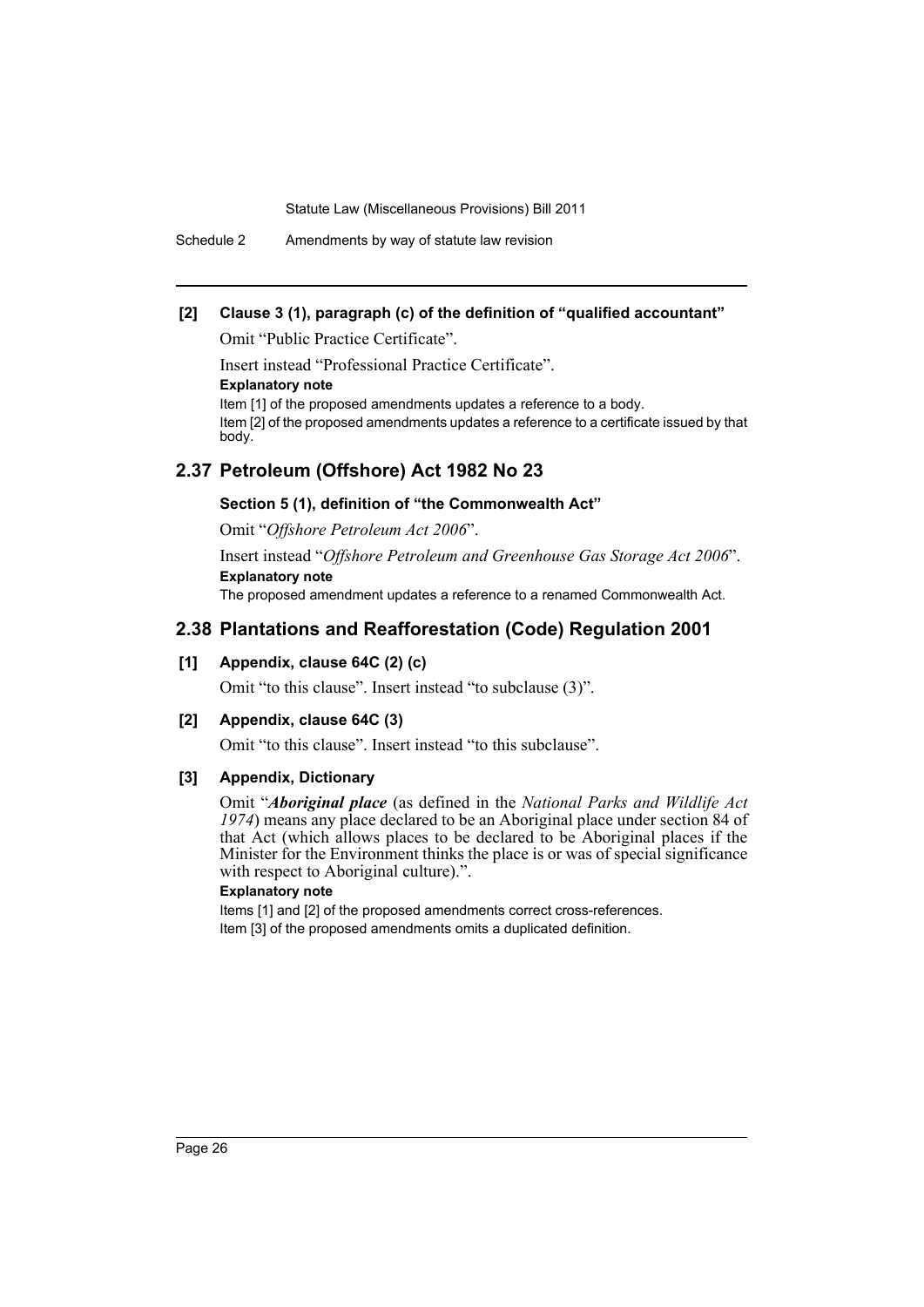**[2] Clause 3 (1), paragraph (c) of the definition of "qualified accountant"**

Omit "Public Practice Certificate".

Insert instead "Professional Practice Certificate".

**Explanatory note**

Item [1] of the proposed amendments updates a reference to a body.

Item [2] of the proposed amendments updates a reference to a certificate issued by that body.

## 2.37 Petroleum (Offshore) Act 1982 No 23

**Section 5 (1), definition of "the Commonwealth Act"**

Omit "*Offshore Petroleum Act 2006*".

Insert instead "*Offshore Petroleum and Greenhouse Gas Storage Act 2006*".

**Explanatory note**

The proposed amendment updates a reference to a renamed Commonwealth Act.

## 2.38 Plantations and Reafforestation (Code) Regulation 2001

**[1] Appendix, clause 64C (2) (c)**

Omit "to this clause". Insert instead "to subclause (3)".

**[2] Appendix, clause 64C (3)**

Omit "to this clause". Insert instead "to this subclause".

**[3] Appendix, Dictionary**

Omit "***Aboriginal place*** (as defined in the *National Parks and Wildlife Act 1974*) means any place declared to be an Aboriginal place under section 84 of that Act (which allows places to be declared to be Aboriginal places if the Minister for the Environment thinks the place is or was of special significance with respect to Aboriginal culture).".

**Explanatory note**

Items [1] and [2] of the proposed amendments correct cross-references.

Item [3] of the proposed amendments omits a duplicated definition.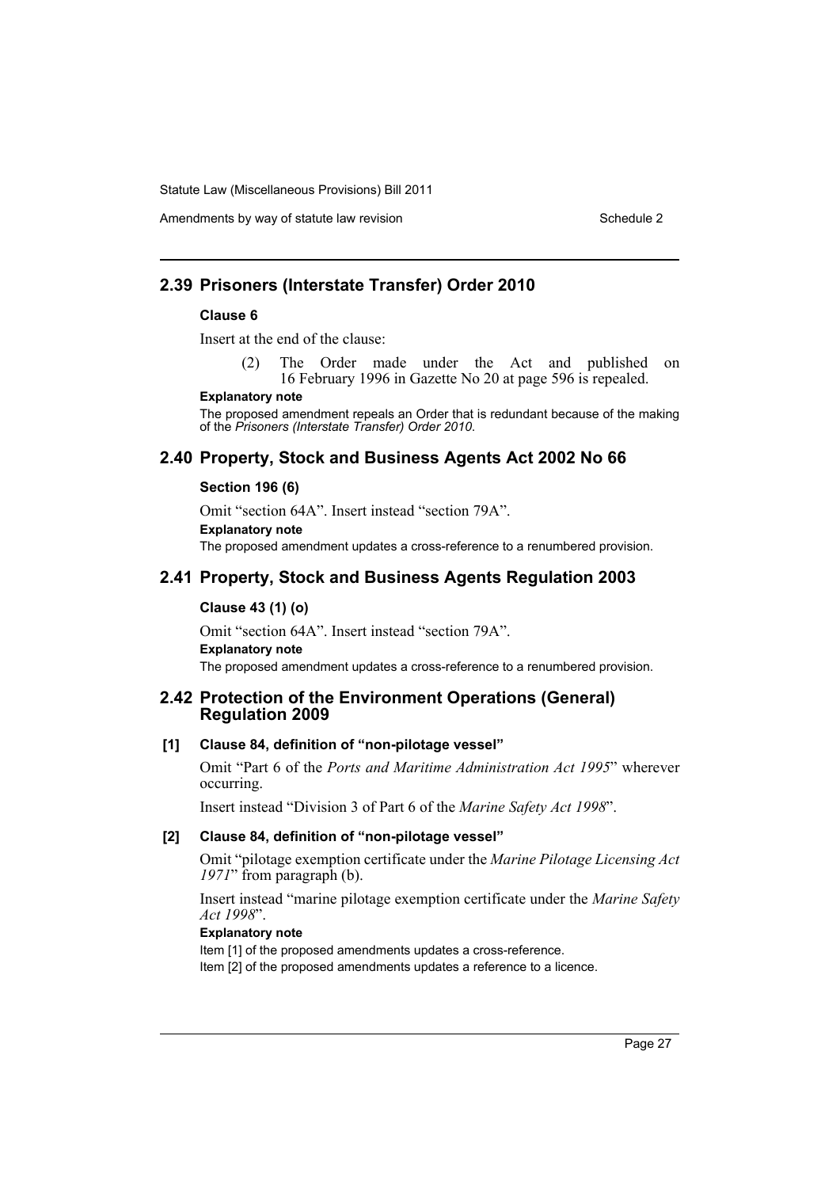## 2.39 Prisoners (Interstate Transfer) Order 2010

**Clause 6**

Insert at the end of the clause:

> (2) The Order made under the Act and published on 16 February 1996 in Gazette No 20 at page 596 is repealed.

**Explanatory note**

The proposed amendment repeals an Order that is redundant because of the making of the *Prisoners (Interstate Transfer) Order 2010*.

## 2.40 Property, Stock and Business Agents Act 2002 No 66

**Section 196 (6)**

Omit "section 64A". Insert instead "section 79A".

**Explanatory note**

The proposed amendment updates a cross-reference to a renumbered provision.

## 2.41 Property, Stock and Business Agents Regulation 2003

**Clause 43 (1) (o)**

Omit "section 64A". Insert instead "section 79A".

**Explanatory note**

The proposed amendment updates a cross-reference to a renumbered provision.

## 2.42 Protection of the Environment Operations (General) Regulation 2009

**[1] Clause 84, definition of "non-pilotage vessel"**

Omit "Part 6 of the *Ports and Maritime Administration Act 1995*" wherever occurring.

Insert instead "Division 3 of Part 6 of the *Marine Safety Act 1998*".

**[2] Clause 84, definition of "non-pilotage vessel"**

Omit "pilotage exemption certificate under the *Marine Pilotage Licensing Act 1971*" from paragraph (b).

Insert instead "marine pilotage exemption certificate under the *Marine Safety Act 1998*".

**Explanatory note**

Item [1] of the proposed amendments updates a cross-reference.

Item [2] of the proposed amendments updates a reference to a licence.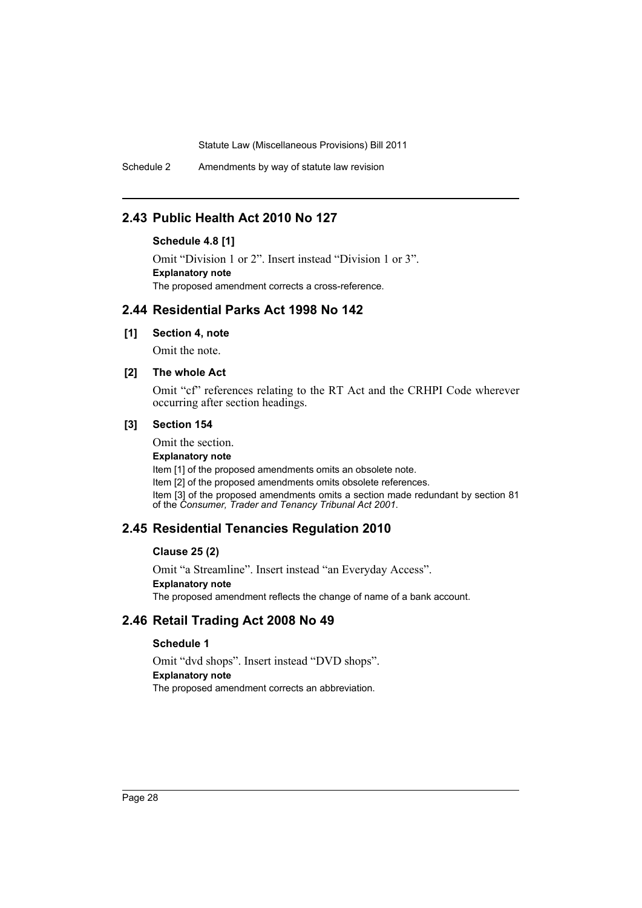## 2.43 Public Health Act 2010 No 127

**Schedule 4.8 [1]**

Omit "Division 1 or 2". Insert instead "Division 1 or 3".

**Explanatory note**

The proposed amendment corrects a cross-reference.

## 2.44 Residential Parks Act 1998 No 142

**[1] Section 4, note**

Omit the note.

**[2] The whole Act**

Omit "cf" references relating to the RT Act and the CRHPI Code wherever occurring after section headings.

**[3] Section 154**

Omit the section.

**Explanatory note**

Item [1] of the proposed amendments omits an obsolete note.

Item [2] of the proposed amendments omits obsolete references.

Item [3] of the proposed amendments omits a section made redundant by section 81 of the *Consumer, Trader and Tenancy Tribunal Act 2001*.

## 2.45 Residential Tenancies Regulation 2010

**Clause 25 (2)**

Omit "a Streamline". Insert instead "an Everyday Access".

**Explanatory note**

The proposed amendment reflects the change of name of a bank account.

## 2.46 Retail Trading Act 2008 No 49

**Schedule 1**

Omit "dvd shops". Insert instead "DVD shops".

**Explanatory note**

The proposed amendment corrects an abbreviation.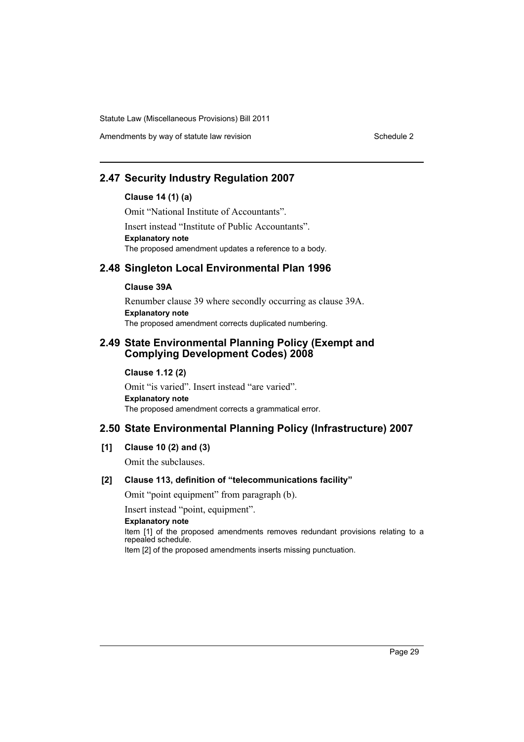## 2.47 Security Industry Regulation 2007

### Clause 14 (1) (a)

Omit "National Institute of Accountants".

Insert instead "Institute of Public Accountants".

**Explanatory note**

The proposed amendment updates a reference to a body.

## 2.48 Singleton Local Environmental Plan 1996

### Clause 39A

Renumber clause 39 where secondly occurring as clause 39A.

**Explanatory note**

The proposed amendment corrects duplicated numbering.

## 2.49 State Environmental Planning Policy (Exempt and Complying Development Codes) 2008

### Clause 1.12 (2)

Omit "is varied". Insert instead "are varied".

**Explanatory note**

The proposed amendment corrects a grammatical error.

## 2.50 State Environmental Planning Policy (Infrastructure) 2007

### [1] Clause 10 (2) and (3)

Omit the subclauses.

### [2] Clause 113, definition of "telecommunications facility"

Omit "point equipment" from paragraph (b).

Insert instead "point, equipment".

**Explanatory note**

Item [1] of the proposed amendments removes redundant provisions relating to a repealed schedule.

Item [2] of the proposed amendments inserts missing punctuation.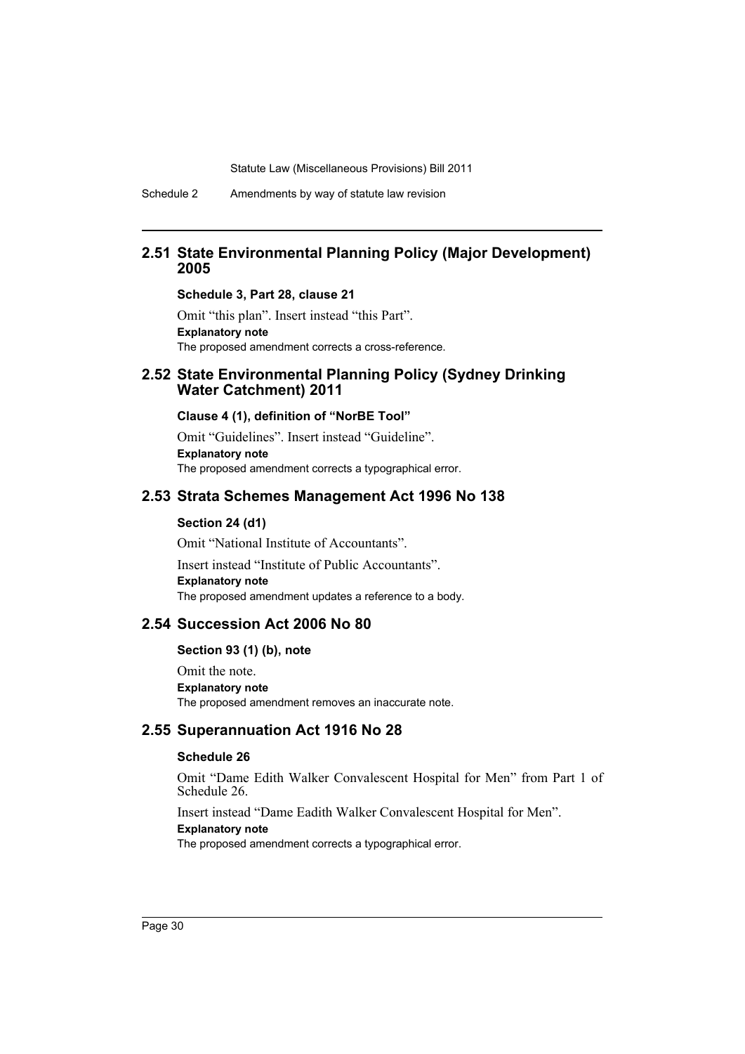## 2.51 State Environmental Planning Policy (Major Development) 2005

### Schedule 3, Part 28, clause 21

Omit "this plan". Insert instead "this Part".

**Explanatory note**

The proposed amendment corrects a cross-reference.

## 2.52 State Environmental Planning Policy (Sydney Drinking Water Catchment) 2011

### Clause 4 (1), definition of "NorBE Tool"

Omit "Guidelines". Insert instead "Guideline".

**Explanatory note**

The proposed amendment corrects a typographical error.

## 2.53 Strata Schemes Management Act 1996 No 138

### Section 24 (d1)

Omit "National Institute of Accountants".

Insert instead "Institute of Public Accountants".

**Explanatory note**

The proposed amendment updates a reference to a body.

## 2.54 Succession Act 2006 No 80

### Section 93 (1) (b), note

Omit the note.

**Explanatory note**

The proposed amendment removes an inaccurate note.

## 2.55 Superannuation Act 1916 No 28

### Schedule 26

Omit "Dame Edith Walker Convalescent Hospital for Men" from Part 1 of Schedule 26.

Insert instead "Dame Eadith Walker Convalescent Hospital for Men".

**Explanatory note**

The proposed amendment corrects a typographical error.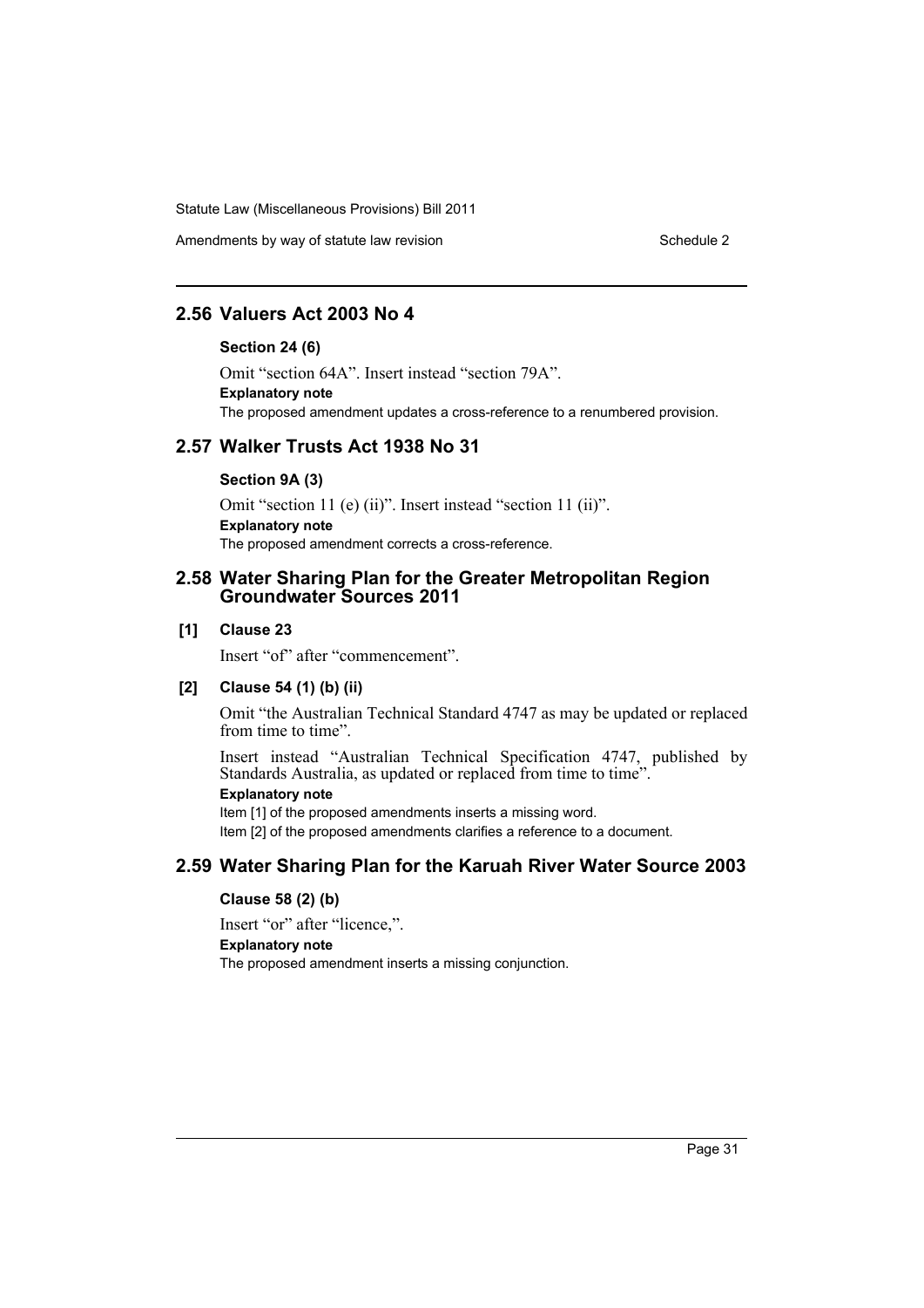## 2.56 Valuers Act 2003 No 4

**Section 24 (6)**

Omit "section 64A". Insert instead "section 79A".

**Explanatory note**

The proposed amendment updates a cross-reference to a renumbered provision.

## 2.57 Walker Trusts Act 1938 No 31

**Section 9A (3)**

Omit "section 11 (e) (ii)". Insert instead "section 11 (ii)".

**Explanatory note**

The proposed amendment corrects a cross-reference.

## 2.58 Water Sharing Plan for the Greater Metropolitan Region Groundwater Sources 2011

**[1] Clause 23**

Insert "of" after "commencement".

**[2] Clause 54 (1) (b) (ii)**

Omit "the Australian Technical Standard 4747 as may be updated or replaced from time to time".

Insert instead "Australian Technical Specification 4747, published by Standards Australia, as updated or replaced from time to time".

**Explanatory note**

Item [1] of the proposed amendments inserts a missing word.

Item [2] of the proposed amendments clarifies a reference to a document.

## 2.59 Water Sharing Plan for the Karuah River Water Source 2003

**Clause 58 (2) (b)**

Insert "or" after "licence,".

**Explanatory note**

The proposed amendment inserts a missing conjunction.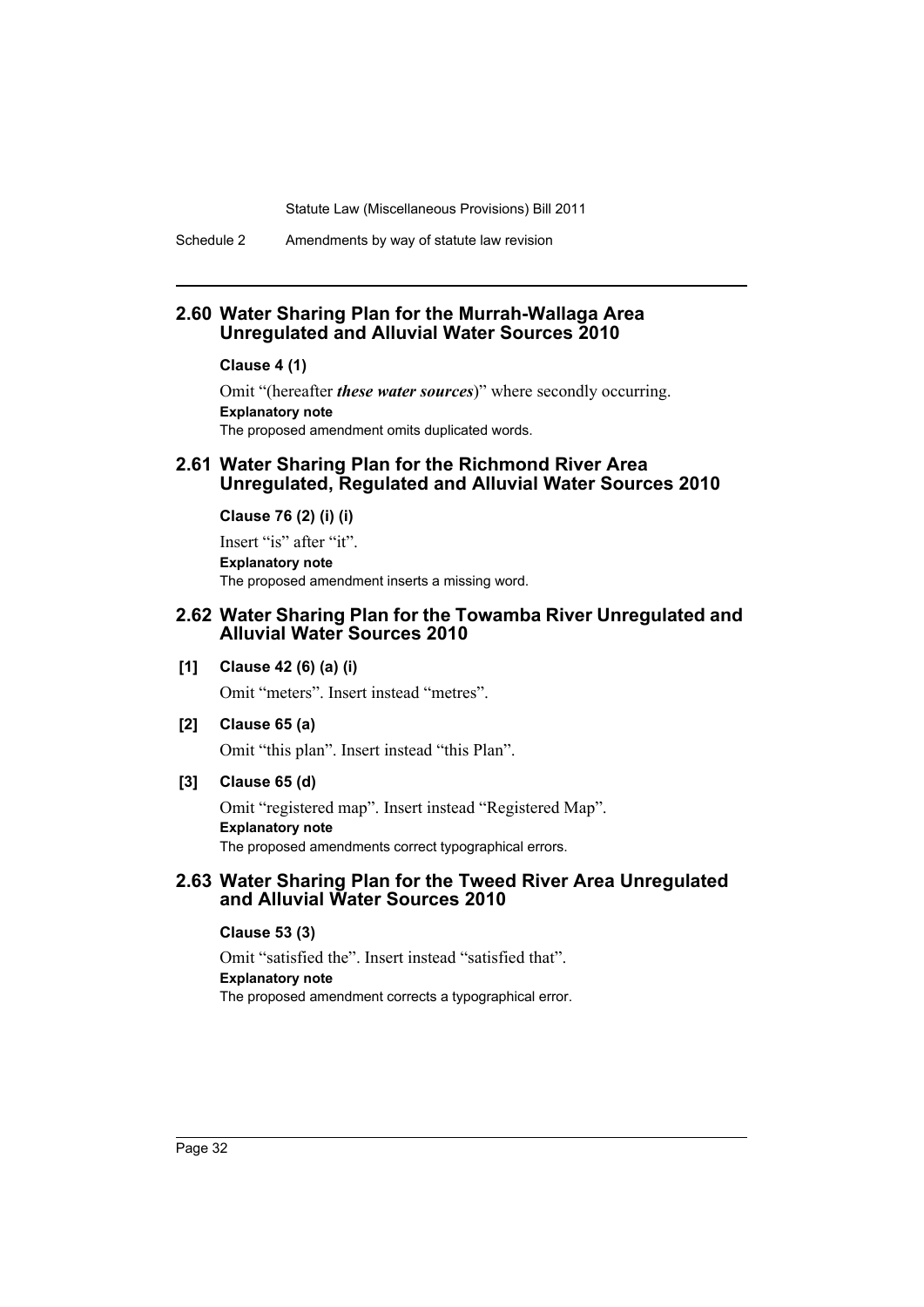## 2.60 Water Sharing Plan for the Murrah-Wallaga Area Unregulated and Alluvial Water Sources 2010

**Clause 4 (1)**

Omit "(hereafter ***these water sources***)" where secondly occurring.

**Explanatory note**

The proposed amendment omits duplicated words.

## 2.61 Water Sharing Plan for the Richmond River Area Unregulated, Regulated and Alluvial Water Sources 2010

**Clause 76 (2) (i) (i)**

Insert "is" after "it".

**Explanatory note**

The proposed amendment inserts a missing word.

## 2.62 Water Sharing Plan for the Towamba River Unregulated and Alluvial Water Sources 2010

**[1] Clause 42 (6) (a) (i)**

Omit "meters". Insert instead "metres".

**[2] Clause 65 (a)**

Omit "this plan". Insert instead "this Plan".

**[3] Clause 65 (d)**

Omit "registered map". Insert instead "Registered Map".

**Explanatory note**

The proposed amendments correct typographical errors.

## 2.63 Water Sharing Plan for the Tweed River Area Unregulated and Alluvial Water Sources 2010

**Clause 53 (3)**

Omit "satisfied the". Insert instead "satisfied that".

**Explanatory note**

The proposed amendment corrects a typographical error.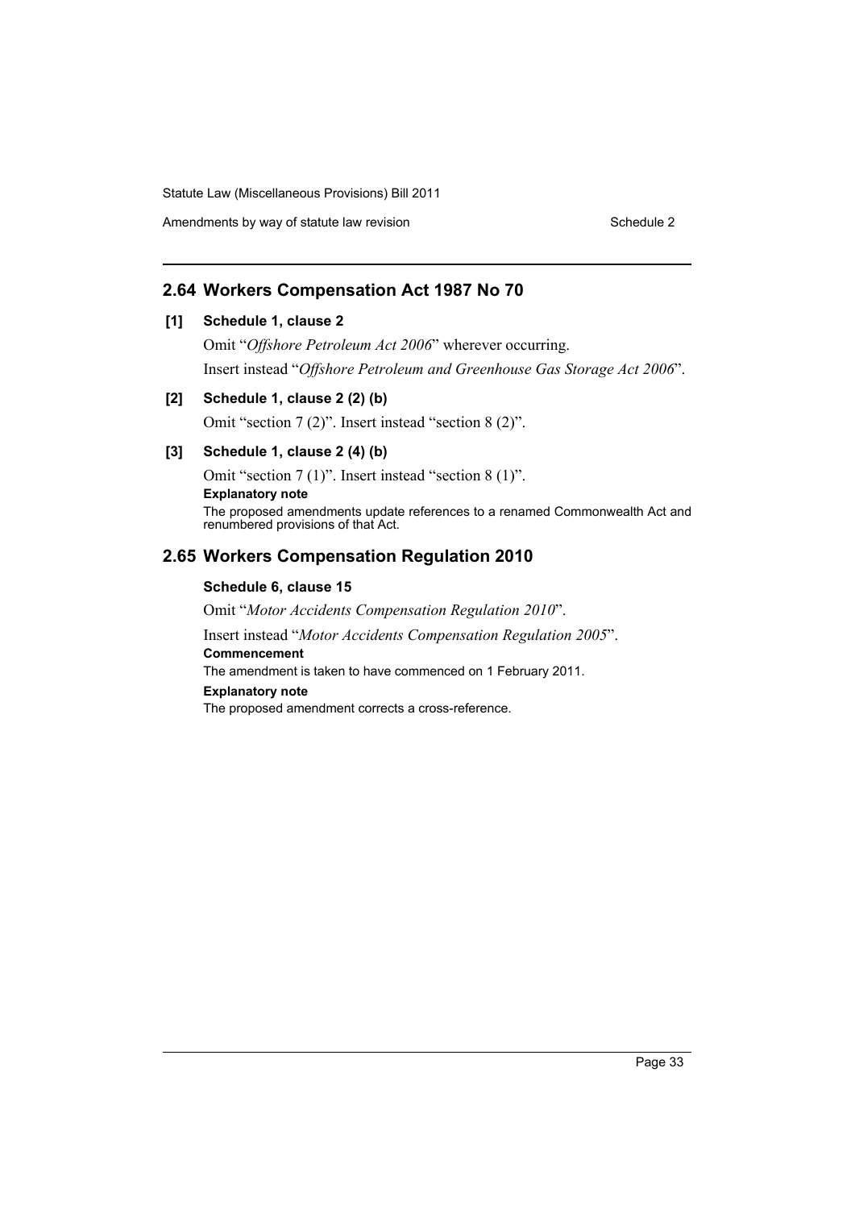## 2.64 Workers Compensation Act 1987 No 70

**[1] Schedule 1, clause 2**

Omit "*Offshore Petroleum Act 2006*" wherever occurring.

Insert instead "*Offshore Petroleum and Greenhouse Gas Storage Act 2006*".

**[2] Schedule 1, clause 2 (2) (b)**

Omit "section 7 (2)". Insert instead "section 8 (2)".

**[3] Schedule 1, clause 2 (4) (b)**

Omit "section 7 (1)". Insert instead "section 8 (1)".

**Explanatory note**

The proposed amendments update references to a renamed Commonwealth Act and renumbered provisions of that Act.

## 2.65 Workers Compensation Regulation 2010

**Schedule 6, clause 15**

Omit "*Motor Accidents Compensation Regulation 2010*".

Insert instead "*Motor Accidents Compensation Regulation 2005*".

**Commencement**

The amendment is taken to have commenced on 1 February 2011.

**Explanatory note**

The proposed amendment corrects a cross-reference.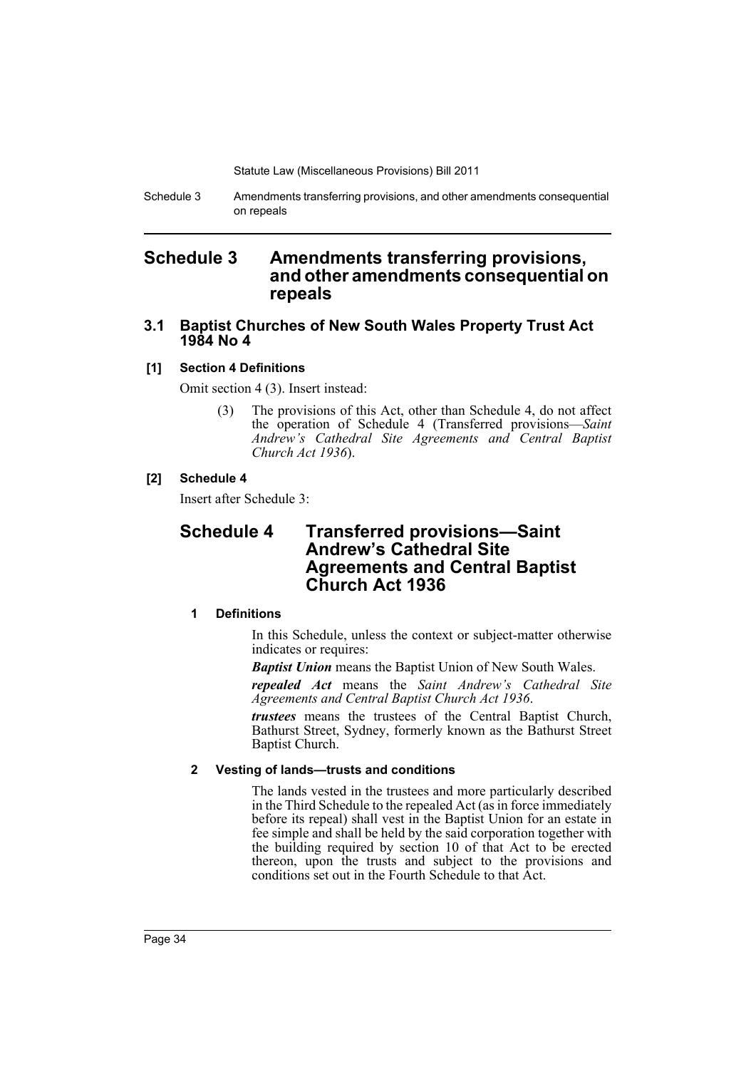# Schedule 3 Amendments transferring provisions, and other amendments consequential on repeals

## 3.1 Baptist Churches of New South Wales Property Trust Act 1984 No 4

### [1] Section 4 Definitions

Omit section 4 (3). Insert instead:

(3) The provisions of this Act, other than Schedule 4, do not affect the operation of Schedule 4 (Transferred provisions—*Saint Andrew's Cathedral Site Agreements and Central Baptist Church Act 1936*).

### [2] Schedule 4

Insert after Schedule 3:

# Schedule 4 Transferred provisions—Saint Andrew's Cathedral Site Agreements and Central Baptist Church Act 1936

### 1 Definitions

In this Schedule, unless the context or subject-matter otherwise indicates or requires:

***Baptist Union*** means the Baptist Union of New South Wales.

***repealed Act*** means the *Saint Andrew's Cathedral Site Agreements and Central Baptist Church Act 1936*.

***trustees*** means the trustees of the Central Baptist Church, Bathurst Street, Sydney, formerly known as the Bathurst Street Baptist Church.

### 2 Vesting of lands—trusts and conditions

The lands vested in the trustees and more particularly described in the Third Schedule to the repealed Act (as in force immediately before its repeal) shall vest in the Baptist Union for an estate in fee simple and shall be held by the said corporation together with the building required by section 10 of that Act to be erected thereon, upon the trusts and subject to the provisions and conditions set out in the Fourth Schedule to that Act.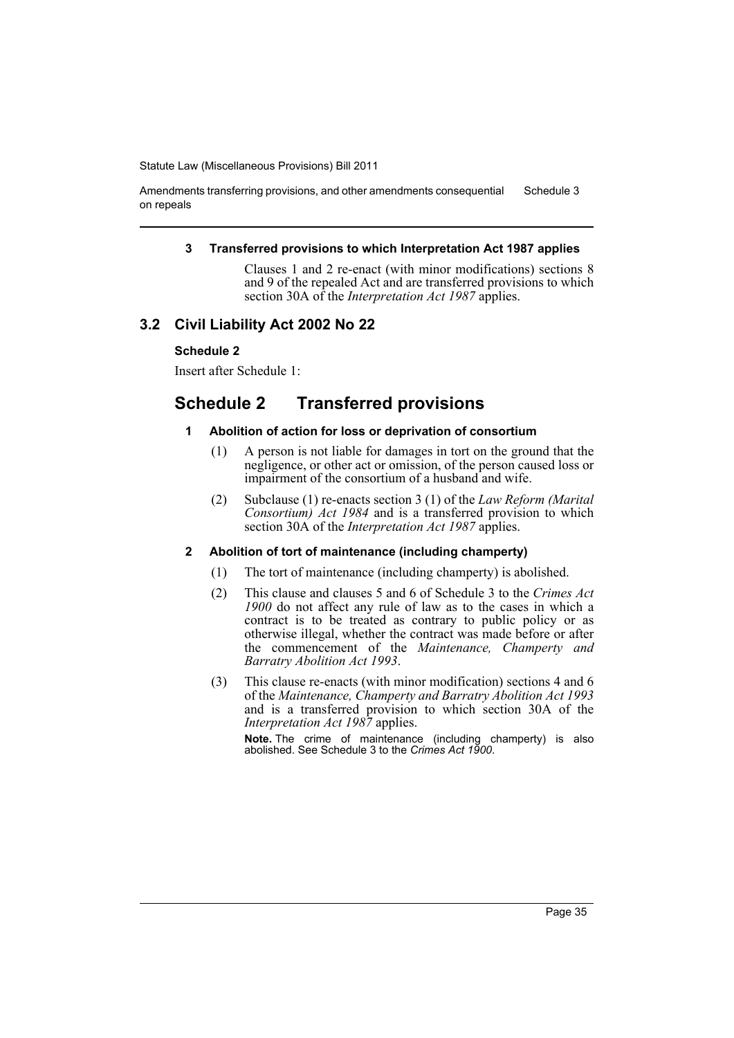#### 3 Transferred provisions to which Interpretation Act 1987 applies

Clauses 1 and 2 re-enact (with minor modifications) sections 8 and 9 of the repealed Act and are transferred provisions to which section 30A of the *Interpretation Act 1987* applies.

## 3.2 Civil Liability Act 2002 No 22

#### Schedule 2

Insert after Schedule 1:

# Schedule 2 Transferred provisions

#### 1 Abolition of action for loss or deprivation of consortium

(1) A person is not liable for damages in tort on the ground that the negligence, or other act or omission, of the person caused loss or impairment of the consortium of a husband and wife.

(2) Subclause (1) re-enacts section 3 (1) of the *Law Reform (Marital Consortium) Act 1984* and is a transferred provision to which section 30A of the *Interpretation Act 1987* applies.

#### 2 Abolition of tort of maintenance (including champerty)

(1) The tort of maintenance (including champerty) is abolished.

(2) This clause and clauses 5 and 6 of Schedule 3 to the *Crimes Act 1900* do not affect any rule of law as to the cases in which a contract is to be treated as contrary to public policy or as otherwise illegal, whether the contract was made before or after the commencement of the *Maintenance, Champerty and Barratry Abolition Act 1993*.

(3) This clause re-enacts (with minor modification) sections 4 and 6 of the *Maintenance, Champerty and Barratry Abolition Act 1993* and is a transferred provision to which section 30A of the *Interpretation Act 1987* applies.

**Note.** The crime of maintenance (including champerty) is also abolished. See Schedule 3 to the *Crimes Act 1900*.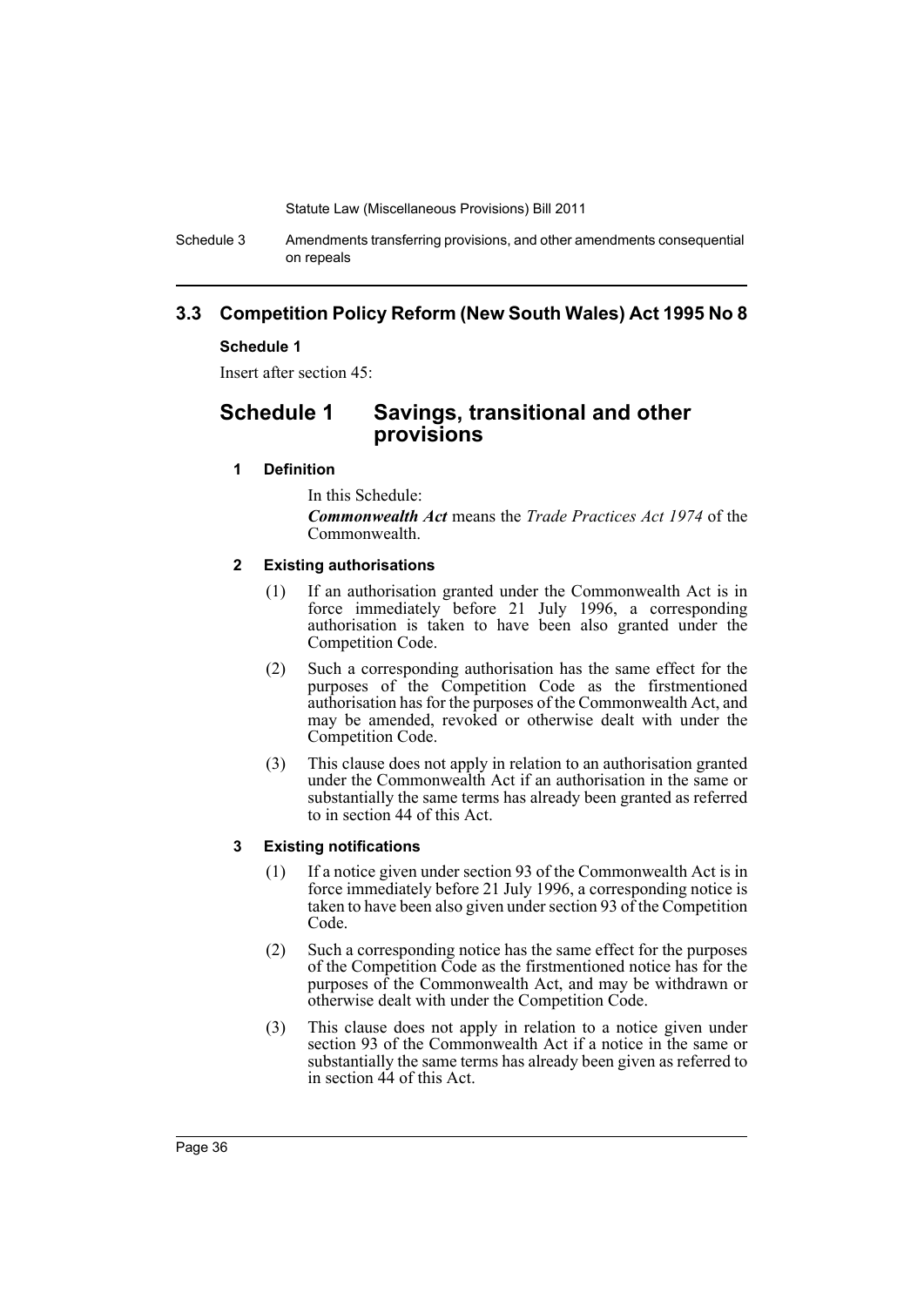## 3.3 Competition Policy Reform (New South Wales) Act 1995 No 8

### Schedule 1

Insert after section 45:

# Schedule 1 Savings, transitional and other provisions

#### 1 Definition

In this Schedule:

***Commonwealth Act*** means the *Trade Practices Act 1974* of the Commonwealth.

#### 2 Existing authorisations

(1) If an authorisation granted under the Commonwealth Act is in force immediately before 21 July 1996, a corresponding authorisation is taken to have been also granted under the Competition Code.

(2) Such a corresponding authorisation has the same effect for the purposes of the Competition Code as the firstmentioned authorisation has for the purposes of the Commonwealth Act, and may be amended, revoked or otherwise dealt with under the Competition Code.

(3) This clause does not apply in relation to an authorisation granted under the Commonwealth Act if an authorisation in the same or substantially the same terms has already been granted as referred to in section 44 of this Act.

#### 3 Existing notifications

(1) If a notice given under section 93 of the Commonwealth Act is in force immediately before 21 July 1996, a corresponding notice is taken to have been also given under section 93 of the Competition Code.

(2) Such a corresponding notice has the same effect for the purposes of the Competition Code as the firstmentioned notice has for the purposes of the Commonwealth Act, and may be withdrawn or otherwise dealt with under the Competition Code.

(3) This clause does not apply in relation to a notice given under section 93 of the Commonwealth Act if a notice in the same or substantially the same terms has already been given as referred to in section 44 of this Act.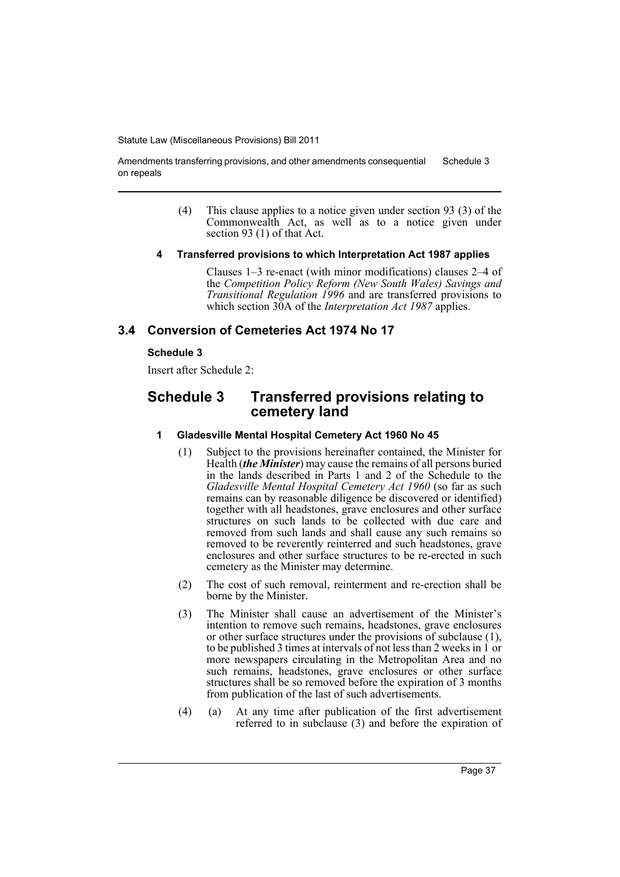(4) This clause applies to a notice given under section 93 (3) of the Commonwealth Act, as well as to a notice given under section 93 (1) of that Act.

**4 Transferred provisions to which Interpretation Act 1987 applies**

Clauses 1–3 re-enact (with minor modifications) clauses 2–4 of the *Competition Policy Reform (New South Wales) Savings and Transitional Regulation 1996* and are transferred provisions to which section 30A of the *Interpretation Act 1987* applies.

## 3.4 Conversion of Cemeteries Act 1974 No 17

**Schedule 3**

Insert after Schedule 2:

# Schedule 3 Transferred provisions relating to cemetery land

**1 Gladesville Mental Hospital Cemetery Act 1960 No 45**

(1) Subject to the provisions hereinafter contained, the Minister for Health (***the Minister***) may cause the remains of all persons buried in the lands described in Parts 1 and 2 of the Schedule to the *Gladesville Mental Hospital Cemetery Act 1960* (so far as such remains can by reasonable diligence be discovered or identified) together with all headstones, grave enclosures and other surface structures on such lands to be collected with due care and removed from such lands and shall cause any such remains so removed to be reverently reinterred and such headstones, grave enclosures and other surface structures to be re-erected in such cemetery as the Minister may determine.

(2) The cost of such removal, reinterment and re-erection shall be borne by the Minister.

(3) The Minister shall cause an advertisement of the Minister's intention to remove such remains, headstones, grave enclosures or other surface structures under the provisions of subclause (1), to be published 3 times at intervals of not less than 2 weeks in 1 or more newspapers circulating in the Metropolitan Area and no such remains, headstones, grave enclosures or other surface structures shall be so removed before the expiration of 3 months from publication of the last of such advertisements.

(4) (a) At any time after publication of the first advertisement referred to in subclause (3) and before the expiration of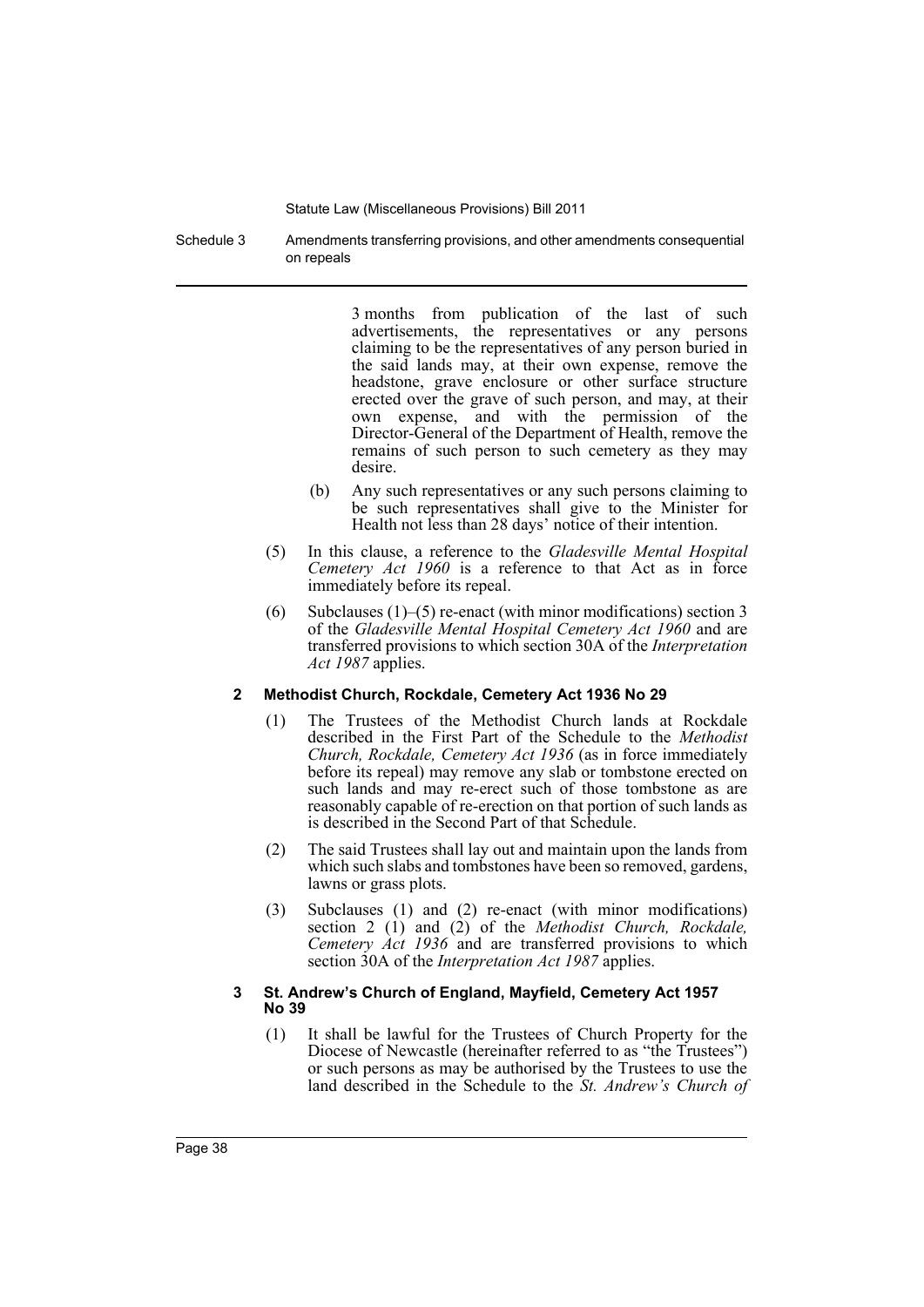3 months from publication of the last of such advertisements, the representatives or any persons claiming to be the representatives of any person buried in the said lands may, at their own expense, remove the headstone, grave enclosure or other surface structure erected over the grave of such person, and may, at their own expense, and with the permission of the Director-General of the Department of Health, remove the remains of such person to such cemetery as they may desire.

(b) Any such representatives or any such persons claiming to be such representatives shall give to the Minister for Health not less than 28 days' notice of their intention.

(5) In this clause, a reference to the *Gladesville Mental Hospital Cemetery Act 1960* is a reference to that Act as in force immediately before its repeal.

(6) Subclauses (1)–(5) re-enact (with minor modifications) section 3 of the *Gladesville Mental Hospital Cemetery Act 1960* and are transferred provisions to which section 30A of the *Interpretation Act 1987* applies.

### 2 Methodist Church, Rockdale, Cemetery Act 1936 No 29

(1) The Trustees of the Methodist Church lands at Rockdale described in the First Part of the Schedule to the *Methodist Church, Rockdale, Cemetery Act 1936* (as in force immediately before its repeal) may remove any slab or tombstone erected on such lands and may re-erect such of those tombstone as are reasonably capable of re-erection on that portion of such lands as is described in the Second Part of that Schedule.

(2) The said Trustees shall lay out and maintain upon the lands from which such slabs and tombstones have been so removed, gardens, lawns or grass plots.

(3) Subclauses (1) and (2) re-enact (with minor modifications) section 2 (1) and (2) of the *Methodist Church, Rockdale, Cemetery Act 1936* and are transferred provisions to which section 30A of the *Interpretation Act 1987* applies.

### 3 St. Andrew's Church of England, Mayfield, Cemetery Act 1957 No 39

(1) It shall be lawful for the Trustees of Church Property for the Diocese of Newcastle (hereinafter referred to as "the Trustees") or such persons as may be authorised by the Trustees to use the land described in the Schedule to the *St. Andrew's Church of*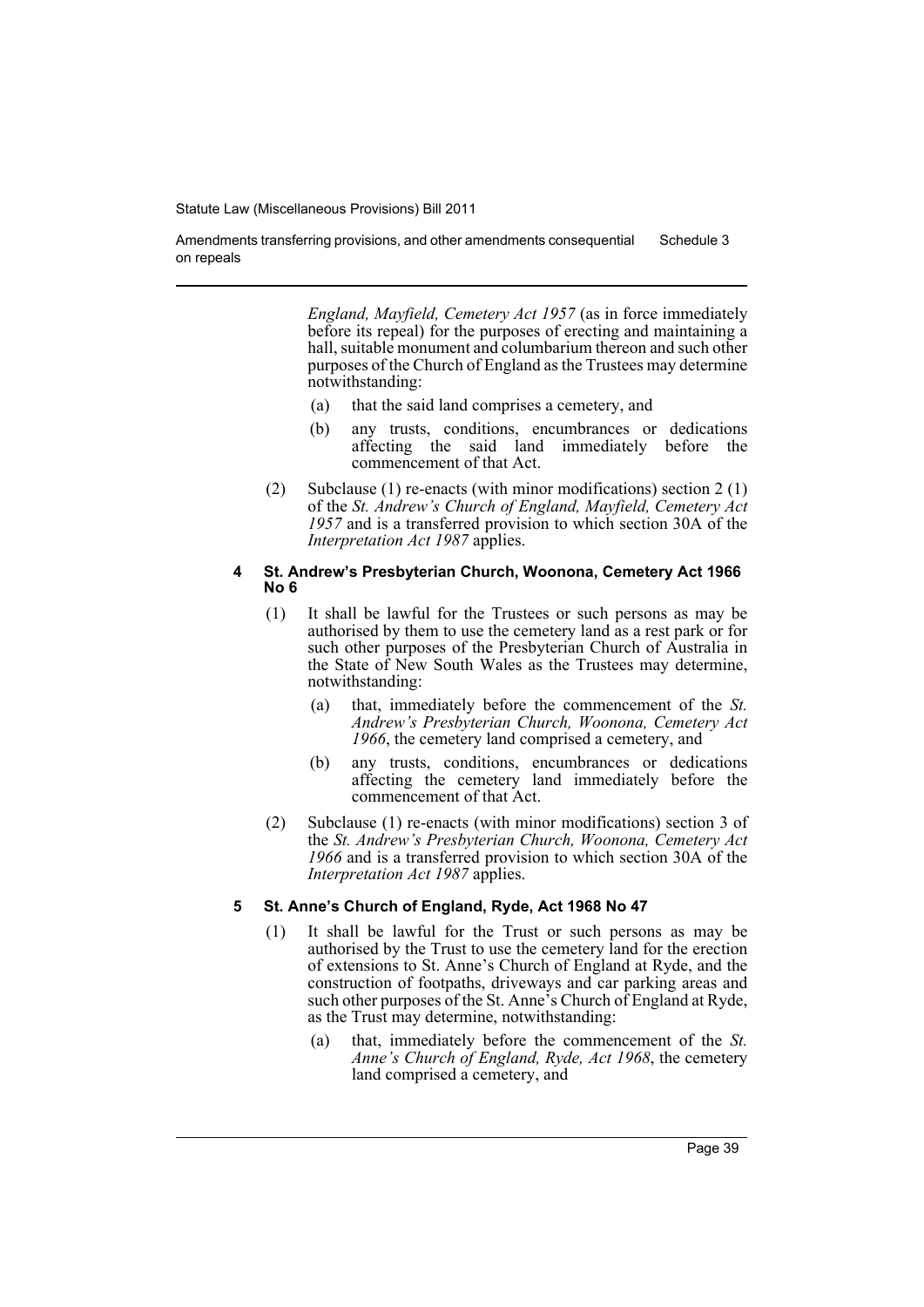*England, Mayfield, Cemetery Act 1957* (as in force immediately before its repeal) for the purposes of erecting and maintaining a hall, suitable monument and columbarium thereon and such other purposes of the Church of England as the Trustees may determine notwithstanding:

- (a) that the said land comprises a cemetery, and
- (b) any trusts, conditions, encumbrances or dedications affecting the said land immediately before the commencement of that Act.

(2) Subclause (1) re-enacts (with minor modifications) section 2 (1) of the *St. Andrew's Church of England, Mayfield, Cemetery Act 1957* and is a transferred provision to which section 30A of the *Interpretation Act 1987* applies.

#### 4 St. Andrew's Presbyterian Church, Woonona, Cemetery Act 1966 No 6

(1) It shall be lawful for the Trustees or such persons as may be authorised by them to use the cemetery land as a rest park or for such other purposes of the Presbyterian Church of Australia in the State of New South Wales as the Trustees may determine, notwithstanding:

- (a) that, immediately before the commencement of the *St. Andrew's Presbyterian Church, Woonona, Cemetery Act 1966*, the cemetery land comprised a cemetery, and
- (b) any trusts, conditions, encumbrances or dedications affecting the cemetery land immediately before the commencement of that Act.

(2) Subclause (1) re-enacts (with minor modifications) section 3 of the *St. Andrew's Presbyterian Church, Woonona, Cemetery Act 1966* and is a transferred provision to which section 30A of the *Interpretation Act 1987* applies.

#### 5 St. Anne's Church of England, Ryde, Act 1968 No 47

(1) It shall be lawful for the Trust or such persons as may be authorised by the Trust to use the cemetery land for the erection of extensions to St. Anne's Church of England at Ryde, and the construction of footpaths, driveways and car parking areas and such other purposes of the St. Anne's Church of England at Ryde, as the Trust may determine, notwithstanding:

- (a) that, immediately before the commencement of the *St. Anne's Church of England, Ryde, Act 1968*, the cemetery land comprised a cemetery, and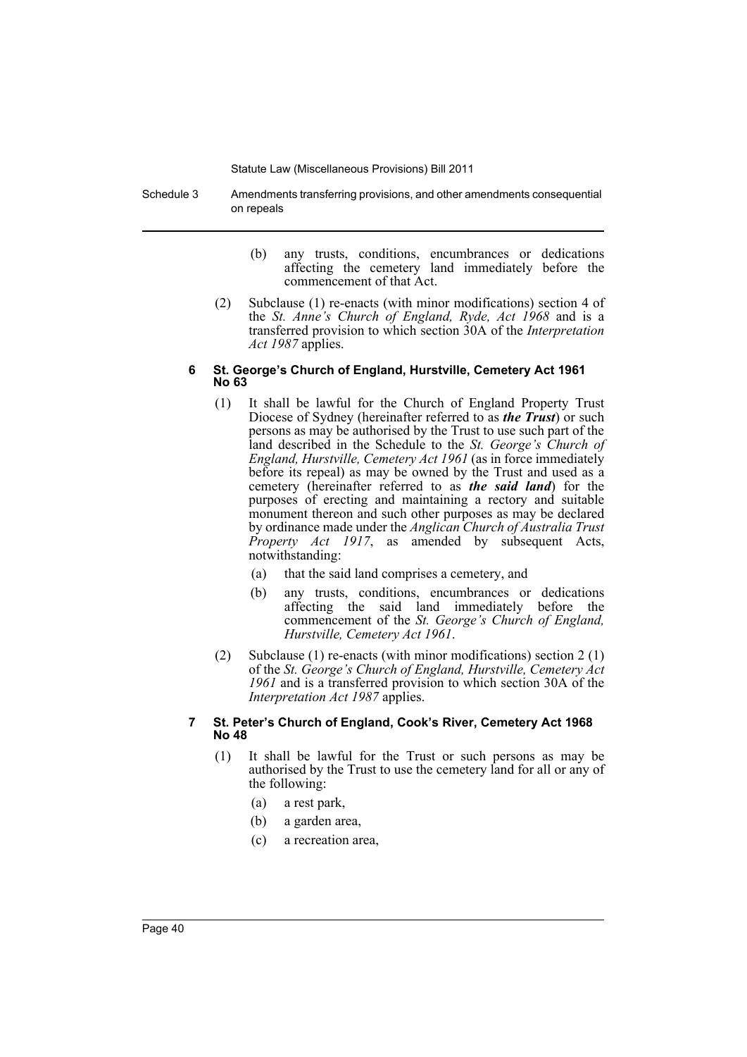(b) any trusts, conditions, encumbrances or dedications affecting the cemetery land immediately before the commencement of that Act.

(2) Subclause (1) re-enacts (with minor modifications) section 4 of the *St. Anne's Church of England, Ryde, Act 1968* and is a transferred provision to which section 30A of the *Interpretation Act 1987* applies.

#### 6 St. George's Church of England, Hurstville, Cemetery Act 1961 No 63

(1) It shall be lawful for the Church of England Property Trust Diocese of Sydney (hereinafter referred to as ***the Trust***) or such persons as may be authorised by the Trust to use such part of the land described in the Schedule to the *St. George's Church of England, Hurstville, Cemetery Act 1961* (as in force immediately before its repeal) as may be owned by the Trust and used as a cemetery (hereinafter referred to as ***the said land***) for the purposes of erecting and maintaining a rectory and suitable monument thereon and such other purposes as may be declared by ordinance made under the *Anglican Church of Australia Trust Property Act 1917*, as amended by subsequent Acts, notwithstanding:

(a) that the said land comprises a cemetery, and

(b) any trusts, conditions, encumbrances or dedications affecting the said land immediately before the commencement of the *St. George's Church of England, Hurstville, Cemetery Act 1961*.

(2) Subclause (1) re-enacts (with minor modifications) section 2 (1) of the *St. George's Church of England, Hurstville, Cemetery Act 1961* and is a transferred provision to which section 30A of the *Interpretation Act 1987* applies.

#### 7 St. Peter's Church of England, Cook's River, Cemetery Act 1968 No 48

(1) It shall be lawful for the Trust or such persons as may be authorised by the Trust to use the cemetery land for all or any of the following:

(a) a rest park,

(b) a garden area,

(c) a recreation area,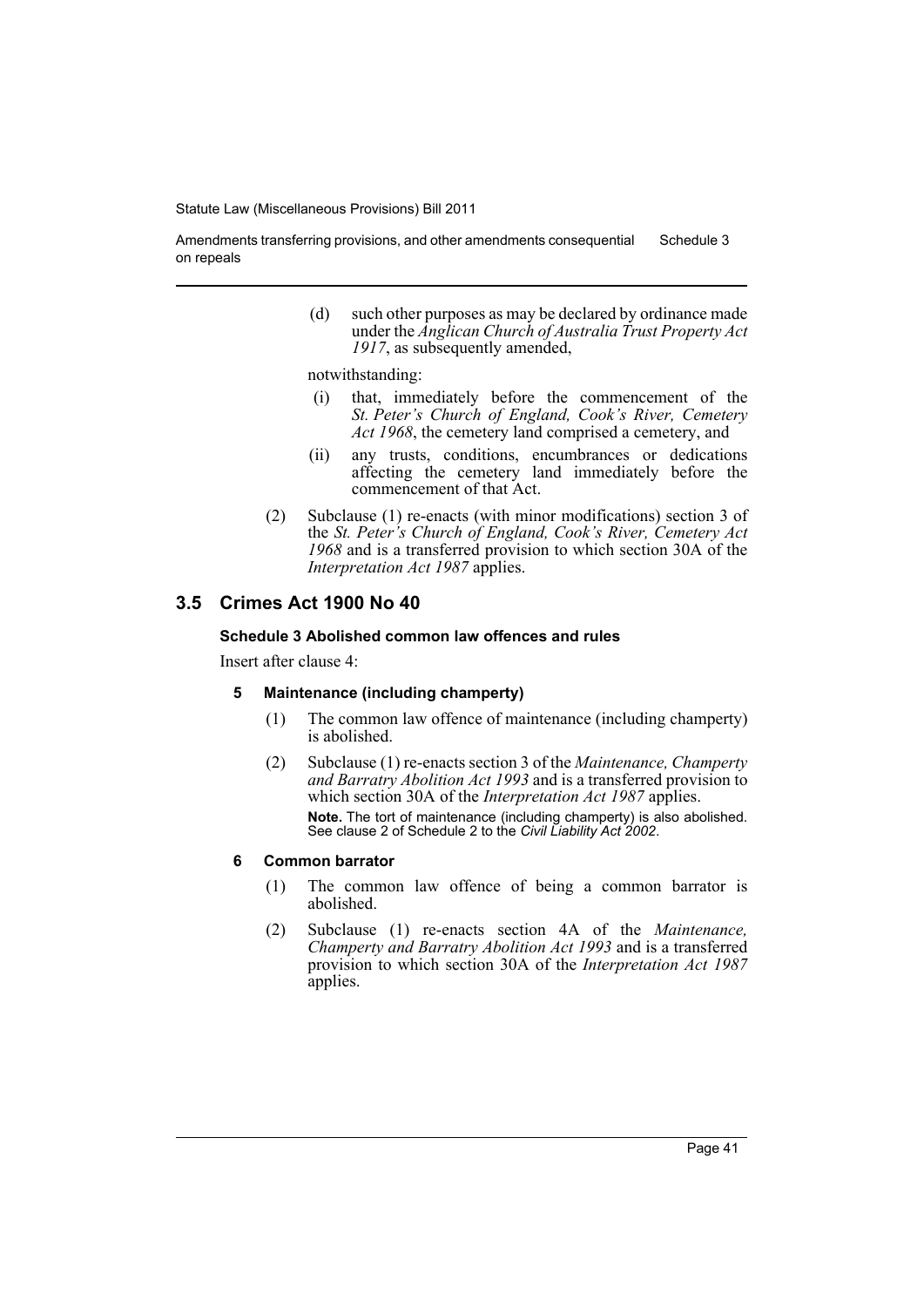(d) such other purposes as may be declared by ordinance made under the *Anglican Church of Australia Trust Property Act 1917*, as subsequently amended,

notwithstanding:

(i) that, immediately before the commencement of the *St. Peter's Church of England, Cook's River, Cemetery Act 1968*, the cemetery land comprised a cemetery, and

(ii) any trusts, conditions, encumbrances or dedications affecting the cemetery land immediately before the commencement of that Act.

(2) Subclause (1) re-enacts (with minor modifications) section 3 of the *St. Peter's Church of England, Cook's River, Cemetery Act 1968* and is a transferred provision to which section 30A of the *Interpretation Act 1987* applies.

## 3.5 Crimes Act 1900 No 40

### Schedule 3 Abolished common law offences and rules

Insert after clause 4:

#### 5 Maintenance (including champerty)

(1) The common law offence of maintenance (including champerty) is abolished.

(2) Subclause (1) re-enacts section 3 of the *Maintenance, Champerty and Barratry Abolition Act 1993* and is a transferred provision to which section 30A of the *Interpretation Act 1987* applies.

**Note.** The tort of maintenance (including champerty) is also abolished. See clause 2 of Schedule 2 to the *Civil Liability Act 2002*.

#### 6 Common barrator

(1) The common law offence of being a common barrator is abolished.

(2) Subclause (1) re-enacts section 4A of the *Maintenance, Champerty and Barratry Abolition Act 1993* and is a transferred provision to which section 30A of the *Interpretation Act 1987* applies.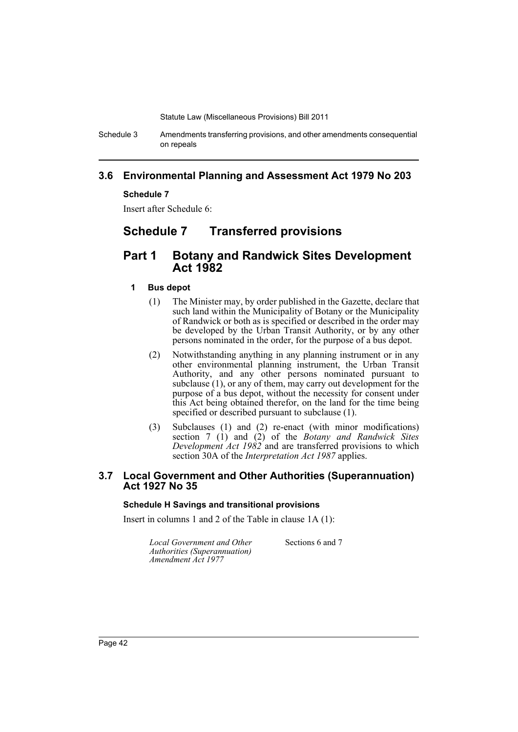## 3.6 Environmental Planning and Assessment Act 1979 No 203

**Schedule 7**

Insert after Schedule 6:

# Schedule 7 Transferred provisions

## Part 1 Botany and Randwick Sites Development Act 1982

**1 Bus depot**

(1) The Minister may, by order published in the Gazette, declare that such land within the Municipality of Botany or the Municipality of Randwick or both as is specified or described in the order may be developed by the Urban Transit Authority, or by any other persons nominated in the order, for the purpose of a bus depot.

(2) Notwithstanding anything in any planning instrument or in any other environmental planning instrument, the Urban Transit Authority, and any other persons nominated pursuant to subclause (1), or any of them, may carry out development for the purpose of a bus depot, without the necessity for consent under this Act being obtained therefor, on the land for the time being specified or described pursuant to subclause (1).

(3) Subclauses (1) and (2) re-enact (with minor modifications) section 7 (1) and (2) of the *Botany and Randwick Sites Development Act 1982* and are transferred provisions to which section 30A of the *Interpretation Act 1987* applies.

## 3.7 Local Government and Other Authorities (Superannuation) Act 1927 No 35

**Schedule H Savings and transitional provisions**

Insert in columns 1 and 2 of the Table in clause 1A (1):

| | |
|---|---|
| *Local Government and Other Authorities (Superannuation) Amendment Act 1977* | Sections 6 and 7 |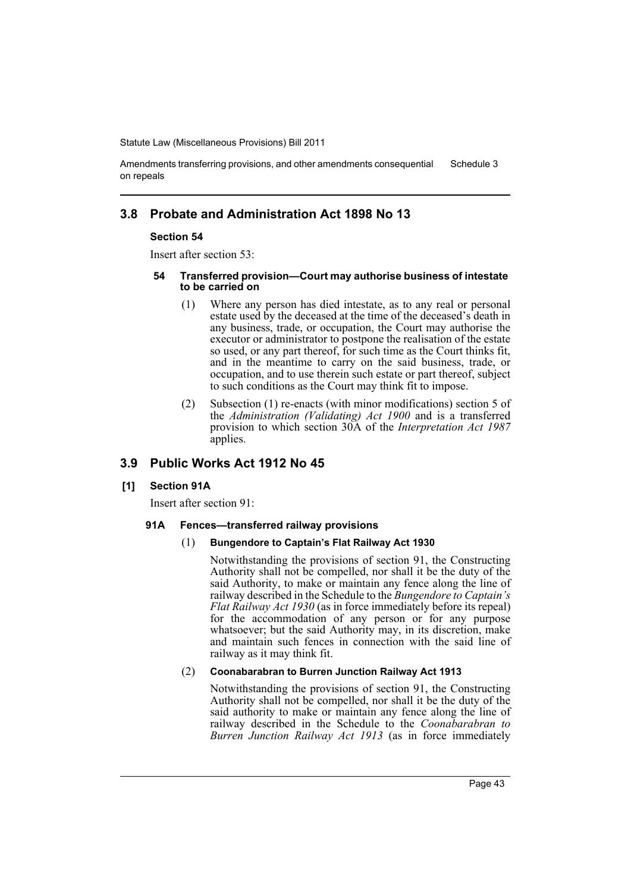## 3.8 Probate and Administration Act 1898 No 13

### Section 54

Insert after section 53:

#### 54 Transferred provision—Court may authorise business of intestate to be carried on

(1) Where any person has died intestate, as to any real or personal estate used by the deceased at the time of the deceased's death in any business, trade, or occupation, the Court may authorise the executor or administrator to postpone the realisation of the estate so used, or any part thereof, for such time as the Court thinks fit, and in the meantime to carry on the said business, trade, or occupation, and to use therein such estate or part thereof, subject to such conditions as the Court may think fit to impose.

(2) Subsection (1) re-enacts (with minor modifications) section 5 of the *Administration (Validating) Act 1900* and is a transferred provision to which section 30A of the *Interpretation Act 1987* applies.

## 3.9 Public Works Act 1912 No 45

### [1] Section 91A

Insert after section 91:

#### 91A Fences—transferred railway provisions

(1) **Bungendore to Captain's Flat Railway Act 1930**

Notwithstanding the provisions of section 91, the Constructing Authority shall not be compelled, nor shall it be the duty of the said Authority, to make or maintain any fence along the line of railway described in the Schedule to the *Bungendore to Captain's Flat Railway Act 1930* (as in force immediately before its repeal) for the accommodation of any person or for any purpose whatsoever; but the said Authority may, in its discretion, make and maintain such fences in connection with the said line of railway as it may think fit.

(2) **Coonabarabran to Burren Junction Railway Act 1913**

Notwithstanding the provisions of section 91, the Constructing Authority shall not be compelled, nor shall it be the duty of the said authority to make or maintain any fence along the line of railway described in the Schedule to the *Coonabarabran to Burren Junction Railway Act 1913* (as in force immediately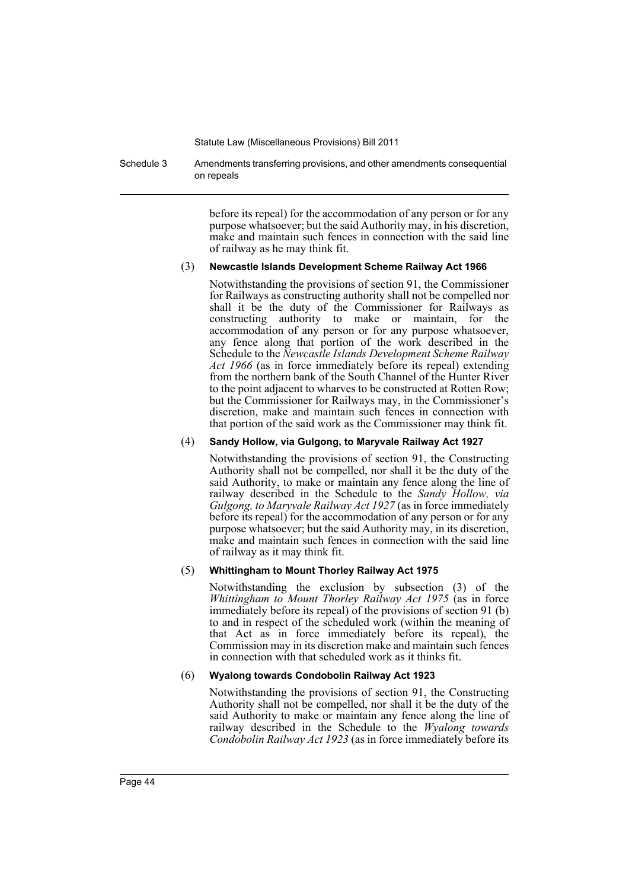before its repeal) for the accommodation of any person or for any purpose whatsoever; but the said Authority may, in his discretion, make and maintain such fences in connection with the said line of railway as he may think fit.

(3) **Newcastle Islands Development Scheme Railway Act 1966**

Notwithstanding the provisions of section 91, the Commissioner for Railways as constructing authority shall not be compelled nor shall it be the duty of the Commissioner for Railways as constructing authority to make or maintain, for the accommodation of any person or for any purpose whatsoever, any fence along that portion of the work described in the Schedule to the *Newcastle Islands Development Scheme Railway Act 1966* (as in force immediately before its repeal) extending from the northern bank of the South Channel of the Hunter River to the point adjacent to wharves to be constructed at Rotten Row; but the Commissioner for Railways may, in the Commissioner's discretion, make and maintain such fences in connection with that portion of the said work as the Commissioner may think fit.

(4) **Sandy Hollow, via Gulgong, to Maryvale Railway Act 1927**

Notwithstanding the provisions of section 91, the Constructing Authority shall not be compelled, nor shall it be the duty of the said Authority, to make or maintain any fence along the line of railway described in the Schedule to the *Sandy Hollow, via Gulgong, to Maryvale Railway Act 1927* (as in force immediately before its repeal) for the accommodation of any person or for any purpose whatsoever; but the said Authority may, in its discretion, make and maintain such fences in connection with the said line of railway as it may think fit.

(5) **Whittingham to Mount Thorley Railway Act 1975**

Notwithstanding the exclusion by subsection (3) of the *Whittingham to Mount Thorley Railway Act 1975* (as in force immediately before its repeal) of the provisions of section 91 (b) to and in respect of the scheduled work (within the meaning of that Act as in force immediately before its repeal), the Commission may in its discretion make and maintain such fences in connection with that scheduled work as it thinks fit.

(6) **Wyalong towards Condobolin Railway Act 1923**

Notwithstanding the provisions of section 91, the Constructing Authority shall not be compelled, nor shall it be the duty of the said Authority to make or maintain any fence along the line of railway described in the Schedule to the *Wyalong towards Condobolin Railway Act 1923* (as in force immediately before its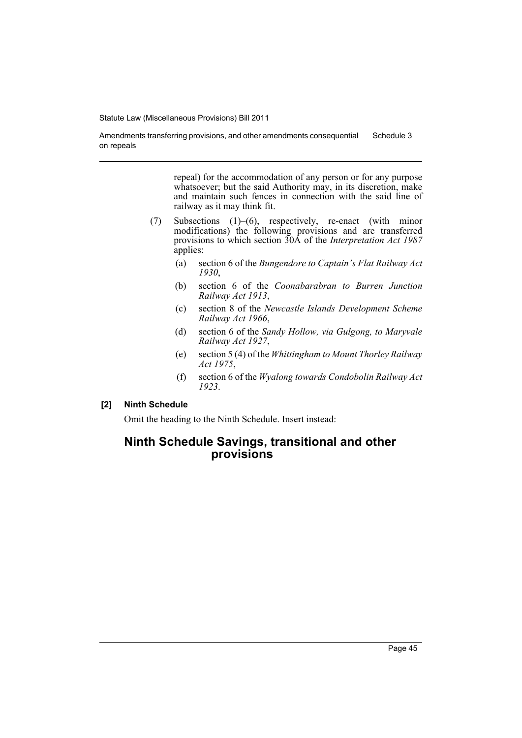repeal) for the accommodation of any person or for any purpose whatsoever; but the said Authority may, in its discretion, make and maintain such fences in connection with the said line of railway as it may think fit.

(7) Subsections (1)–(6), respectively, re-enact (with minor modifications) the following provisions and are transferred provisions to which section 30A of the *Interpretation Act 1987* applies:

- (a) section 6 of the *Bungendore to Captain's Flat Railway Act 1930*,
- (b) section 6 of the *Coonabarabran to Burren Junction Railway Act 1913*,
- (c) section 8 of the *Newcastle Islands Development Scheme Railway Act 1966*,
- (d) section 6 of the *Sandy Hollow, via Gulgong, to Maryvale Railway Act 1927*,
- (e) section 5 (4) of the *Whittingham to Mount Thorley Railway Act 1975*,
- (f) section 6 of the *Wyalong towards Condobolin Railway Act 1923*.

**[2] Ninth Schedule**

Omit the heading to the Ninth Schedule. Insert instead:

## Ninth Schedule Savings, transitional and other provisions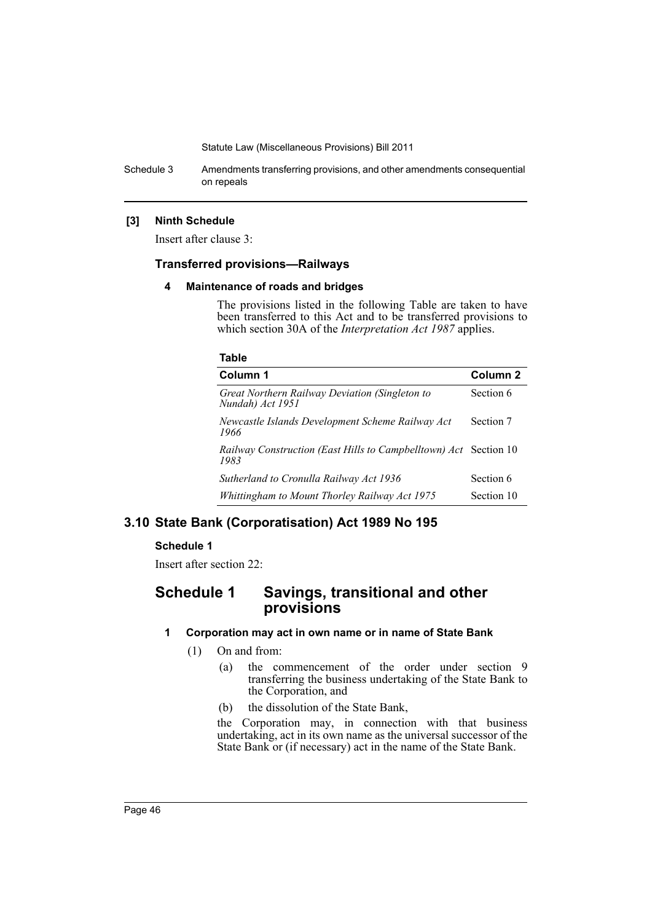**[3] Ninth Schedule**

Insert after clause 3:

### Transferred provisions—Railways

**4 Maintenance of roads and bridges**

The provisions listed in the following Table are taken to have been transferred to this Act and to be transferred provisions to which section 30A of the *Interpretation Act 1987* applies.

**Table**

| Column 1 | Column 2 |
|---|---|
| *Great Northern Railway Deviation (Singleton to Nundah) Act 1951* | Section 6 |
| *Newcastle Islands Development Scheme Railway Act 1966* | Section 7 |
| *Railway Construction (East Hills to Campbelltown) Act 1983* | Section 10 |
| *Sutherland to Cronulla Railway Act 1936* | Section 6 |
| *Whittingham to Mount Thorley Railway Act 1975* | Section 10 |

## 3.10 State Bank (Corporatisation) Act 1989 No 195

**Schedule 1**

Insert after section 22:

## Schedule 1 Savings, transitional and other provisions

**1 Corporation may act in own name or in name of State Bank**

(1) On and from:

(a) the commencement of the order under section 9 transferring the business undertaking of the State Bank to the Corporation, and

(b) the dissolution of the State Bank,

the Corporation may, in connection with that business undertaking, act in its own name as the universal successor of the State Bank or (if necessary) act in the name of the State Bank.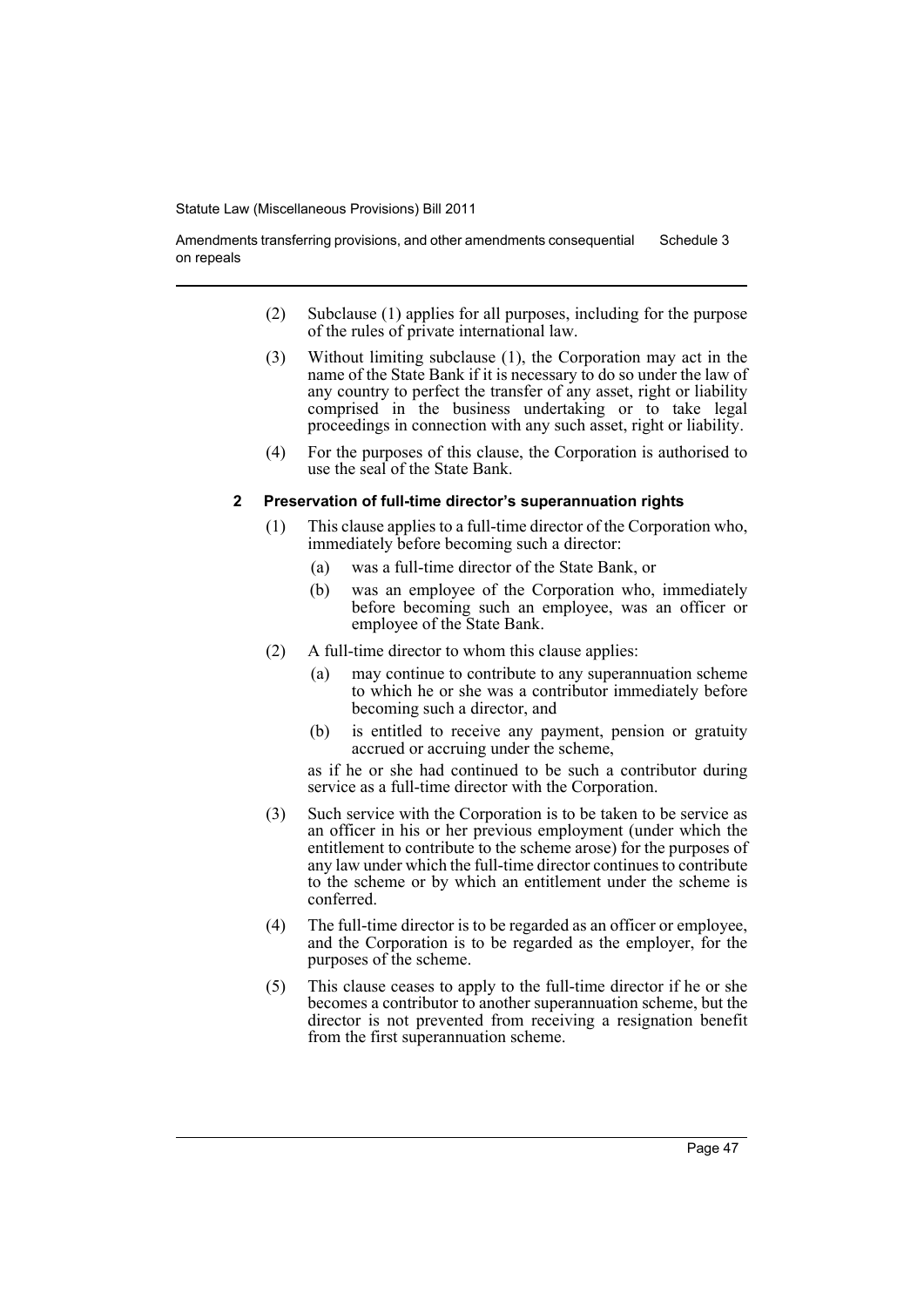(2) Subclause (1) applies for all purposes, including for the purpose of the rules of private international law.

(3) Without limiting subclause (1), the Corporation may act in the name of the State Bank if it is necessary to do so under the law of any country to perfect the transfer of any asset, right or liability comprised in the business undertaking or to take legal proceedings in connection with any such asset, right or liability.

(4) For the purposes of this clause, the Corporation is authorised to use the seal of the State Bank.

#### 2 Preservation of full-time director's superannuation rights

(1) This clause applies to a full-time director of the Corporation who, immediately before becoming such a director:

- (a) was a full-time director of the State Bank, or
- (b) was an employee of the Corporation who, immediately before becoming such an employee, was an officer or employee of the State Bank.

(2) A full-time director to whom this clause applies:

- (a) may continue to contribute to any superannuation scheme to which he or she was a contributor immediately before becoming such a director, and
- (b) is entitled to receive any payment, pension or gratuity accrued or accruing under the scheme,

as if he or she had continued to be such a contributor during service as a full-time director with the Corporation.

(3) Such service with the Corporation is to be taken to be service as an officer in his or her previous employment (under which the entitlement to contribute to the scheme arose) for the purposes of any law under which the full-time director continues to contribute to the scheme or by which an entitlement under the scheme is conferred.

(4) The full-time director is to be regarded as an officer or employee, and the Corporation is to be regarded as the employer, for the purposes of the scheme.

(5) This clause ceases to apply to the full-time director if he or she becomes a contributor to another superannuation scheme, but the director is not prevented from receiving a resignation benefit from the first superannuation scheme.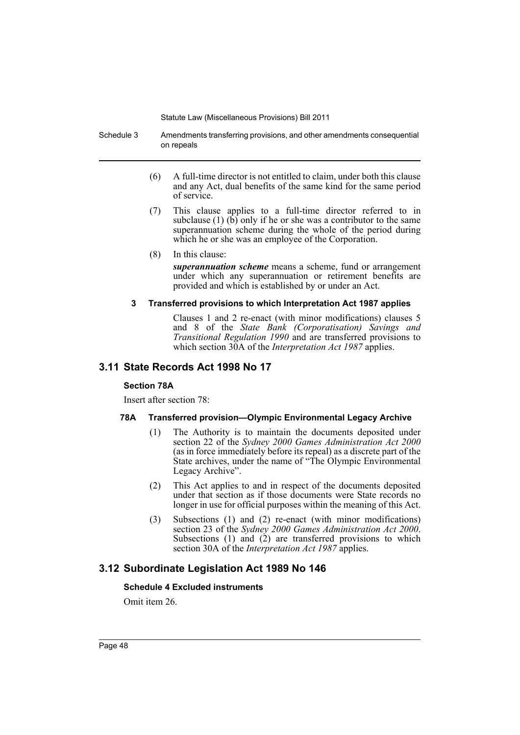(6) A full-time director is not entitled to claim, under both this clause and any Act, dual benefits of the same kind for the same period of service.

(7) This clause applies to a full-time director referred to in subclause (1) (b) only if he or she was a contributor to the same superannuation scheme during the whole of the period during which he or she was an employee of the Corporation.

(8) In this clause:

***superannuation scheme*** means a scheme, fund or arrangement under which any superannuation or retirement benefits are provided and which is established by or under an Act.

#### 3 Transferred provisions to which Interpretation Act 1987 applies

Clauses 1 and 2 re-enact (with minor modifications) clauses 5 and 8 of the *State Bank (Corporatisation) Savings and Transitional Regulation 1990* and are transferred provisions to which section 30A of the *Interpretation Act 1987* applies.

## 3.11 State Records Act 1998 No 17

### Section 78A

Insert after section 78:

#### 78A Transferred provision—Olympic Environmental Legacy Archive

(1) The Authority is to maintain the documents deposited under section 22 of the *Sydney 2000 Games Administration Act 2000* (as in force immediately before its repeal) as a discrete part of the State archives, under the name of "The Olympic Environmental Legacy Archive".

(2) This Act applies to and in respect of the documents deposited under that section as if those documents were State records no longer in use for official purposes within the meaning of this Act.

(3) Subsections (1) and (2) re-enact (with minor modifications) section 23 of the *Sydney 2000 Games Administration Act 2000*. Subsections (1) and (2) are transferred provisions to which section 30A of the *Interpretation Act 1987* applies.

## 3.12 Subordinate Legislation Act 1989 No 146

### Schedule 4 Excluded instruments

Omit item 26.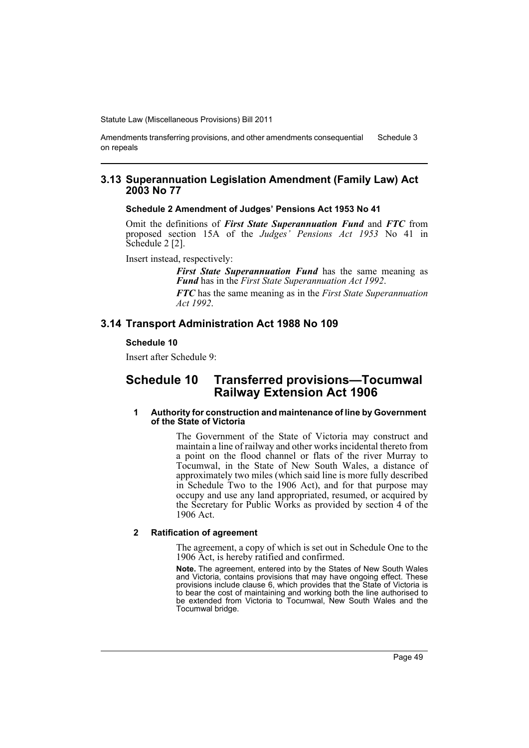## 3.13 Superannuation Legislation Amendment (Family Law) Act 2003 No 77

### Schedule 2 Amendment of Judges' Pensions Act 1953 No 41

Omit the definitions of ***First State Superannuation Fund*** and ***FTC*** from proposed section 15A of the *Judges' Pensions Act 1953* No 41 in Schedule 2 [2].

Insert instead, respectively:

> ***First State Superannuation Fund*** has the same meaning as ***Fund*** has in the *First State Superannuation Act 1992*.
>
> ***FTC*** has the same meaning as in the *First State Superannuation Act 1992*.

## 3.14 Transport Administration Act 1988 No 109

### Schedule 10

Insert after Schedule 9:

# Schedule 10 Transferred provisions—Tocumwal Railway Extension Act 1906

#### 1 Authority for construction and maintenance of line by Government of the State of Victoria

The Government of the State of Victoria may construct and maintain a line of railway and other works incidental thereto from a point on the flood channel or flats of the river Murray to Tocumwal, in the State of New South Wales, a distance of approximately two miles (which said line is more fully described in Schedule Two to the 1906 Act), and for that purpose may occupy and use any land appropriated, resumed, or acquired by the Secretary for Public Works as provided by section 4 of the 1906 Act.

#### 2 Ratification of agreement

The agreement, a copy of which is set out in Schedule One to the 1906 Act, is hereby ratified and confirmed.

**Note.** The agreement, entered into by the States of New South Wales and Victoria, contains provisions that may have ongoing effect. These provisions include clause 6, which provides that the State of Victoria is to bear the cost of maintaining and working both the line authorised to be extended from Victoria to Tocumwal, New South Wales and the Tocumwal bridge.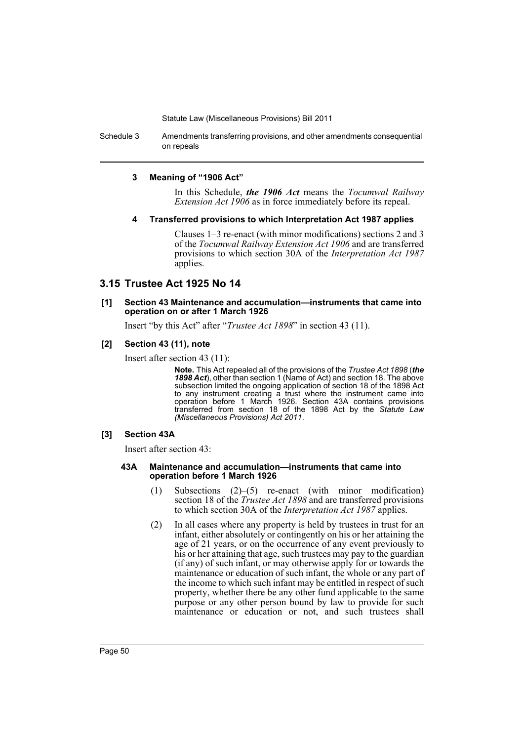#### 3 Meaning of "1906 Act"

In this Schedule, ***the 1906 Act*** means the *Tocumwal Railway Extension Act 1906* as in force immediately before its repeal.

#### 4 Transferred provisions to which Interpretation Act 1987 applies

Clauses 1–3 re-enact (with minor modifications) sections 2 and 3 of the *Tocumwal Railway Extension Act 1906* and are transferred provisions to which section 30A of the *Interpretation Act 1987* applies.

## 3.15 Trustee Act 1925 No 14

#### [1] Section 43 Maintenance and accumulation—instruments that came into operation on or after 1 March 1926

Insert "by this Act" after "*Trustee Act 1898*" in section 43 (11).

#### [2] Section 43 (11), note

Insert after section 43 (11):

> **Note.** This Act repealed all of the provisions of the *Trustee Act 1898* (***the 1898 Act***), other than section 1 (Name of Act) and section 18. The above subsection limited the ongoing application of section 18 of the 1898 Act to any instrument creating a trust where the instrument came into operation before 1 March 1926. Section 43A contains provisions transferred from section 18 of the 1898 Act by the *Statute Law (Miscellaneous Provisions) Act 2011*.

#### [3] Section 43A

Insert after section 43:

#### 43A Maintenance and accumulation—instruments that came into operation before 1 March 1926

(1) Subsections (2)–(5) re-enact (with minor modification) section 18 of the *Trustee Act 1898* and are transferred provisions to which section 30A of the *Interpretation Act 1987* applies.

(2) In all cases where any property is held by trustees in trust for an infant, either absolutely or contingently on his or her attaining the age of 21 years, or on the occurrence of any event previously to his or her attaining that age, such trustees may pay to the guardian (if any) of such infant, or may otherwise apply for or towards the maintenance or education of such infant, the whole or any part of the income to which such infant may be entitled in respect of such property, whether there be any other fund applicable to the same purpose or any other person bound by law to provide for such maintenance or education or not, and such trustees shall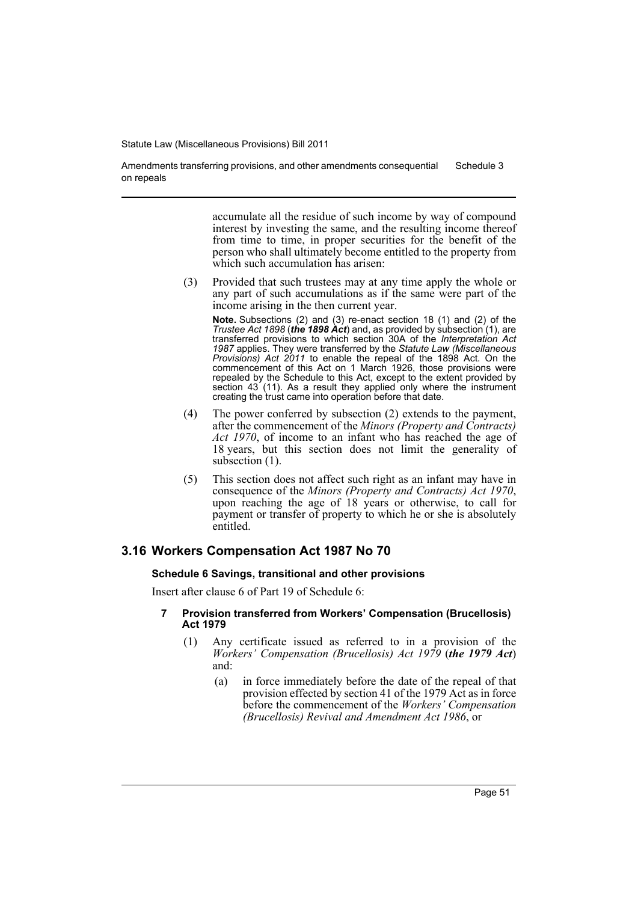accumulate all the residue of such income by way of compound interest by investing the same, and the resulting income thereof from time to time, in proper securities for the benefit of the person who shall ultimately become entitled to the property from which such accumulation has arisen:

(3) Provided that such trustees may at any time apply the whole or any part of such accumulations as if the same were part of the income arising in the then current year.

**Note.** Subsections (2) and (3) re-enact section 18 (1) and (2) of the *Trustee Act 1898* (***the 1898 Act***) and, as provided by subsection (1), are transferred provisions to which section 30A of the *Interpretation Act 1987* applies. They were transferred by the *Statute Law (Miscellaneous Provisions) Act 2011* to enable the repeal of the 1898 Act. On the commencement of this Act on 1 March 1926, those provisions were repealed by the Schedule to this Act, except to the extent provided by section 43 (11). As a result they applied only where the instrument creating the trust came into operation before that date.

(4) The power conferred by subsection (2) extends to the payment, after the commencement of the *Minors (Property and Contracts) Act 1970*, of income to an infant who has reached the age of 18 years, but this section does not limit the generality of subsection (1).

(5) This section does not affect such right as an infant may have in consequence of the *Minors (Property and Contracts) Act 1970*, upon reaching the age of 18 years or otherwise, to call for payment or transfer of property to which he or she is absolutely entitled.

## 3.16 Workers Compensation Act 1987 No 70

### Schedule 6 Savings, transitional and other provisions

Insert after clause 6 of Part 19 of Schedule 6:

**7 Provision transferred from Workers' Compensation (Brucellosis) Act 1979**

(1) Any certificate issued as referred to in a provision of the *Workers' Compensation (Brucellosis) Act 1979* (***the 1979 Act***) and:

(a) in force immediately before the date of the repeal of that provision effected by section 41 of the 1979 Act as in force before the commencement of the *Workers' Compensation (Brucellosis) Revival and Amendment Act 1986*, or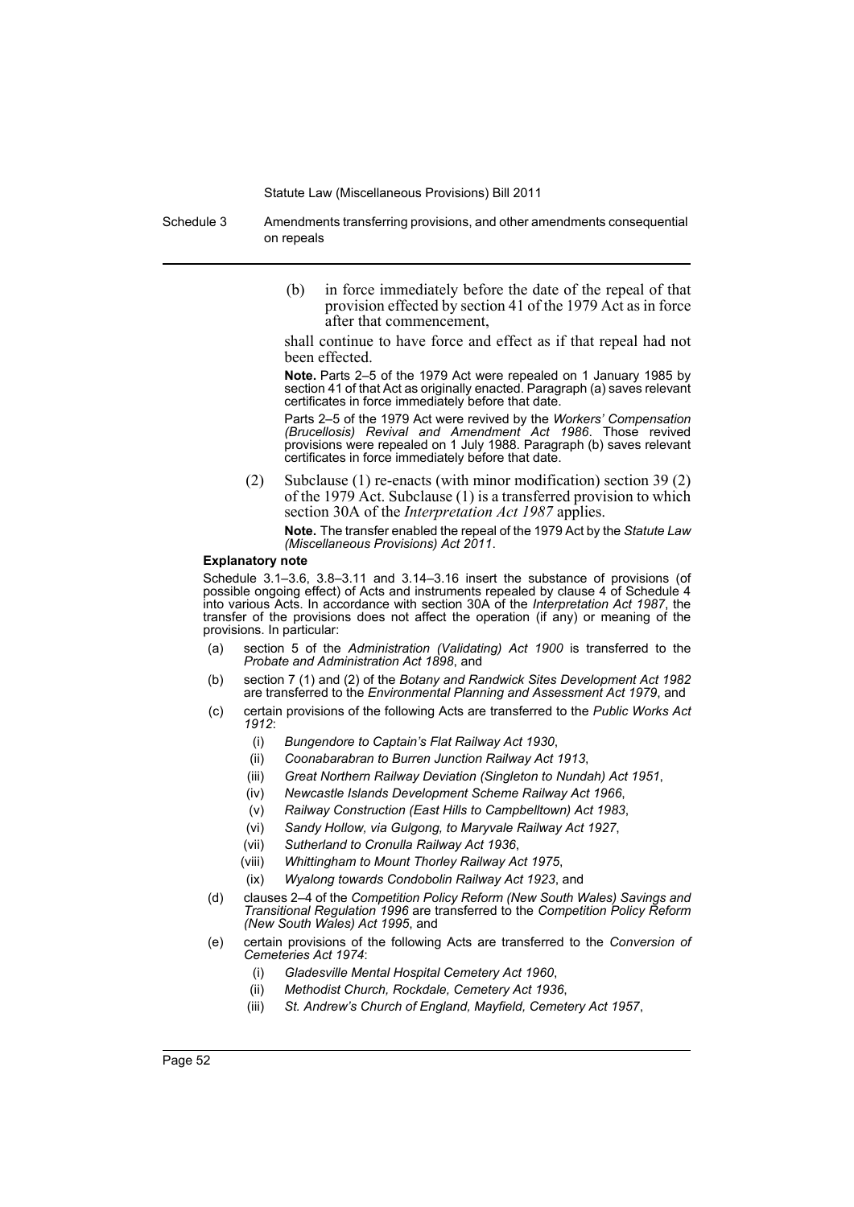(b) in force immediately before the date of the repeal of that provision effected by section 41 of the 1979 Act as in force after that commencement,

shall continue to have force and effect as if that repeal had not been effected.

**Note.** Parts 2–5 of the 1979 Act were repealed on 1 January 1985 by section 41 of that Act as originally enacted. Paragraph (a) saves relevant certificates in force immediately before that date.

Parts 2–5 of the 1979 Act were revived by the *Workers' Compensation (Brucellosis) Revival and Amendment Act 1986*. Those revived provisions were repealed on 1 July 1988. Paragraph (b) saves relevant certificates in force immediately before that date.

(2) Subclause (1) re-enacts (with minor modification) section 39 (2) of the 1979 Act. Subclause (1) is a transferred provision to which section 30A of the *Interpretation Act 1987* applies.

**Note.** The transfer enabled the repeal of the 1979 Act by the *Statute Law (Miscellaneous Provisions) Act 2011*.

**Explanatory note**

Schedule 3.1–3.6, 3.8–3.11 and 3.14–3.16 insert the substance of provisions (of possible ongoing effect) of Acts and instruments repealed by clause 4 of Schedule 4 into various Acts. In accordance with section 30A of the *Interpretation Act 1987*, the transfer of the provisions does not affect the operation (if any) or meaning of the provisions. In particular:

(a) section 5 of the *Administration (Validating) Act 1900* is transferred to the *Probate and Administration Act 1898*, and

(b) section 7 (1) and (2) of the *Botany and Randwick Sites Development Act 1982* are transferred to the *Environmental Planning and Assessment Act 1979*, and

(c) certain provisions of the following Acts are transferred to the *Public Works Act 1912*:

  (i) *Bungendore to Captain's Flat Railway Act 1930*,
  (ii) *Coonabarabran to Burren Junction Railway Act 1913*,
  (iii) *Great Northern Railway Deviation (Singleton to Nundah) Act 1951*,
  (iv) *Newcastle Islands Development Scheme Railway Act 1966*,
  (v) *Railway Construction (East Hills to Campbelltown) Act 1983*,
  (vi) *Sandy Hollow, via Gulgong, to Maryvale Railway Act 1927*,
  (vii) *Sutherland to Cronulla Railway Act 1936*,
  (viii) *Whittingham to Mount Thorley Railway Act 1975*,
  (ix) *Wyalong towards Condobolin Railway Act 1923*, and

(d) clauses 2–4 of the *Competition Policy Reform (New South Wales) Savings and Transitional Regulation 1996* are transferred to the *Competition Policy Reform (New South Wales) Act 1995*, and

(e) certain provisions of the following Acts are transferred to the *Conversion of Cemeteries Act 1974*:

  (i) *Gladesville Mental Hospital Cemetery Act 1960*,
  (ii) *Methodist Church, Rockdale, Cemetery Act 1936*,
  (iii) *St. Andrew's Church of England, Mayfield, Cemetery Act 1957*,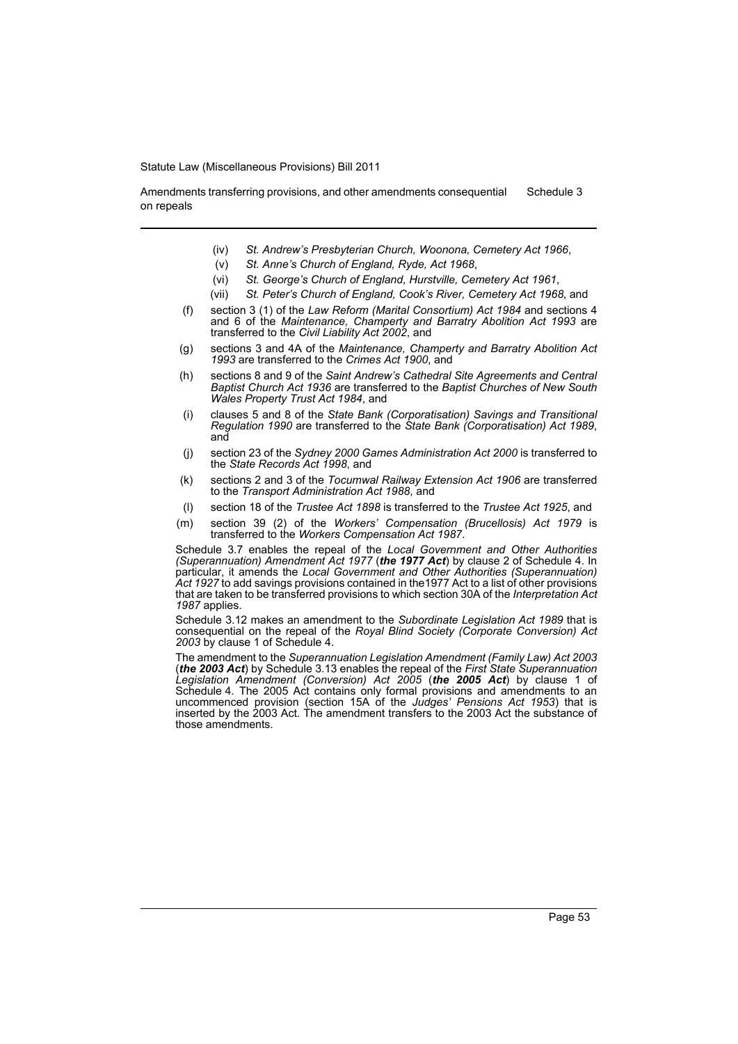(iv) *St. Andrew's Presbyterian Church, Woonona, Cemetery Act 1966*,

(v) *St. Anne's Church of England, Ryde, Act 1968*,

(vi) *St. George's Church of England, Hurstville, Cemetery Act 1961*,

(vii) *St. Peter's Church of England, Cook's River, Cemetery Act 1968*, and

(f) section 3 (1) of the *Law Reform (Marital Consortium) Act 1984* and sections 4 and 6 of the *Maintenance, Champerty and Barratry Abolition Act 1993* are transferred to the *Civil Liability Act 2002*, and

(g) sections 3 and 4A of the *Maintenance, Champerty and Barratry Abolition Act 1993* are transferred to the *Crimes Act 1900*, and

(h) sections 8 and 9 of the *Saint Andrew's Cathedral Site Agreements and Central Baptist Church Act 1936* are transferred to the *Baptist Churches of New South Wales Property Trust Act 1984*, and

(i) clauses 5 and 8 of the *State Bank (Corporatisation) Savings and Transitional Regulation 1990* are transferred to the *State Bank (Corporatisation) Act 1989*, and

(j) section 23 of the *Sydney 2000 Games Administration Act 2000* is transferred to the *State Records Act 1998*, and

(k) sections 2 and 3 of the *Tocumwal Railway Extension Act 1906* are transferred to the *Transport Administration Act 1988*, and

(l) section 18 of the *Trustee Act 1898* is transferred to the *Trustee Act 1925*, and

(m) section 39 (2) of the *Workers' Compensation (Brucellosis) Act 1979* is transferred to the *Workers Compensation Act 1987*.

Schedule 3.7 enables the repeal of the *Local Government and Other Authorities (Superannuation) Amendment Act 1977* (***the 1977 Act***) by clause 2 of Schedule 4. In particular, it amends the *Local Government and Other Authorities (Superannuation) Act 1927* to add savings provisions contained in the1977 Act to a list of other provisions that are taken to be transferred provisions to which section 30A of the *Interpretation Act 1987* applies.

Schedule 3.12 makes an amendment to the *Subordinate Legislation Act 1989* that is consequential on the repeal of the *Royal Blind Society (Corporate Conversion) Act 2003* by clause 1 of Schedule 4.

The amendment to the *Superannuation Legislation Amendment (Family Law) Act 2003* (***the 2003 Act***) by Schedule 3.13 enables the repeal of the *First State Superannuation Legislation Amendment (Conversion) Act 2005* (***the 2005 Act***) by clause 1 of Schedule 4. The 2005 Act contains only formal provisions and amendments to an uncommenced provision (section 15A of the *Judges' Pensions Act 1953*) that is inserted by the 2003 Act. The amendment transfers to the 2003 Act the substance of those amendments.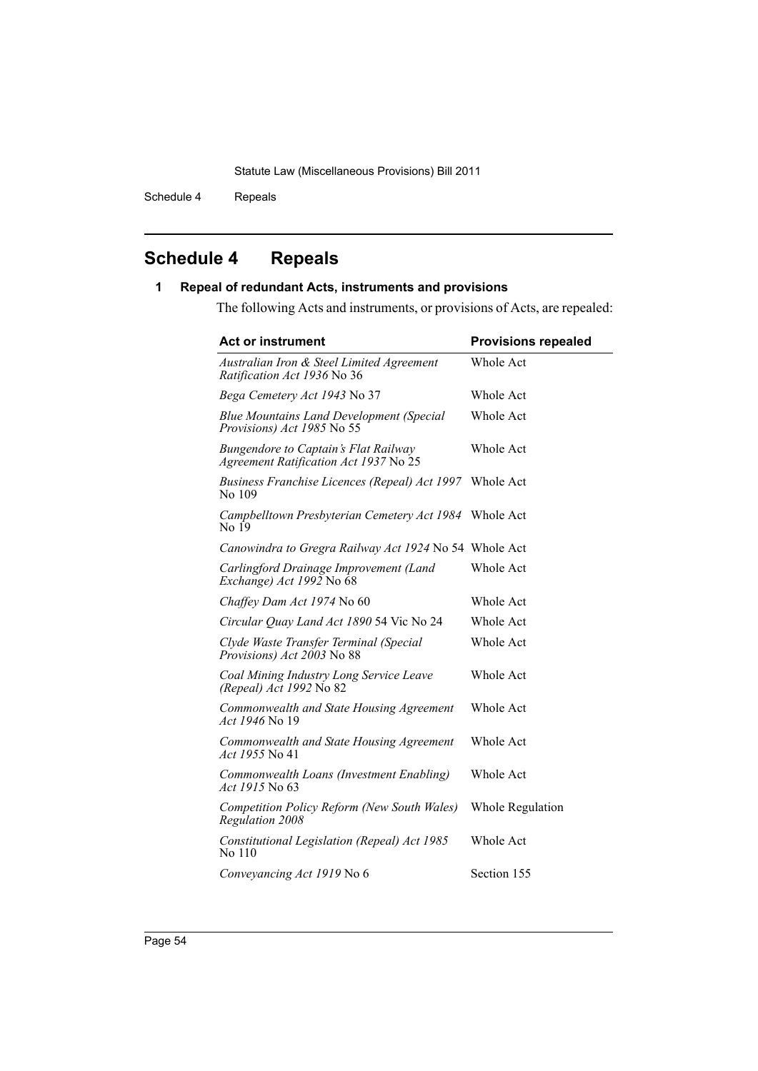## Schedule 4 Repeals

### 1 Repeal of redundant Acts, instruments and provisions

The following Acts and instruments, or provisions of Acts, are repealed:

| Act or instrument | Provisions repealed |
|---|---|
| *Australian Iron & Steel Limited Agreement Ratification Act 1936* No 36 | Whole Act |
| *Bega Cemetery Act 1943* No 37 | Whole Act |
| *Blue Mountains Land Development (Special Provisions) Act 1985* No 55 | Whole Act |
| *Bungendore to Captain's Flat Railway Agreement Ratification Act 1937* No 25 | Whole Act |
| *Business Franchise Licences (Repeal) Act 1997* No 109 | Whole Act |
| *Campbelltown Presbyterian Cemetery Act 1984* No 19 | Whole Act |
| *Canowindra to Gregra Railway Act 1924* No 54 | Whole Act |
| *Carlingford Drainage Improvement (Land Exchange) Act 1992* No 68 | Whole Act |
| *Chaffey Dam Act 1974* No 60 | Whole Act |
| *Circular Quay Land Act 1890* 54 Vic No 24 | Whole Act |
| *Clyde Waste Transfer Terminal (Special Provisions) Act 2003* No 88 | Whole Act |
| *Coal Mining Industry Long Service Leave (Repeal) Act 1992* No 82 | Whole Act |
| *Commonwealth and State Housing Agreement Act 1946* No 19 | Whole Act |
| *Commonwealth and State Housing Agreement Act 1955* No 41 | Whole Act |
| *Commonwealth Loans (Investment Enabling) Act 1915* No 63 | Whole Act |
| *Competition Policy Reform (New South Wales) Regulation 2008* | Whole Regulation |
| *Constitutional Legislation (Repeal) Act 1985* No 110 | Whole Act |
| *Conveyancing Act 1919* No 6 | Section 155 |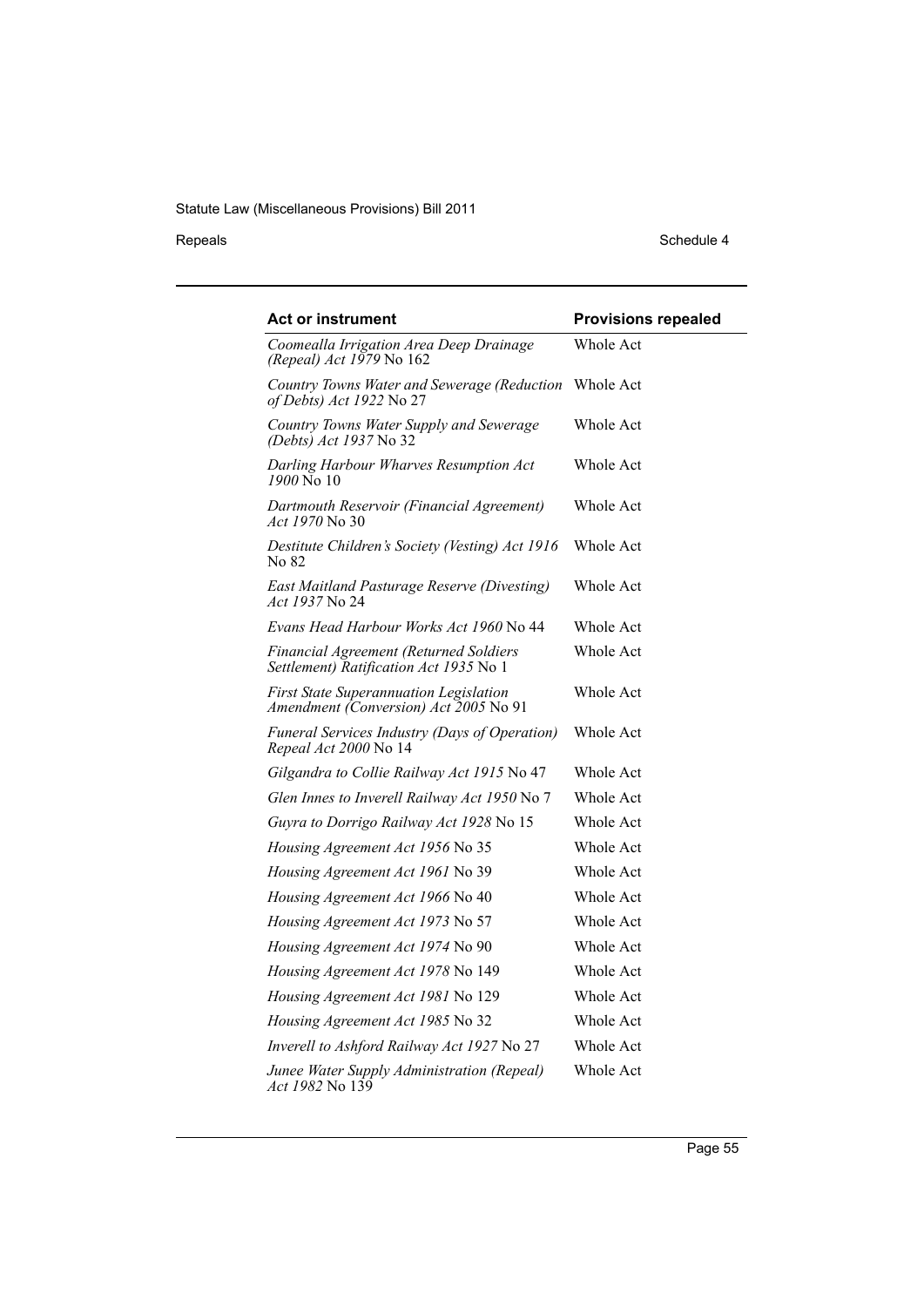| Act or instrument | Provisions repealed |
| --- | --- |
| *Coomealla Irrigation Area Deep Drainage (Repeal) Act 1979* No 162 | Whole Act |
| *Country Towns Water and Sewerage (Reduction of Debts) Act 1922* No 27 | Whole Act |
| *Country Towns Water Supply and Sewerage (Debts) Act 1937* No 32 | Whole Act |
| *Darling Harbour Wharves Resumption Act 1900* No 10 | Whole Act |
| *Dartmouth Reservoir (Financial Agreement) Act 1970* No 30 | Whole Act |
| *Destitute Children's Society (Vesting) Act 1916* No 82 | Whole Act |
| *East Maitland Pasturage Reserve (Divesting) Act 1937* No 24 | Whole Act |
| *Evans Head Harbour Works Act 1960* No 44 | Whole Act |
| *Financial Agreement (Returned Soldiers Settlement) Ratification Act 1935* No 1 | Whole Act |
| *First State Superannuation Legislation Amendment (Conversion) Act 2005* No 91 | Whole Act |
| *Funeral Services Industry (Days of Operation) Repeal Act 2000* No 14 | Whole Act |
| *Gilgandra to Collie Railway Act 1915* No 47 | Whole Act |
| *Glen Innes to Inverell Railway Act 1950* No 7 | Whole Act |
| *Guyra to Dorrigo Railway Act 1928* No 15 | Whole Act |
| *Housing Agreement Act 1956* No 35 | Whole Act |
| *Housing Agreement Act 1961* No 39 | Whole Act |
| *Housing Agreement Act 1966* No 40 | Whole Act |
| *Housing Agreement Act 1973* No 57 | Whole Act |
| *Housing Agreement Act 1974* No 90 | Whole Act |
| *Housing Agreement Act 1978* No 149 | Whole Act |
| *Housing Agreement Act 1981* No 129 | Whole Act |
| *Housing Agreement Act 1985* No 32 | Whole Act |
| *Inverell to Ashford Railway Act 1927* No 27 | Whole Act |
| *Junee Water Supply Administration (Repeal) Act 1982* No 139 | Whole Act |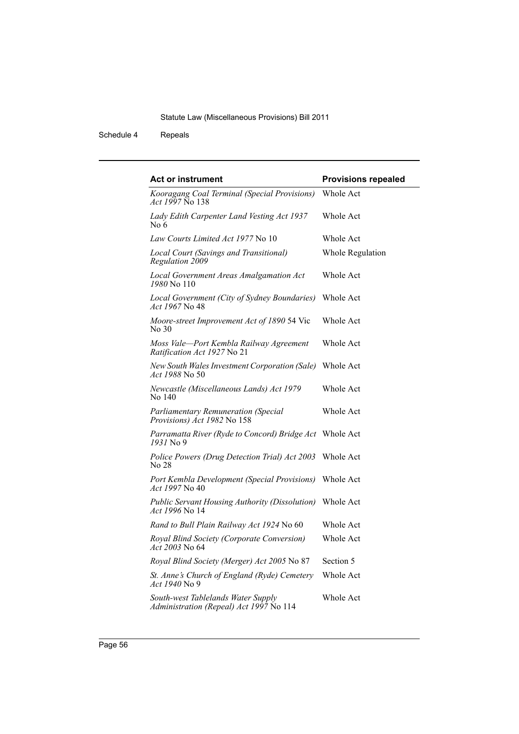| Act or instrument | Provisions repealed |
| --- | --- |
| *Kooragang Coal Terminal (Special Provisions) Act 1997* No 138 | Whole Act |
| *Lady Edith Carpenter Land Vesting Act 1937* No 6 | Whole Act |
| *Law Courts Limited Act 1977* No 10 | Whole Act |
| *Local Court (Savings and Transitional) Regulation 2009* | Whole Regulation |
| *Local Government Areas Amalgamation Act 1980* No 110 | Whole Act |
| *Local Government (City of Sydney Boundaries) Act 1967* No 48 | Whole Act |
| *Moore-street Improvement Act of 1890* 54 Vic No 30 | Whole Act |
| *Moss Vale—Port Kembla Railway Agreement Ratification Act 1927* No 21 | Whole Act |
| *New South Wales Investment Corporation (Sale) Act 1988* No 50 | Whole Act |
| *Newcastle (Miscellaneous Lands) Act 1979* No 140 | Whole Act |
| *Parliamentary Remuneration (Special Provisions) Act 1982* No 158 | Whole Act |
| *Parramatta River (Ryde to Concord) Bridge Act 1931* No 9 | Whole Act |
| *Police Powers (Drug Detection Trial) Act 2003* No 28 | Whole Act |
| *Port Kembla Development (Special Provisions) Act 1997* No 40 | Whole Act |
| *Public Servant Housing Authority (Dissolution) Act 1996* No 14 | Whole Act |
| *Rand to Bull Plain Railway Act 1924* No 60 | Whole Act |
| *Royal Blind Society (Corporate Conversion) Act 2003* No 64 | Whole Act |
| *Royal Blind Society (Merger) Act 2005* No 87 | Section 5 |
| *St. Anne's Church of England (Ryde) Cemetery Act 1940* No 9 | Whole Act |
| *South-west Tablelands Water Supply Administration (Repeal) Act 1997* No 114 | Whole Act |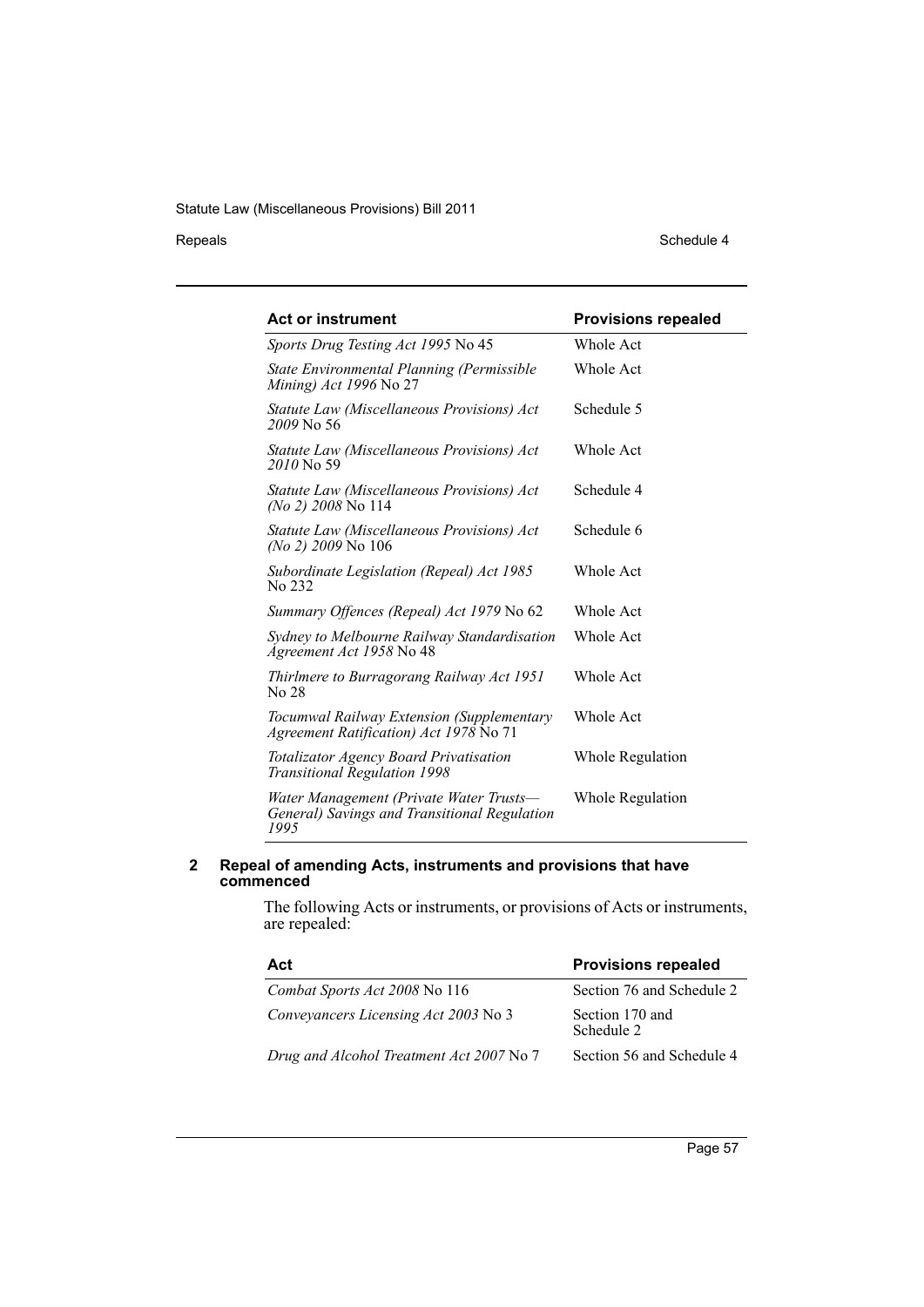| Act or instrument | Provisions repealed |
|---|---|
| *Sports Drug Testing Act 1995* No 45 | Whole Act |
| *State Environmental Planning (Permissible Mining) Act 1996* No 27 | Whole Act |
| *Statute Law (Miscellaneous Provisions) Act 2009* No 56 | Schedule 5 |
| *Statute Law (Miscellaneous Provisions) Act 2010* No 59 | Whole Act |
| *Statute Law (Miscellaneous Provisions) Act (No 2) 2008* No 114 | Schedule 4 |
| *Statute Law (Miscellaneous Provisions) Act (No 2) 2009* No 106 | Schedule 6 |
| *Subordinate Legislation (Repeal) Act 1985* No 232 | Whole Act |
| *Summary Offences (Repeal) Act 1979* No 62 | Whole Act |
| *Sydney to Melbourne Railway Standardisation Agreement Act 1958* No 48 | Whole Act |
| *Thirlmere to Burragorang Railway Act 1951* No 28 | Whole Act |
| *Tocumwal Railway Extension (Supplementary Agreement Ratification) Act 1978* No 71 | Whole Act |
| *Totalizator Agency Board Privatisation Transitional Regulation 1998* | Whole Regulation |
| *Water Management (Private Water Trusts—General) Savings and Transitional Regulation 1995* | Whole Regulation |

## 2 Repeal of amending Acts, instruments and provisions that have commenced

The following Acts or instruments, or provisions of Acts or instruments, are repealed:

| Act | Provisions repealed |
|---|---|
| *Combat Sports Act 2008* No 116 | Section 76 and Schedule 2 |
| *Conveyancers Licensing Act 2003* No 3 | Section 170 and Schedule 2 |
| *Drug and Alcohol Treatment Act 2007* No 7 | Section 56 and Schedule 4 |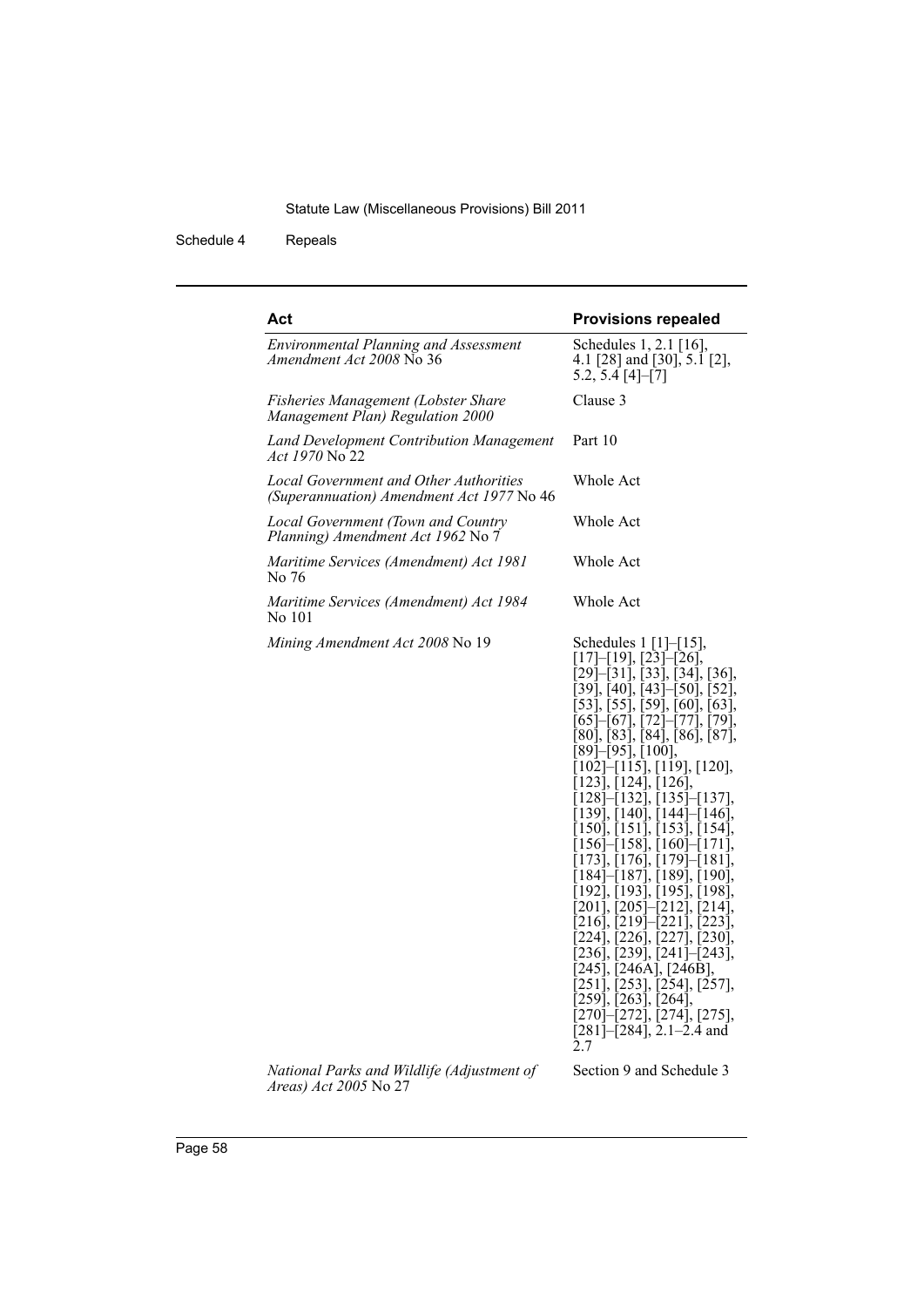| Act | Provisions repealed |
| --- | --- |
| *Environmental Planning and Assessment Amendment Act 2008* No 36 | Schedules 1, 2.1 [16], 4.1 [28] and [30], 5.1 [2], 5.2, 5.4 [4]–[7] |
| *Fisheries Management (Lobster Share Management Plan) Regulation 2000* | Clause 3 |
| *Land Development Contribution Management Act 1970* No 22 | Part 10 |
| *Local Government and Other Authorities (Superannuation) Amendment Act 1977* No 46 | Whole Act |
| *Local Government (Town and Country Planning) Amendment Act 1962* No 7 | Whole Act |
| *Maritime Services (Amendment) Act 1981* No 76 | Whole Act |
| *Maritime Services (Amendment) Act 1984* No 101 | Whole Act |
| *Mining Amendment Act 2008* No 19 | Schedules 1 [1]–[15], [17]–[19], [23]–[26], [29]–[31], [33], [34], [36], [39], [40], [43]–[50], [52], [53], [55], [59], [60], [63], [65]–[67], [72]–[77], [79], [80], [83], [84], [86], [87], [89]–[95], [100], [102]–[115], [119], [120], [123], [124], [126], [128]–[132], [135]–[137], [139], [140], [144]–[146], [150], [151], [153], [154], [156]–[158], [160]–[171], [173], [176], [179]–[181], [184]–[187], [189], [190], [192], [193], [195], [198], [201], [205]–[212], [214], [216], [219]–[221], [223], [224], [226], [227], [230], [236], [239], [241]–[243], [245], [246A], [246B], [251], [253], [254], [257], [259], [263], [264], [270]–[272], [274], [275], [281]–[284], 2.1–2.4 and 2.7 |
| *National Parks and Wildlife (Adjustment of Areas) Act 2005* No 27 | Section 9 and Schedule 3 |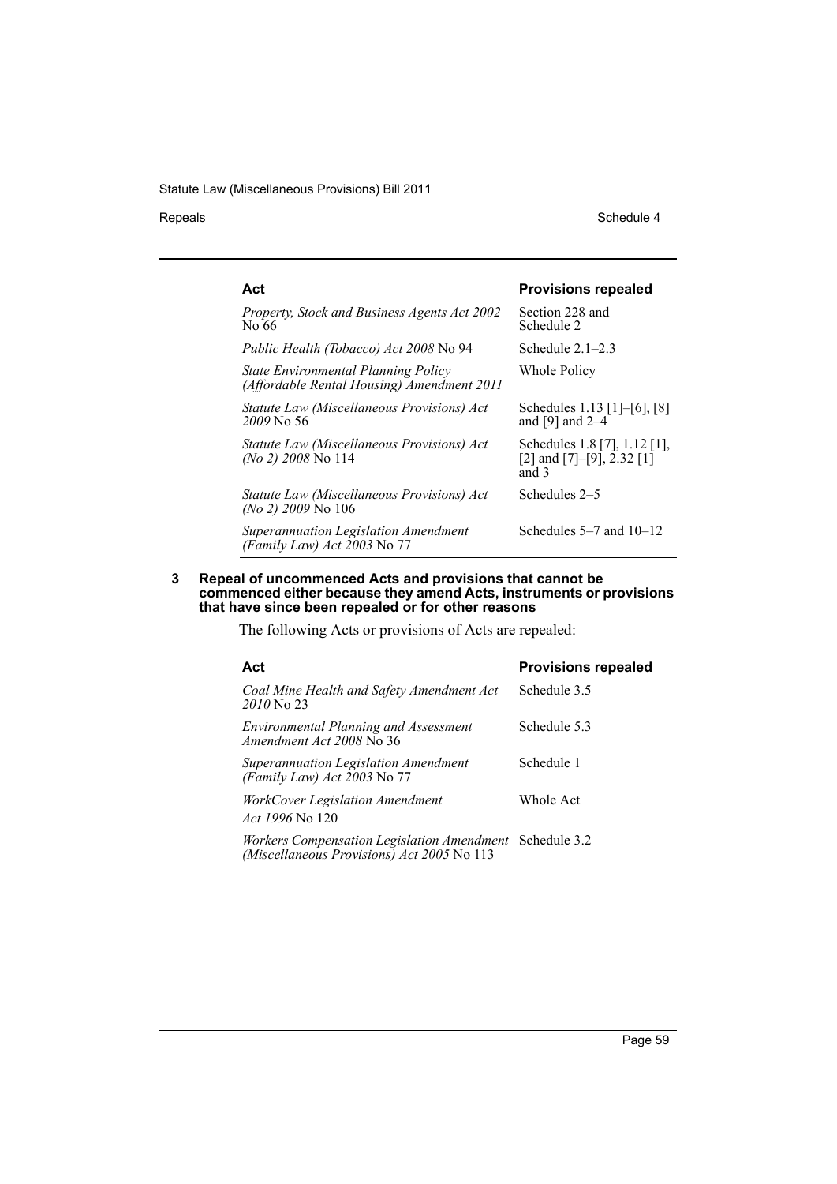| Act | Provisions repealed |
| --- | --- |
| *Property, Stock and Business Agents Act 2002* No 66 | Section 228 and Schedule 2 |
| *Public Health (Tobacco) Act 2008* No 94 | Schedule 2.1–2.3 |
| *State Environmental Planning Policy (Affordable Rental Housing) Amendment 2011* | Whole Policy |
| *Statute Law (Miscellaneous Provisions) Act 2009* No 56 | Schedules 1.13 [1]–[6], [8] and [9] and 2–4 |
| *Statute Law (Miscellaneous Provisions) Act (No 2) 2008* No 114 | Schedules 1.8 [7], 1.12 [1], [2] and [7]–[9], 2.32 [1] and 3 |
| *Statute Law (Miscellaneous Provisions) Act (No 2) 2009* No 106 | Schedules 2–5 |
| *Superannuation Legislation Amendment (Family Law) Act 2003* No 77 | Schedules 5–7 and 10–12 |

### 3 Repeal of uncommenced Acts and provisions that cannot be commenced either because they amend Acts, instruments or provisions that have since been repealed or for other reasons

The following Acts or provisions of Acts are repealed:

| Act | Provisions repealed |
| --- | --- |
| *Coal Mine Health and Safety Amendment Act 2010* No 23 | Schedule 3.5 |
| *Environmental Planning and Assessment Amendment Act 2008* No 36 | Schedule 5.3 |
| *Superannuation Legislation Amendment (Family Law) Act 2003* No 77 | Schedule 1 |
| *WorkCover Legislation Amendment Act 1996* No 120 | Whole Act |
| *Workers Compensation Legislation Amendment (Miscellaneous Provisions) Act 2005* No 113 | Schedule 3.2 |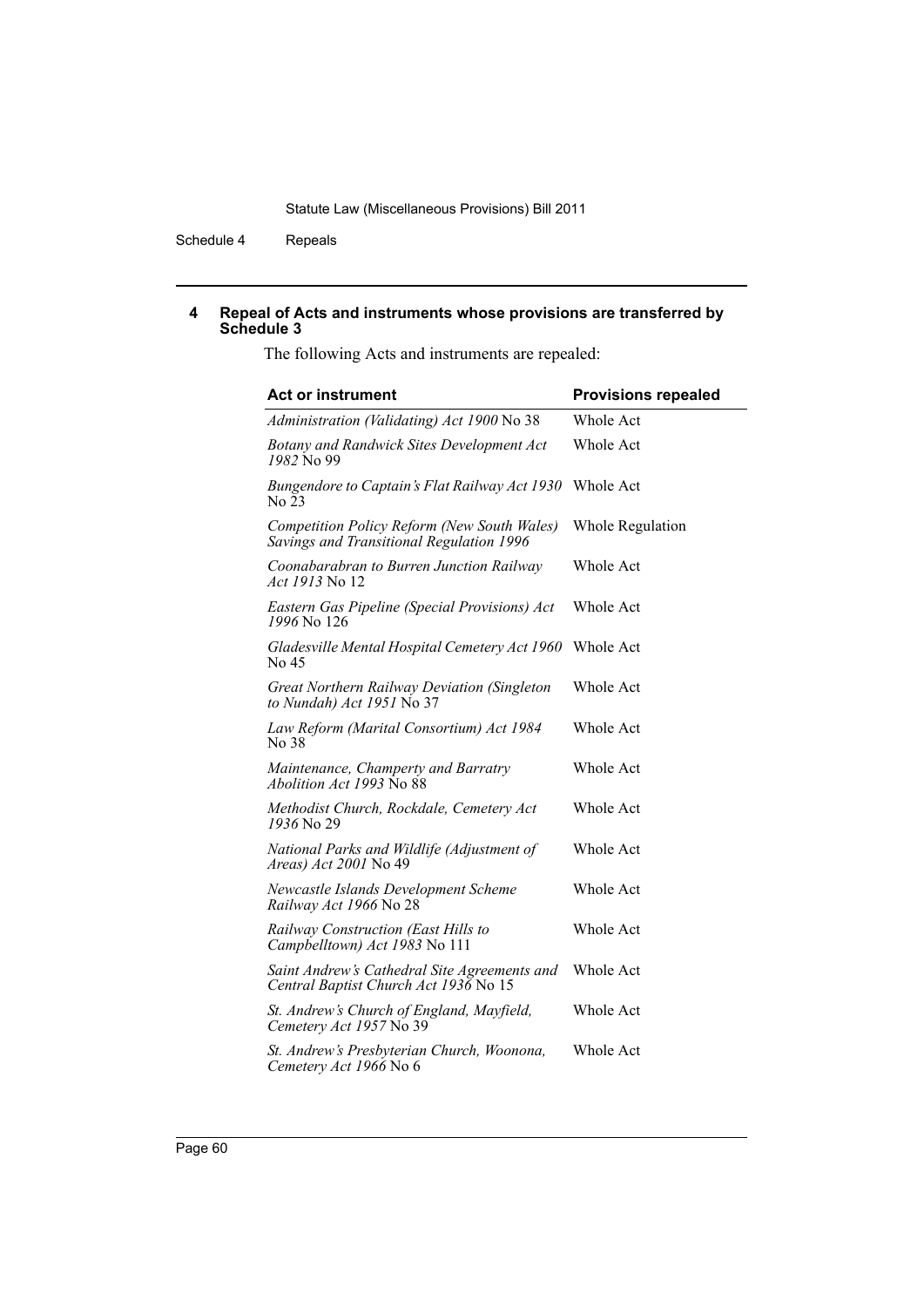## 4 Repeal of Acts and instruments whose provisions are transferred by Schedule 3

The following Acts and instruments are repealed:

| Act or instrument | Provisions repealed |
| --- | --- |
| *Administration (Validating) Act 1900* No 38 | Whole Act |
| *Botany and Randwick Sites Development Act 1982* No 99 | Whole Act |
| *Bungendore to Captain's Flat Railway Act 1930* No 23 | Whole Act |
| *Competition Policy Reform (New South Wales) Savings and Transitional Regulation 1996* | Whole Regulation |
| *Coonabarabran to Burren Junction Railway Act 1913* No 12 | Whole Act |
| *Eastern Gas Pipeline (Special Provisions) Act 1996* No 126 | Whole Act |
| *Gladesville Mental Hospital Cemetery Act 1960* No 45 | Whole Act |
| *Great Northern Railway Deviation (Singleton to Nundah) Act 1951* No 37 | Whole Act |
| *Law Reform (Marital Consortium) Act 1984* No 38 | Whole Act |
| *Maintenance, Champerty and Barratry Abolition Act 1993* No 88 | Whole Act |
| *Methodist Church, Rockdale, Cemetery Act 1936* No 29 | Whole Act |
| *National Parks and Wildlife (Adjustment of Areas) Act 2001* No 49 | Whole Act |
| *Newcastle Islands Development Scheme Railway Act 1966* No 28 | Whole Act |
| *Railway Construction (East Hills to Campbelltown) Act 1983* No 111 | Whole Act |
| *Saint Andrew's Cathedral Site Agreements and Central Baptist Church Act 1936* No 15 | Whole Act |
| *St. Andrew's Church of England, Mayfield, Cemetery Act 1957* No 39 | Whole Act |
| *St. Andrew's Presbyterian Church, Woonona, Cemetery Act 1966* No 6 | Whole Act |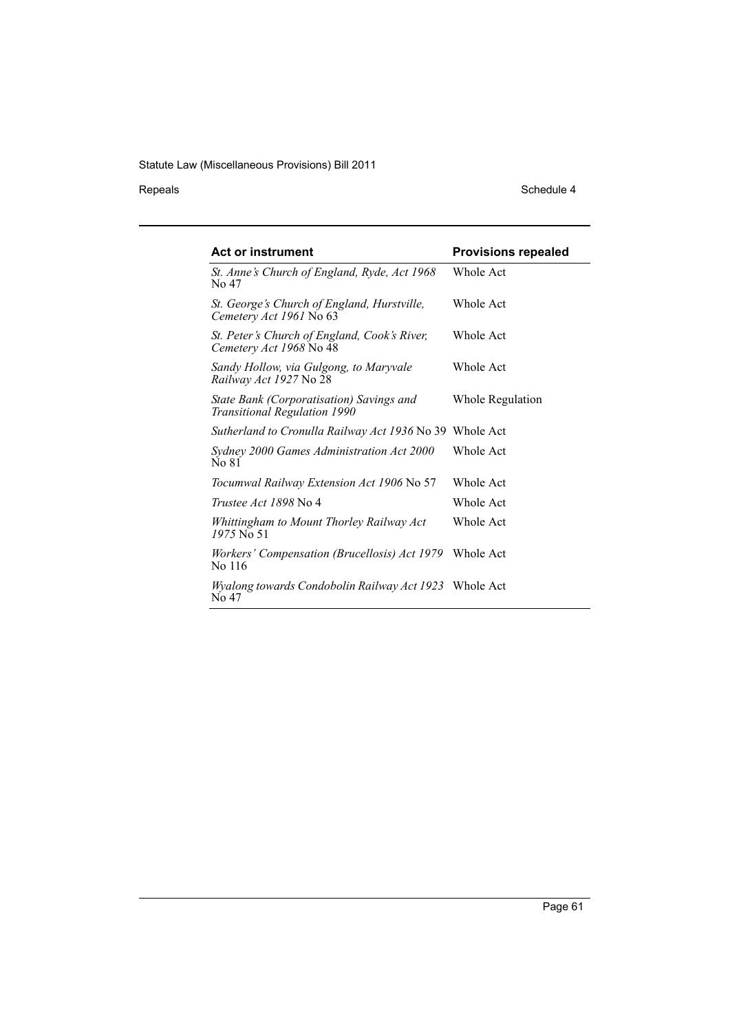| Act or instrument | Provisions repealed |
|---|---|
| *St. Anne's Church of England, Ryde, Act 1968* No 47 | Whole Act |
| *St. George's Church of England, Hurstville, Cemetery Act 1961* No 63 | Whole Act |
| *St. Peter's Church of England, Cook's River, Cemetery Act 1968* No 48 | Whole Act |
| *Sandy Hollow, via Gulgong, to Maryvale Railway Act 1927* No 28 | Whole Act |
| *State Bank (Corporatisation) Savings and Transitional Regulation 1990* | Whole Regulation |
| *Sutherland to Cronulla Railway Act 1936* No 39 | Whole Act |
| *Sydney 2000 Games Administration Act 2000* No 81 | Whole Act |
| *Tocumwal Railway Extension Act 1906* No 57 | Whole Act |
| *Trustee Act 1898* No 4 | Whole Act |
| *Whittingham to Mount Thorley Railway Act 1975* No 51 | Whole Act |
| *Workers' Compensation (Brucellosis) Act 1979* No 116 | Whole Act |
| *Wyalong towards Condobolin Railway Act 1923* No 47 | Whole Act |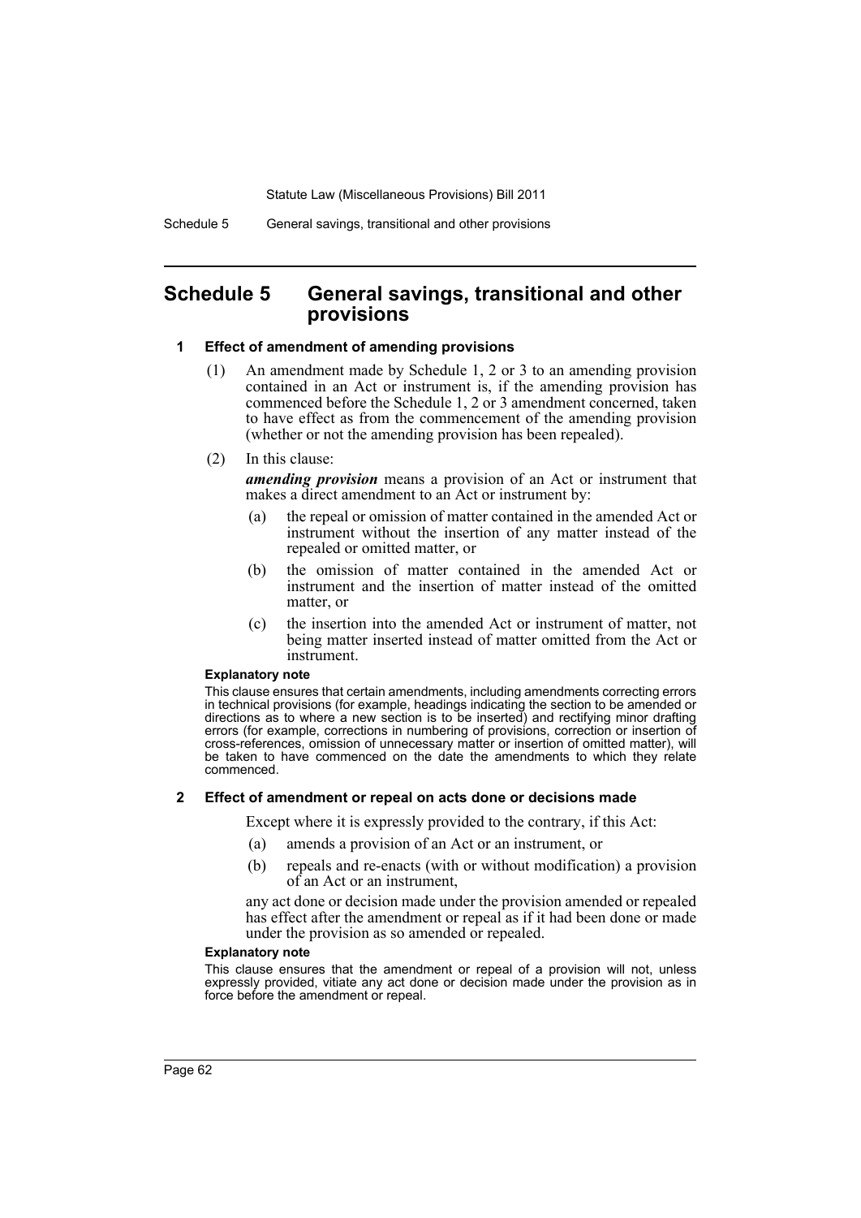# Schedule 5 General savings, transitional and other provisions

### 1 Effect of amendment of amending provisions

(1) An amendment made by Schedule 1, 2 or 3 to an amending provision contained in an Act or instrument is, if the amending provision has commenced before the Schedule 1, 2 or 3 amendment concerned, taken to have effect as from the commencement of the amending provision (whether or not the amending provision has been repealed).

(2) In this clause:

***amending provision*** means a provision of an Act or instrument that makes a direct amendment to an Act or instrument by:

- (a) the repeal or omission of matter contained in the amended Act or instrument without the insertion of any matter instead of the repealed or omitted matter, or
- (b) the omission of matter contained in the amended Act or instrument and the insertion of matter instead of the omitted matter, or
- (c) the insertion into the amended Act or instrument of matter, not being matter inserted instead of matter omitted from the Act or instrument.

**Explanatory note**

This clause ensures that certain amendments, including amendments correcting errors in technical provisions (for example, headings indicating the section to be amended or directions as to where a new section is to be inserted) and rectifying minor drafting errors (for example, corrections in numbering of provisions, correction or insertion of cross-references, omission of unnecessary matter or insertion of omitted matter), will be taken to have commenced on the date the amendments to which they relate commenced.

### 2 Effect of amendment or repeal on acts done or decisions made

Except where it is expressly provided to the contrary, if this Act:

- (a) amends a provision of an Act or an instrument, or
- (b) repeals and re-enacts (with or without modification) a provision of an Act or an instrument,

any act done or decision made under the provision amended or repealed has effect after the amendment or repeal as if it had been done or made under the provision as so amended or repealed.

**Explanatory note**

This clause ensures that the amendment or repeal of a provision will not, unless expressly provided, vitiate any act done or decision made under the provision as in force before the amendment or repeal.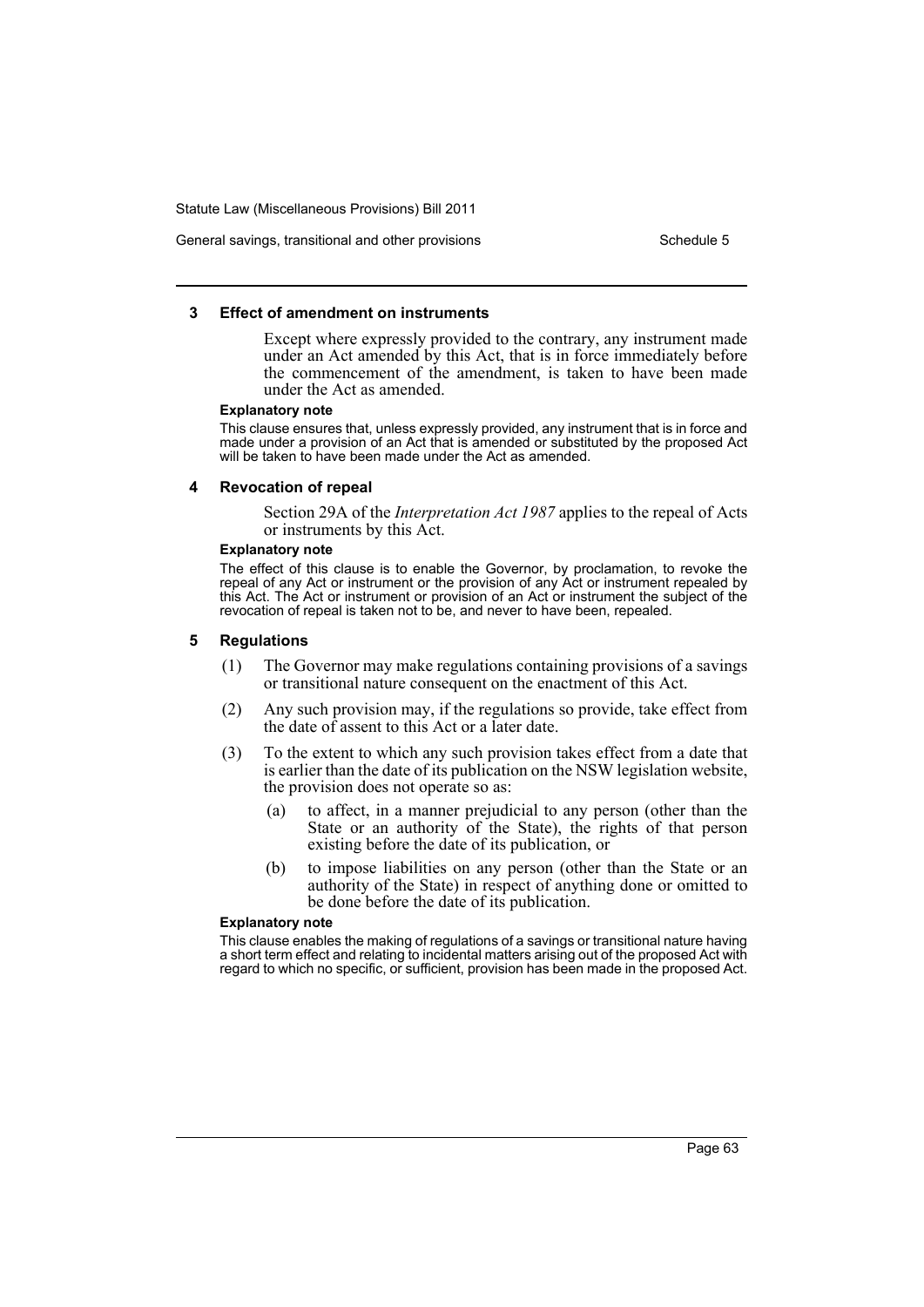## 3 Effect of amendment on instruments

Except where expressly provided to the contrary, any instrument made under an Act amended by this Act, that is in force immediately before the commencement of the amendment, is taken to have been made under the Act as amended.

**Explanatory note**

This clause ensures that, unless expressly provided, any instrument that is in force and made under a provision of an Act that is amended or substituted by the proposed Act will be taken to have been made under the Act as amended.

## 4 Revocation of repeal

Section 29A of the *Interpretation Act 1987* applies to the repeal of Acts or instruments by this Act.

**Explanatory note**

The effect of this clause is to enable the Governor, by proclamation, to revoke the repeal of any Act or instrument or the provision of any Act or instrument repealed by this Act. The Act or instrument or provision of an Act or instrument the subject of the revocation of repeal is taken not to be, and never to have been, repealed.

## 5 Regulations

(1) The Governor may make regulations containing provisions of a savings or transitional nature consequent on the enactment of this Act.

(2) Any such provision may, if the regulations so provide, take effect from the date of assent to this Act or a later date.

(3) To the extent to which any such provision takes effect from a date that is earlier than the date of its publication on the NSW legislation website, the provision does not operate so as:

- (a) to affect, in a manner prejudicial to any person (other than the State or an authority of the State), the rights of that person existing before the date of its publication, or
- (b) to impose liabilities on any person (other than the State or an authority of the State) in respect of anything done or omitted to be done before the date of its publication.

**Explanatory note**

This clause enables the making of regulations of a savings or transitional nature having a short term effect and relating to incidental matters arising out of the proposed Act with regard to which no specific, or sufficient, provision has been made in the proposed Act.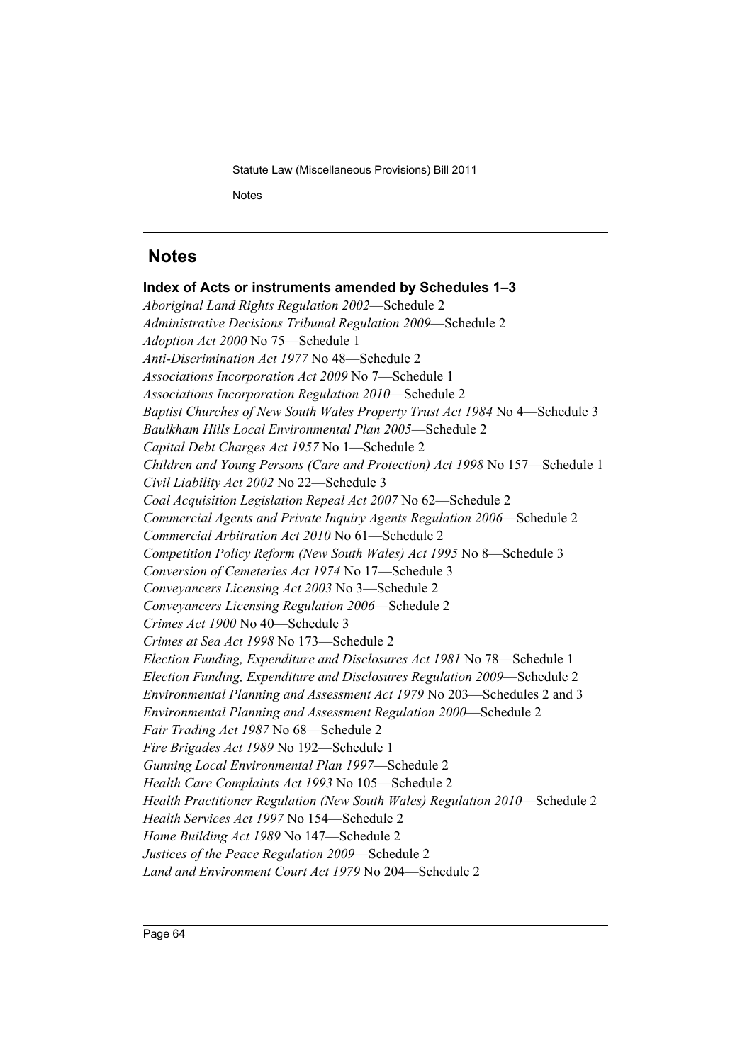## Notes

### Index of Acts or instruments amended by Schedules 1–3

*Aboriginal Land Rights Regulation 2002*—Schedule 2
*Administrative Decisions Tribunal Regulation 2009*—Schedule 2
*Adoption Act 2000* No 75—Schedule 1
*Anti-Discrimination Act 1977* No 48—Schedule 2
*Associations Incorporation Act 2009* No 7—Schedule 1
*Associations Incorporation Regulation 2010*—Schedule 2
*Baptist Churches of New South Wales Property Trust Act 1984* No 4—Schedule 3
*Baulkham Hills Local Environmental Plan 2005*—Schedule 2
*Capital Debt Charges Act 1957* No 1—Schedule 2
*Children and Young Persons (Care and Protection) Act 1998* No 157—Schedule 1
*Civil Liability Act 2002* No 22—Schedule 3
*Coal Acquisition Legislation Repeal Act 2007* No 62—Schedule 2
*Commercial Agents and Private Inquiry Agents Regulation 2006*—Schedule 2
*Commercial Arbitration Act 2010* No 61—Schedule 2
*Competition Policy Reform (New South Wales) Act 1995* No 8—Schedule 3
*Conversion of Cemeteries Act 1974* No 17—Schedule 3
*Conveyancers Licensing Act 2003* No 3—Schedule 2
*Conveyancers Licensing Regulation 2006*—Schedule 2
*Crimes Act 1900* No 40—Schedule 3
*Crimes at Sea Act 1998* No 173—Schedule 2
*Election Funding, Expenditure and Disclosures Act 1981* No 78—Schedule 1
*Election Funding, Expenditure and Disclosures Regulation 2009*—Schedule 2
*Environmental Planning and Assessment Act 1979* No 203—Schedules 2 and 3
*Environmental Planning and Assessment Regulation 2000*—Schedule 2
*Fair Trading Act 1987* No 68—Schedule 2
*Fire Brigades Act 1989* No 192—Schedule 1
*Gunning Local Environmental Plan 1997*—Schedule 2
*Health Care Complaints Act 1993* No 105—Schedule 2
*Health Practitioner Regulation (New South Wales) Regulation 2010*—Schedule 2
*Health Services Act 1997* No 154—Schedule 2
*Home Building Act 1989* No 147—Schedule 2
*Justices of the Peace Regulation 2009*—Schedule 2
*Land and Environment Court Act 1979* No 204—Schedule 2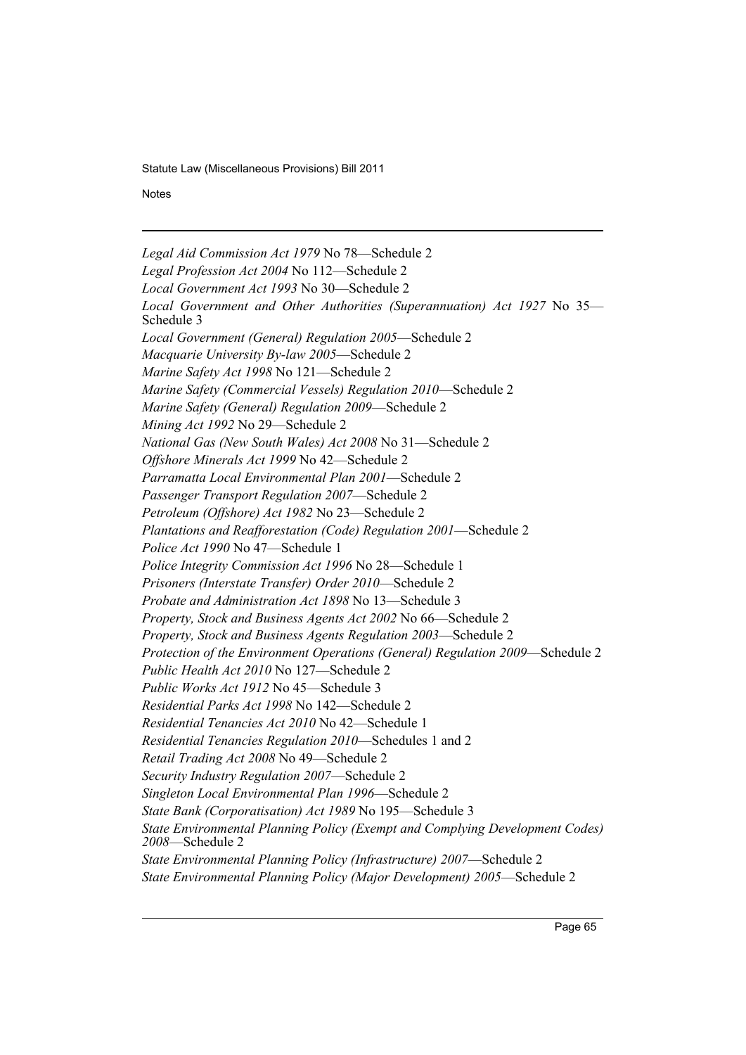*Legal Aid Commission Act 1979* No 78—Schedule 2

*Legal Profession Act 2004* No 112—Schedule 2

*Local Government Act 1993* No 30—Schedule 2

*Local Government and Other Authorities (Superannuation) Act 1927* No 35—Schedule 3

*Local Government (General) Regulation 2005*—Schedule 2

*Macquarie University By-law 2005*—Schedule 2

*Marine Safety Act 1998* No 121—Schedule 2

*Marine Safety (Commercial Vessels) Regulation 2010*—Schedule 2

*Marine Safety (General) Regulation 2009*—Schedule 2

*Mining Act 1992* No 29—Schedule 2

*National Gas (New South Wales) Act 2008* No 31—Schedule 2

*Offshore Minerals Act 1999* No 42—Schedule 2

*Parramatta Local Environmental Plan 2001*—Schedule 2

*Passenger Transport Regulation 2007*—Schedule 2

*Petroleum (Offshore) Act 1982* No 23—Schedule 2

*Plantations and Reafforestation (Code) Regulation 2001*—Schedule 2

*Police Act 1990* No 47—Schedule 1

*Police Integrity Commission Act 1996* No 28—Schedule 1

*Prisoners (Interstate Transfer) Order 2010*—Schedule 2

*Probate and Administration Act 1898* No 13—Schedule 3

*Property, Stock and Business Agents Act 2002* No 66—Schedule 2

*Property, Stock and Business Agents Regulation 2003*—Schedule 2

*Protection of the Environment Operations (General) Regulation 2009*—Schedule 2

*Public Health Act 2010* No 127—Schedule 2

*Public Works Act 1912* No 45—Schedule 3

*Residential Parks Act 1998* No 142—Schedule 2

*Residential Tenancies Act 2010* No 42—Schedule 1

*Residential Tenancies Regulation 2010*—Schedules 1 and 2

*Retail Trading Act 2008* No 49—Schedule 2

*Security Industry Regulation 2007*—Schedule 2

*Singleton Local Environmental Plan 1996*—Schedule 2

*State Bank (Corporatisation) Act 1989* No 195—Schedule 3

*State Environmental Planning Policy (Exempt and Complying Development Codes) 2008*—Schedule 2

*State Environmental Planning Policy (Infrastructure) 2007*—Schedule 2

*State Environmental Planning Policy (Major Development) 2005*—Schedule 2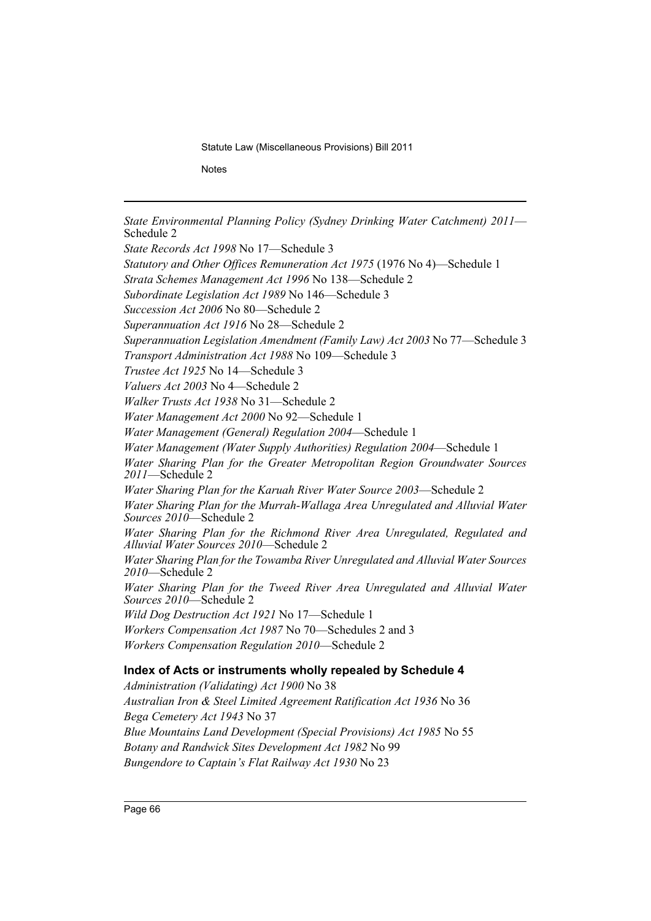*State Environmental Planning Policy (Sydney Drinking Water Catchment) 2011*—Schedule 2

*State Records Act 1998* No 17—Schedule 3

*Statutory and Other Offices Remuneration Act 1975* (1976 No 4)—Schedule 1

*Strata Schemes Management Act 1996* No 138—Schedule 2

*Subordinate Legislation Act 1989* No 146—Schedule 3

*Succession Act 2006* No 80—Schedule 2

*Superannuation Act 1916* No 28—Schedule 2

*Superannuation Legislation Amendment (Family Law) Act 2003* No 77—Schedule 3

*Transport Administration Act 1988* No 109—Schedule 3

*Trustee Act 1925* No 14—Schedule 3

*Valuers Act 2003* No 4—Schedule 2

*Walker Trusts Act 1938* No 31—Schedule 2

*Water Management Act 2000* No 92—Schedule 1

*Water Management (General) Regulation 2004*—Schedule 1

*Water Management (Water Supply Authorities) Regulation 2004*—Schedule 1

*Water Sharing Plan for the Greater Metropolitan Region Groundwater Sources 2011*—Schedule 2

*Water Sharing Plan for the Karuah River Water Source 2003*—Schedule 2

*Water Sharing Plan for the Murrah-Wallaga Area Unregulated and Alluvial Water Sources 2010*—Schedule 2

*Water Sharing Plan for the Richmond River Area Unregulated, Regulated and Alluvial Water Sources 2010*—Schedule 2

*Water Sharing Plan for the Towamba River Unregulated and Alluvial Water Sources 2010*—Schedule 2

*Water Sharing Plan for the Tweed River Area Unregulated and Alluvial Water Sources 2010*—Schedule 2

*Wild Dog Destruction Act 1921* No 17—Schedule 1

*Workers Compensation Act 1987* No 70—Schedules 2 and 3

*Workers Compensation Regulation 2010*—Schedule 2

### Index of Acts or instruments wholly repealed by Schedule 4

*Administration (Validating) Act 1900* No 38

*Australian Iron & Steel Limited Agreement Ratification Act 1936* No 36

*Bega Cemetery Act 1943* No 37

*Blue Mountains Land Development (Special Provisions) Act 1985* No 55

*Botany and Randwick Sites Development Act 1982* No 99

*Bungendore to Captain's Flat Railway Act 1930* No 23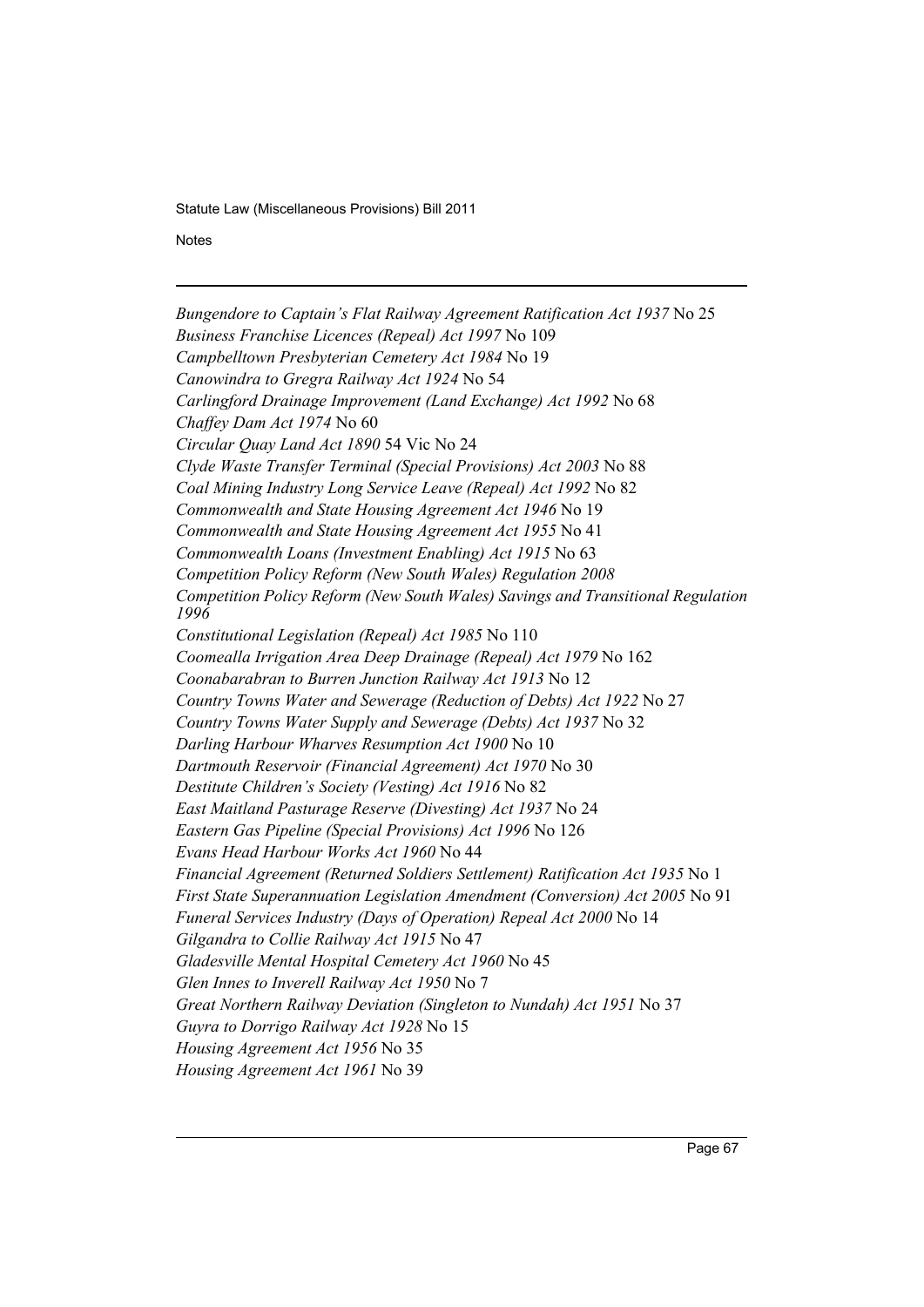*Bungendore to Captain's Flat Railway Agreement Ratification Act 1937* No 25

*Business Franchise Licences (Repeal) Act 1997* No 109

*Campbelltown Presbyterian Cemetery Act 1984* No 19

*Canowindra to Gregra Railway Act 1924* No 54

*Carlingford Drainage Improvement (Land Exchange) Act 1992* No 68

*Chaffey Dam Act 1974* No 60

*Circular Quay Land Act 1890* 54 Vic No 24

*Clyde Waste Transfer Terminal (Special Provisions) Act 2003* No 88

*Coal Mining Industry Long Service Leave (Repeal) Act 1992* No 82

*Commonwealth and State Housing Agreement Act 1946* No 19

*Commonwealth and State Housing Agreement Act 1955* No 41

*Commonwealth Loans (Investment Enabling) Act 1915* No 63

*Competition Policy Reform (New South Wales) Regulation 2008*

*Competition Policy Reform (New South Wales) Savings and Transitional Regulation 1996*

*Constitutional Legislation (Repeal) Act 1985* No 110

*Coomealla Irrigation Area Deep Drainage (Repeal) Act 1979* No 162

*Coonabarabran to Burren Junction Railway Act 1913* No 12

*Country Towns Water and Sewerage (Reduction of Debts) Act 1922* No 27

*Country Towns Water Supply and Sewerage (Debts) Act 1937* No 32

*Darling Harbour Wharves Resumption Act 1900* No 10

*Dartmouth Reservoir (Financial Agreement) Act 1970* No 30

*Destitute Children's Society (Vesting) Act 1916* No 82

*East Maitland Pasturage Reserve (Divesting) Act 1937* No 24

*Eastern Gas Pipeline (Special Provisions) Act 1996* No 126

*Evans Head Harbour Works Act 1960* No 44

*Financial Agreement (Returned Soldiers Settlement) Ratification Act 1935* No 1

*First State Superannuation Legislation Amendment (Conversion) Act 2005* No 91

*Funeral Services Industry (Days of Operation) Repeal Act 2000* No 14

*Gilgandra to Collie Railway Act 1915* No 47

*Gladesville Mental Hospital Cemetery Act 1960* No 45

*Glen Innes to Inverell Railway Act 1950* No 7

*Great Northern Railway Deviation (Singleton to Nundah) Act 1951* No 37

*Guyra to Dorrigo Railway Act 1928* No 15

*Housing Agreement Act 1956* No 35

*Housing Agreement Act 1961* No 39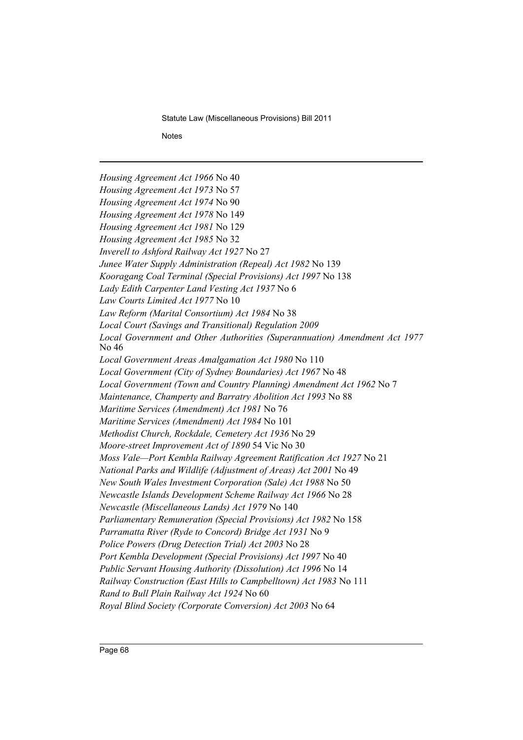*Housing Agreement Act 1966* No 40

*Housing Agreement Act 1973* No 57

*Housing Agreement Act 1974* No 90

*Housing Agreement Act 1978* No 149

*Housing Agreement Act 1981* No 129

*Housing Agreement Act 1985* No 32

*Inverell to Ashford Railway Act 1927* No 27

*Junee Water Supply Administration (Repeal) Act 1982* No 139

*Kooragang Coal Terminal (Special Provisions) Act 1997* No 138

*Lady Edith Carpenter Land Vesting Act 1937* No 6

*Law Courts Limited Act 1977* No 10

*Law Reform (Marital Consortium) Act 1984* No 38

*Local Court (Savings and Transitional) Regulation 2009*

*Local Government and Other Authorities (Superannuation) Amendment Act 1977* No 46

*Local Government Areas Amalgamation Act 1980* No 110

*Local Government (City of Sydney Boundaries) Act 1967* No 48

*Local Government (Town and Country Planning) Amendment Act 1962* No 7

*Maintenance, Champerty and Barratry Abolition Act 1993* No 88

*Maritime Services (Amendment) Act 1981* No 76

*Maritime Services (Amendment) Act 1984* No 101

*Methodist Church, Rockdale, Cemetery Act 1936* No 29

*Moore-street Improvement Act of 1890* 54 Vic No 30

*Moss Vale—Port Kembla Railway Agreement Ratification Act 1927* No 21

*National Parks and Wildlife (Adjustment of Areas) Act 2001* No 49

*New South Wales Investment Corporation (Sale) Act 1988* No 50

*Newcastle Islands Development Scheme Railway Act 1966* No 28

*Newcastle (Miscellaneous Lands) Act 1979* No 140

*Parliamentary Remuneration (Special Provisions) Act 1982* No 158

*Parramatta River (Ryde to Concord) Bridge Act 1931* No 9

*Police Powers (Drug Detection Trial) Act 2003* No 28

*Port Kembla Development (Special Provisions) Act 1997* No 40

*Public Servant Housing Authority (Dissolution) Act 1996* No 14

*Railway Construction (East Hills to Campbelltown) Act 1983* No 111

*Rand to Bull Plain Railway Act 1924* No 60

*Royal Blind Society (Corporate Conversion) Act 2003* No 64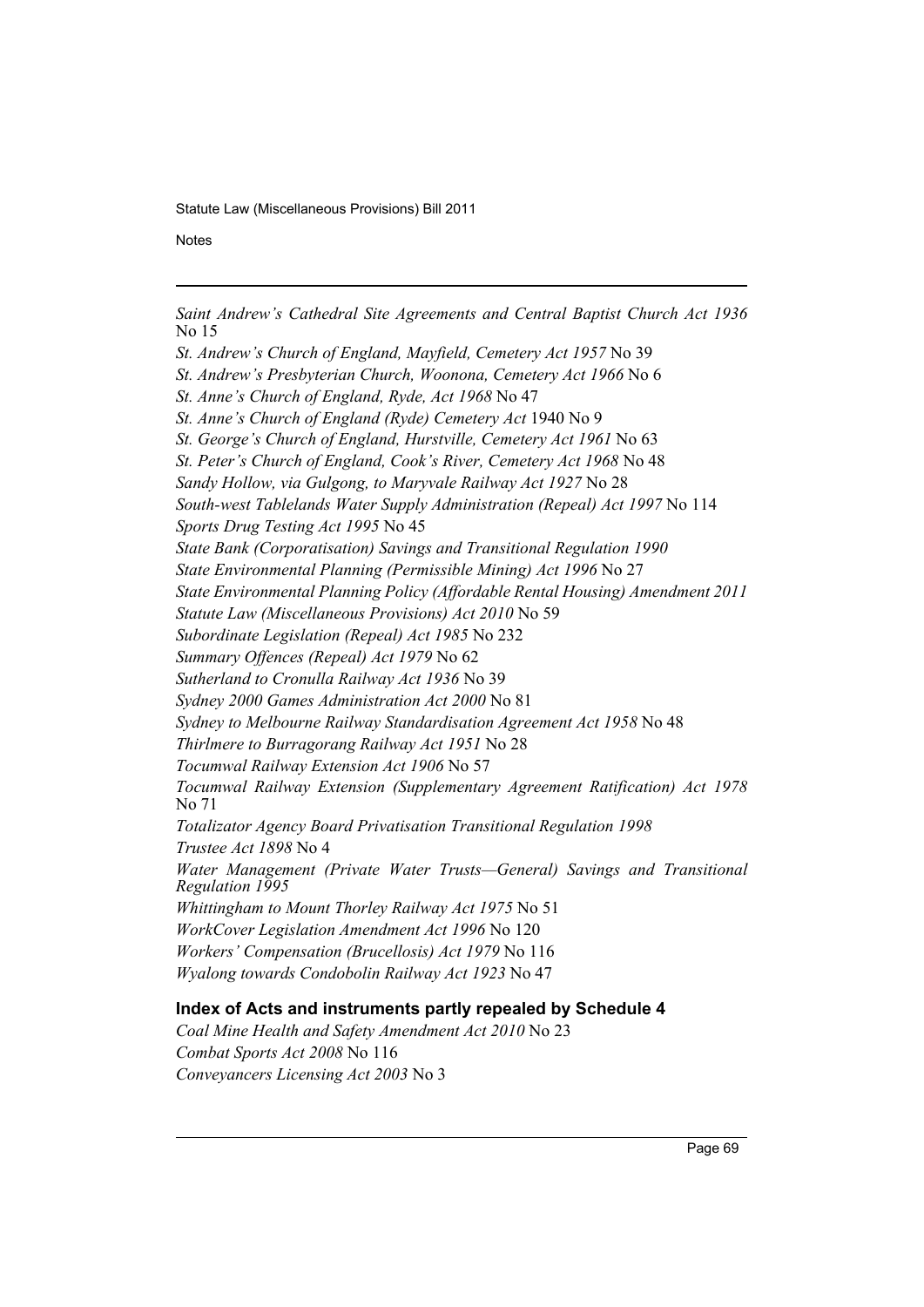*Saint Andrew's Cathedral Site Agreements and Central Baptist Church Act 1936* No 15

*St. Andrew's Church of England, Mayfield, Cemetery Act 1957* No 39

*St. Andrew's Presbyterian Church, Woonona, Cemetery Act 1966* No 6

*St. Anne's Church of England, Ryde, Act 1968* No 47

*St. Anne's Church of England (Ryde) Cemetery Act* 1940 No 9

*St. George's Church of England, Hurstville, Cemetery Act 1961* No 63

*St. Peter's Church of England, Cook's River, Cemetery Act 1968* No 48

*Sandy Hollow, via Gulgong, to Maryvale Railway Act 1927* No 28

*South-west Tablelands Water Supply Administration (Repeal) Act 1997* No 114

*Sports Drug Testing Act 1995* No 45

*State Bank (Corporatisation) Savings and Transitional Regulation 1990*

*State Environmental Planning (Permissible Mining) Act 1996* No 27

*State Environmental Planning Policy (Affordable Rental Housing) Amendment 2011*

*Statute Law (Miscellaneous Provisions) Act 2010* No 59

*Subordinate Legislation (Repeal) Act 1985* No 232

*Summary Offences (Repeal) Act 1979* No 62

*Sutherland to Cronulla Railway Act 1936* No 39

*Sydney 2000 Games Administration Act 2000* No 81

*Sydney to Melbourne Railway Standardisation Agreement Act 1958* No 48

*Thirlmere to Burragorang Railway Act 1951* No 28

*Tocumwal Railway Extension Act 1906* No 57

*Tocumwal Railway Extension (Supplementary Agreement Ratification) Act 1978* No 71

*Totalizator Agency Board Privatisation Transitional Regulation 1998*

*Trustee Act 1898* No 4

*Water Management (Private Water Trusts—General) Savings and Transitional Regulation 1995*

*Whittingham to Mount Thorley Railway Act 1975* No 51

*WorkCover Legislation Amendment Act 1996* No 120

*Workers' Compensation (Brucellosis) Act 1979* No 116

*Wyalong towards Condobolin Railway Act 1923* No 47

### Index of Acts and instruments partly repealed by Schedule 4

*Coal Mine Health and Safety Amendment Act 2010* No 23

*Combat Sports Act 2008* No 116

*Conveyancers Licensing Act 2003* No 3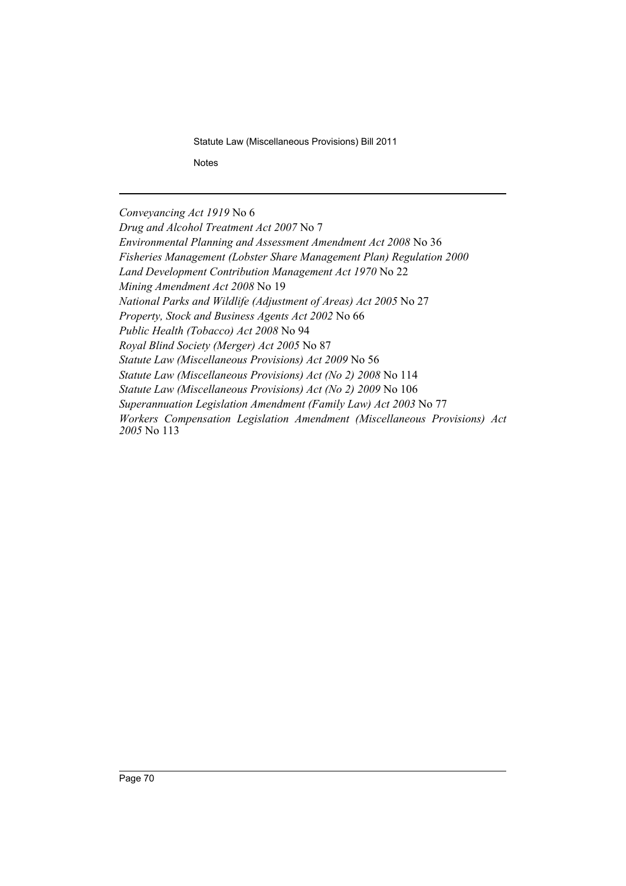*Conveyancing Act 1919* No 6

*Drug and Alcohol Treatment Act 2007* No 7

*Environmental Planning and Assessment Amendment Act 2008* No 36

*Fisheries Management (Lobster Share Management Plan) Regulation 2000*

*Land Development Contribution Management Act 1970* No 22

*Mining Amendment Act 2008* No 19

*National Parks and Wildlife (Adjustment of Areas) Act 2005* No 27

*Property, Stock and Business Agents Act 2002* No 66

*Public Health (Tobacco) Act 2008* No 94

*Royal Blind Society (Merger) Act 2005* No 87

*Statute Law (Miscellaneous Provisions) Act 2009* No 56

*Statute Law (Miscellaneous Provisions) Act (No 2) 2008* No 114

*Statute Law (Miscellaneous Provisions) Act (No 2) 2009* No 106

*Superannuation Legislation Amendment (Family Law) Act 2003* No 77

*Workers Compensation Legislation Amendment (Miscellaneous Provisions) Act 2005* No 113